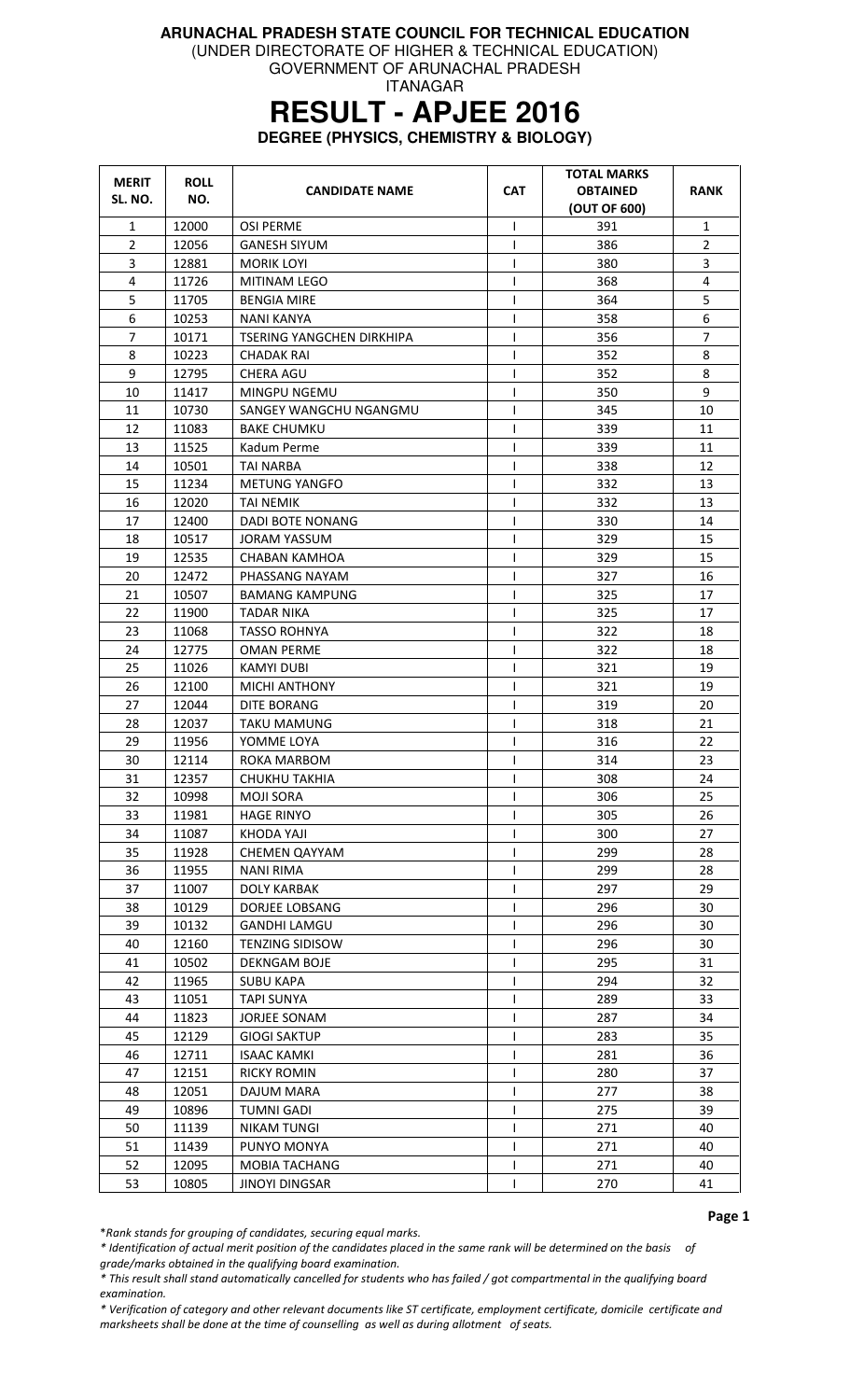**ARUNACHAL PRADESH STATE COUNCIL FOR TECHNICAL EDUCATION**

(UNDER DIRECTORATE OF HIGHER & TECHNICAL EDUCATION)

GOVERNMENT OF ARUNACHAL PRADESH

ITANAGAR

# RESULT - APJEE 2016

## DEGREE (PHYSICS, CHEMISTRY & BIOLOGY)

| MERIT SL. NO. | ROLL NO. | CANDIDATE NAME | CAT | TOTAL MARKS OBTAINED (OUT OF 600) | RANK |
|---|---|---|---|---|---|
| 1 | 12000 | OSI PERME | I | 391 | 1 |
| 2 | 12056 | GANESH SIYUM | I | 386 | 2 |
| 3 | 12881 | MORIK LOYI | I | 380 | 3 |
| 4 | 11726 | MITINAM LEGO | I | 368 | 4 |
| 5 | 11705 | BENGIA MIRE | I | 364 | 5 |
| 6 | 10253 | NANI KANYA | I | 358 | 6 |
| 7 | 10171 | TSERING YANGCHEN DIRKHIPA | I | 356 | 7 |
| 8 | 10223 | CHADAK RAI | I | 352 | 8 |
| 9 | 12795 | CHERA AGU | I | 352 | 8 |
| 10 | 11417 | MINGPU NGEMU | I | 350 | 9 |
| 11 | 10730 | SANGEY WANGCHU NGANGMU | I | 345 | 10 |
| 12 | 11083 | BAKE CHUMKU | I | 339 | 11 |
| 13 | 11525 | Kadum Perme | I | 339 | 11 |
| 14 | 10501 | TAI NARBA | I | 338 | 12 |
| 15 | 11234 | METUNG YANGFO | I | 332 | 13 |
| 16 | 12020 | TAI NEMIK | I | 332 | 13 |
| 17 | 12400 | DADI BOTE NONANG | I | 330 | 14 |
| 18 | 10517 | JORAM YASSUM | I | 329 | 15 |
| 19 | 12535 | CHABAN KAMHOA | I | 329 | 15 |
| 20 | 12472 | PHASSANG NAYAM | I | 327 | 16 |
| 21 | 10507 | BAMANG KAMPUNG | I | 325 | 17 |
| 22 | 11900 | TADAR NIKA | I | 325 | 17 |
| 23 | 11068 | TASSO ROHNYA | I | 322 | 18 |
| 24 | 12775 | OMAN PERME | I | 322 | 18 |
| 25 | 11026 | KAMYI DUBI | I | 321 | 19 |
| 26 | 12100 | MICHI ANTHONY | I | 321 | 19 |
| 27 | 12044 | DITE BORANG | I | 319 | 20 |
| 28 | 12037 | TAKU MAMUNG | I | 318 | 21 |
| 29 | 11956 | YOMME LOYA | I | 316 | 22 |
| 30 | 12114 | ROKA MARBOM | I | 314 | 23 |
| 31 | 12357 | CHUKHU TAKHIA | I | 308 | 24 |
| 32 | 10998 | MOJI SORA | I | 306 | 25 |
| 33 | 11981 | HAGE RINYO | I | 305 | 26 |
| 34 | 11087 | KHODA YAJI | I | 300 | 27 |
| 35 | 11928 | CHEMEN QAYYAM | I | 299 | 28 |
| 36 | 11955 | NANI RIMA | I | 299 | 28 |
| 37 | 11007 | DOLY KARBAK | I | 297 | 29 |
| 38 | 10129 | DORJEE LOBSANG | I | 296 | 30 |
| 39 | 10132 | GANDHI LAMGU | I | 296 | 30 |
| 40 | 12160 | TENZING SIDISOW | I | 296 | 30 |
| 41 | 10502 | DEKNGAM BOJE | I | 295 | 31 |
| 42 | 11965 | SUBU KAPA | I | 294 | 32 |
| 43 | 11051 | TAPI SUNYA | I | 289 | 33 |
| 44 | 11823 | JORJEE SONAM | I | 287 | 34 |
| 45 | 12129 | GIOGI SAKTUP | I | 283 | 35 |
| 46 | 12711 | ISAAC KAMKI | I | 281 | 36 |
| 47 | 12151 | RICKY ROMIN | I | 280 | 37 |
| 48 | 12051 | DAJUM MARA | I | 277 | 38 |
| 49 | 10896 | TUMNI GADI | I | 275 | 39 |
| 50 | 11139 | NIKAM TUNGI | I | 271 | 40 |
| 51 | 11439 | PUNYO MONYA | I | 271 | 40 |
| 52 | 12095 | MOBIA TACHANG | I | 271 | 40 |
| 53 | 10805 | JINOYI DINGSAR | I | 270 | 41 |

*\*Rank stands for grouping of candidates, securing equal marks.*

*\* Identification of actual merit position of the candidates placed in the same rank will be determined on the basis of grade/marks obtained in the qualifying board examination.*

*\* This result shall stand automatically cancelled for students who has failed / got compartmental in the qualifying board examination.*

*\* Verification of category and other relevant documents like ST certificate, employment certificate, domicile certificate and marksheets shall be done at the time of counselling as well as during allotment of seats.*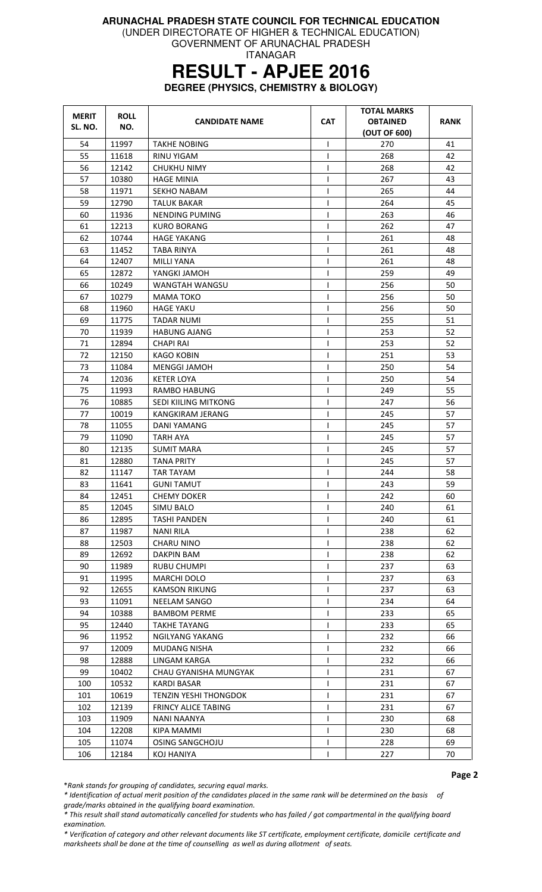**ARUNACHAL PRADESH STATE COUNCIL FOR TECHNICAL EDUCATION**
(UNDER DIRECTORATE OF HIGHER & TECHNICAL EDUCATION)
GOVERNMENT OF ARUNACHAL PRADESH
ITANAGAR

# RESULT - APJEE 2016

**DEGREE (PHYSICS, CHEMISTRY & BIOLOGY)**

| MERIT SL. NO. | ROLL NO. | CANDIDATE NAME | CAT | TOTAL MARKS OBTAINED (OUT OF 600) | RANK |
|---|---|---|---|---|---|
| 54 | 11997 | TAKHE NOBING | I | 270 | 41 |
| 55 | 11618 | RINU YIGAM | I | 268 | 42 |
| 56 | 12142 | CHUKHU NIMY | I | 268 | 42 |
| 57 | 10380 | HAGE MINIA | I | 267 | 43 |
| 58 | 11971 | SEKHO NABAM | I | 265 | 44 |
| 59 | 12790 | TALUK BAKAR | I | 264 | 45 |
| 60 | 11936 | NENDING PUMING | I | 263 | 46 |
| 61 | 12213 | KURO BORANG | I | 262 | 47 |
| 62 | 10744 | HAGE YAKANG | I | 261 | 48 |
| 63 | 11452 | TABA RINYA | I | 261 | 48 |
| 64 | 12407 | MILLI YANA | I | 261 | 48 |
| 65 | 12872 | YANGKI JAMOH | I | 259 | 49 |
| 66 | 10249 | WANGTAH WANGSU | I | 256 | 50 |
| 67 | 10279 | MAMA TOKO | I | 256 | 50 |
| 68 | 11960 | HAGE YAKU | I | 256 | 50 |
| 69 | 11775 | TADAR NUMI | I | 255 | 51 |
| 70 | 11939 | HABUNG AJANG | I | 253 | 52 |
| 71 | 12894 | CHAPI RAI | I | 253 | 52 |
| 72 | 12150 | KAGO KOBIN | I | 251 | 53 |
| 73 | 11084 | MENGGI JAMOH | I | 250 | 54 |
| 74 | 12036 | KETER LOYA | I | 250 | 54 |
| 75 | 11993 | RAMBO HABUNG | I | 249 | 55 |
| 76 | 10885 | SEDI KIILING MITKONG | I | 247 | 56 |
| 77 | 10019 | KANGKIRAM JERANG | I | 245 | 57 |
| 78 | 11055 | DANI YAMANG | I | 245 | 57 |
| 79 | 11090 | TARH AYA | I | 245 | 57 |
| 80 | 12135 | SUMIT MARA | I | 245 | 57 |
| 81 | 12880 | TANA PRITY | I | 245 | 57 |
| 82 | 11147 | TAR TAYAM | I | 244 | 58 |
| 83 | 11641 | GUNI TAMUT | I | 243 | 59 |
| 84 | 12451 | CHEMY DOKER | I | 242 | 60 |
| 85 | 12045 | SIMU BALO | I | 240 | 61 |
| 86 | 12895 | TASHI PANDEN | I | 240 | 61 |
| 87 | 11987 | NANI RILA | I | 238 | 62 |
| 88 | 12503 | CHARU NINO | I | 238 | 62 |
| 89 | 12692 | DAKPIN BAM | I | 238 | 62 |
| 90 | 11989 | RUBU CHUMPI | I | 237 | 63 |
| 91 | 11995 | MARCHI DOLO | I | 237 | 63 |
| 92 | 12655 | KAMSON RIKUNG | I | 237 | 63 |
| 93 | 11091 | NEELAM SANGO | I | 234 | 64 |
| 94 | 10388 | BAMBOM PERME | I | 233 | 65 |
| 95 | 12440 | TAKHE TAYANG | I | 233 | 65 |
| 96 | 11952 | NGILYANG YAKANG | I | 232 | 66 |
| 97 | 12009 | MUDANG NISHA | I | 232 | 66 |
| 98 | 12888 | LINGAM KARGA | I | 232 | 66 |
| 99 | 10402 | CHAU GYANISHA MUNGYAK | I | 231 | 67 |
| 100 | 10532 | KARDI BASAR | I | 231 | 67 |
| 101 | 10619 | TENZIN YESHI THONGDOK | I | 231 | 67 |
| 102 | 12139 | FRINCY ALICE TABING | I | 231 | 67 |
| 103 | 11909 | NANI NAANYA | I | 230 | 68 |
| 104 | 12208 | KIPA MAMMI | I | 230 | 68 |
| 105 | 11074 | OSING SANGCHOJU | I | 228 | 69 |
| 106 | 12184 | KOJ HANIYA | I | 227 | 70 |

*\*Rank stands for grouping of candidates, securing equal marks.*

*\* Identification of actual merit position of the candidates placed in the same rank will be determined on the basis of grade/marks obtained in the qualifying board examination.*

*\* This result shall stand automatically cancelled for students who has failed / got compartmental in the qualifying board examination.*

*\* Verification of category and other relevant documents like ST certificate, employment certificate, domicile certificate and marksheets shall be done at the time of counselling as well as during allotment of seats.*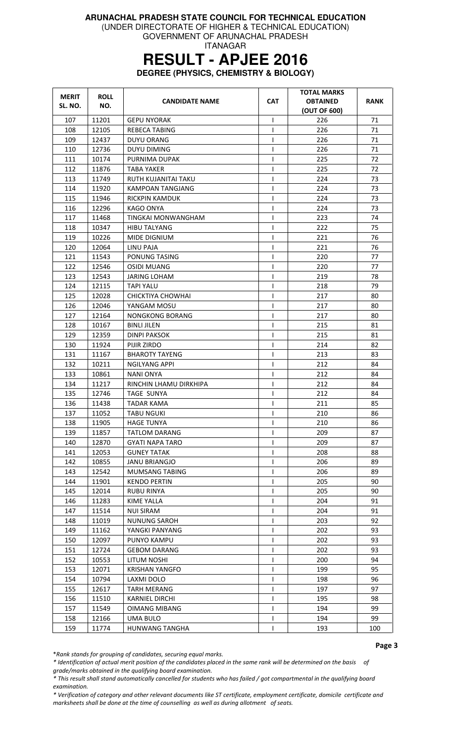**ARUNACHAL PRADESH STATE COUNCIL FOR TECHNICAL EDUCATION**
(UNDER DIRECTORATE OF HIGHER & TECHNICAL EDUCATION)
GOVERNMENT OF ARUNACHAL PRADESH
ITANAGAR

# RESULT - APJEE 2016

**DEGREE (PHYSICS, CHEMISTRY & BIOLOGY)**

| MERIT SL. NO. | ROLL NO. | CANDIDATE NAME | CAT | TOTAL MARKS OBTAINED (OUT OF 600) | RANK |
|---|---|---|---|---|---|
| 107 | 11201 | GEPU NYORAK | I | 226 | 71 |
| 108 | 12105 | REBECA TABING | I | 226 | 71 |
| 109 | 12437 | DUYU ORANG | I | 226 | 71 |
| 110 | 12736 | DUYU DIMING | I | 226 | 71 |
| 111 | 10174 | PURNIMA DUPAK | I | 225 | 72 |
| 112 | 11876 | TABA YAKER | I | 225 | 72 |
| 113 | 11749 | RUTH KUJANITAI TAKU | I | 224 | 73 |
| 114 | 11920 | KAMPOAN TANGJANG | I | 224 | 73 |
| 115 | 11946 | RICKPIN KAMDUK | I | 224 | 73 |
| 116 | 12296 | KAGO ONYA | I | 224 | 73 |
| 117 | 11468 | TINGKAI MONWANGHAM | I | 223 | 74 |
| 118 | 10347 | HIBU TALYANG | I | 222 | 75 |
| 119 | 10226 | MIDE DIGNIUM | I | 221 | 76 |
| 120 | 12064 | LINU PAJA | I | 221 | 76 |
| 121 | 11543 | PONUNG TASING | I | 220 | 77 |
| 122 | 12546 | OSIDI MUANG | I | 220 | 77 |
| 123 | 12543 | JARING LOHAM | I | 219 | 78 |
| 124 | 12115 | TAPI YALU | I | 218 | 79 |
| 125 | 12028 | CHICKTIYA CHOWHAI | I | 217 | 80 |
| 126 | 12046 | YANGAM MOSU | I | 217 | 80 |
| 127 | 12164 | NONGKONG BORANG | I | 217 | 80 |
| 128 | 10167 | BINLI JILEN | I | 215 | 81 |
| 129 | 12359 | DINPI PAKSOK | I | 215 | 81 |
| 130 | 11924 | PIJIR ZIRDO | I | 214 | 82 |
| 131 | 11167 | BHAROTY TAYENG | I | 213 | 83 |
| 132 | 10211 | NGILYANG APPI | I | 212 | 84 |
| 133 | 10861 | NANI ONYA | I | 212 | 84 |
| 134 | 11217 | RINCHIN LHAMU DIRKHIPA | I | 212 | 84 |
| 135 | 12746 | TAGE SUNYA | I | 212 | 84 |
| 136 | 11438 | TADAR KAMA | I | 211 | 85 |
| 137 | 11052 | TABU NGUKI | I | 210 | 86 |
| 138 | 11905 | HAGE TUNYA | I | 210 | 86 |
| 139 | 11857 | TATLOM DARANG | I | 209 | 87 |
| 140 | 12870 | GYATI NAPA TARO | I | 209 | 87 |
| 141 | 12053 | GUNEY TATAK | I | 208 | 88 |
| 142 | 10855 | JANU BRIANGJO | I | 206 | 89 |
| 143 | 12542 | MUMSANG TABING | I | 206 | 89 |
| 144 | 11901 | KENDO PERTIN | I | 205 | 90 |
| 145 | 12014 | RUBU RINYA | I | 205 | 90 |
| 146 | 11283 | KIME YALLA | I | 204 | 91 |
| 147 | 11514 | NUI SIRAM | I | 204 | 91 |
| 148 | 11019 | NUNUNG SAROH | I | 203 | 92 |
| 149 | 11162 | YANGKI PANYANG | I | 202 | 93 |
| 150 | 12097 | PUNYO KAMPU | I | 202 | 93 |
| 151 | 12724 | GEBOM DARANG | I | 202 | 93 |
| 152 | 10553 | LITUM NOSHI | I | 200 | 94 |
| 153 | 12071 | KRISHAN YANGFO | I | 199 | 95 |
| 154 | 10794 | LAXMI DOLO | I | 198 | 96 |
| 155 | 12617 | TARH MERANG | I | 197 | 97 |
| 156 | 11510 | KARNIEL DIRCHI | I | 195 | 98 |
| 157 | 11549 | OIMANG MIBANG | I | 194 | 99 |
| 158 | 12166 | UMA BULO | I | 194 | 99 |
| 159 | 11774 | HUNWANG TANGHA | I | 193 | 100 |

*Rank stands for grouping of candidates, securing equal marks.*

*Identification of actual merit position of the candidates placed in the same rank will be determined on the basis of grade/marks obtained in the qualifying board examination.*

*This result shall stand automatically cancelled for students who has failed / got compartmental in the qualifying board examination.*

*Verification of category and other relevant documents like ST certificate, employment certificate, domicile certificate and marksheets shall be done at the time of counselling as well as during allotment of seats.*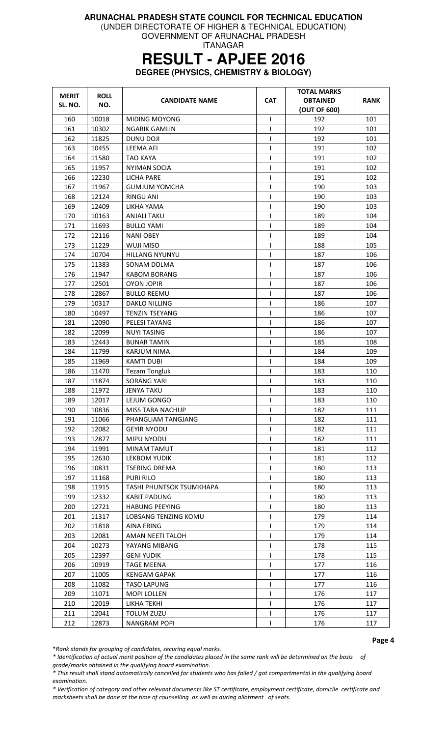**ARUNACHAL PRADESH STATE COUNCIL FOR TECHNICAL EDUCATION**
(UNDER DIRECTORATE OF HIGHER & TECHNICAL EDUCATION)
GOVERNMENT OF ARUNACHAL PRADESH
ITANAGAR

# RESULT - APJEE 2016

**DEGREE (PHYSICS, CHEMISTRY & BIOLOGY)**

| MERIT SL. NO. | ROLL NO. | CANDIDATE NAME | CAT | TOTAL MARKS OBTAINED (OUT OF 600) | RANK |
|---|---|---|---|---|---|
| 160 | 10018 | MIDING MOYONG | I | 192 | 101 |
| 161 | 10302 | NGARIK GAMLIN | I | 192 | 101 |
| 162 | 11825 | DUNU DOJI | I | 192 | 101 |
| 163 | 10455 | LEEMA AFI | I | 191 | 102 |
| 164 | 11580 | TAO KAYA | I | 191 | 102 |
| 165 | 11957 | NYIMAN SOCIA | I | 191 | 102 |
| 166 | 12230 | LICHA PARE | I | 191 | 102 |
| 167 | 11967 | GUMJUM YOMCHA | I | 190 | 103 |
| 168 | 12124 | RINGU ANI | I | 190 | 103 |
| 169 | 12409 | LIKHA YAMA | I | 190 | 103 |
| 170 | 10163 | ANJALI TAKU | I | 189 | 104 |
| 171 | 11693 | BULLO YAMI | I | 189 | 104 |
| 172 | 12116 | NANI OBEY | I | 189 | 104 |
| 173 | 11229 | WUJI MISO | I | 188 | 105 |
| 174 | 10704 | HILLANG NYUNYU | I | 187 | 106 |
| 175 | 11383 | SONAM DOLMA | I | 187 | 106 |
| 176 | 11947 | KABOM BORANG | I | 187 | 106 |
| 177 | 12501 | OYON JOPIR | I | 187 | 106 |
| 178 | 12867 | BULLO REEMU | I | 187 | 106 |
| 179 | 10317 | DAKLO NILLING | I | 186 | 107 |
| 180 | 10497 | TENZIN TSEYANG | I | 186 | 107 |
| 181 | 12090 | PELESI TAYANG | I | 186 | 107 |
| 182 | 12099 | NUYI TASING | I | 186 | 107 |
| 183 | 12443 | BUNAR TAMIN | I | 185 | 108 |
| 184 | 11799 | KARJUM NIMA | I | 184 | 109 |
| 185 | 11969 | KAMTI DUBI | I | 184 | 109 |
| 186 | 11470 | Tezam Tongluk | I | 183 | 110 |
| 187 | 11874 | SORANG YARI | I | 183 | 110 |
| 188 | 11972 | JENYA TAKU | I | 183 | 110 |
| 189 | 12017 | LEJUM GONGO | I | 183 | 110 |
| 190 | 10836 | MISS TARA NACHUP | I | 182 | 111 |
| 191 | 11066 | PHANGLIAM TANGJANG | I | 182 | 111 |
| 192 | 12082 | GEYIR NYODU | I | 182 | 111 |
| 193 | 12877 | MIPU NYODU | I | 182 | 111 |
| 194 | 11991 | MINAM TAMUT | I | 181 | 112 |
| 195 | 12630 | LEKBOM YUDIK | I | 181 | 112 |
| 196 | 10831 | TSERING DREMA | I | 180 | 113 |
| 197 | 11168 | PURI RILO | I | 180 | 113 |
| 198 | 11915 | TASHI PHUNTSOK TSUMKHAPA | I | 180 | 113 |
| 199 | 12332 | KABIT PADUNG | I | 180 | 113 |
| 200 | 12721 | HABUNG PEEYING | I | 180 | 113 |
| 201 | 11317 | LOBSANG TENZING KOMU | I | 179 | 114 |
| 202 | 11818 | AINA ERING | I | 179 | 114 |
| 203 | 12081 | AMAN NEETI TALOH | I | 179 | 114 |
| 204 | 10273 | YAYANG MIBANG | I | 178 | 115 |
| 205 | 12397 | GENI YUDIK | I | 178 | 115 |
| 206 | 10919 | TAGE MEENA | I | 177 | 116 |
| 207 | 11005 | KENGAM GAPAK | I | 177 | 116 |
| 208 | 11082 | TASO LAPUNG | I | 177 | 116 |
| 209 | 11071 | MOPI LOLLEN | I | 176 | 117 |
| 210 | 12019 | LIKHA TEKHI | I | 176 | 117 |
| 211 | 12041 | TOLUM ZUZU | I | 176 | 117 |
| 212 | 12873 | NANGRAM POPI | I | 176 | 117 |

*\*Rank stands for grouping of candidates, securing equal marks.*

*\* Identification of actual merit position of the candidates placed in the same rank will be determined on the basis of grade/marks obtained in the qualifying board examination.*

*\* This result shall stand automatically cancelled for students who has failed / got compartmental in the qualifying board examination.*

*\* Verification of category and other relevant documents like ST certificate, employment certificate, domicile certificate and marksheets shall be done at the time of counselling as well as during allotment of seats.*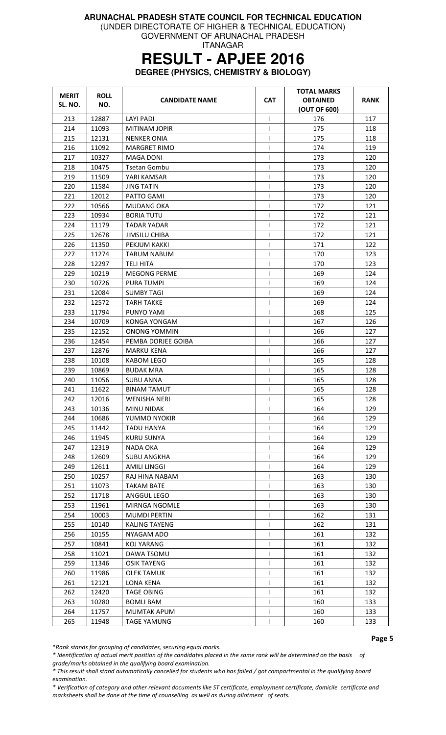**ARUNACHAL PRADESH STATE COUNCIL FOR TECHNICAL EDUCATION**

(UNDER DIRECTORATE OF HIGHER & TECHNICAL EDUCATION)

GOVERNMENT OF ARUNACHAL PRADESH

ITANAGAR

# RESULT - APJEE 2016

**DEGREE (PHYSICS, CHEMISTRY & BIOLOGY)**

| MERIT SL. NO. | ROLL NO. | CANDIDATE NAME | CAT | TOTAL MARKS OBTAINED (OUT OF 600) | RANK |
|---|---|---|---|---|---|
| 213 | 12887 | LAYI PADI | I | 176 | 117 |
| 214 | 11093 | MITINAM JOPIR | I | 175 | 118 |
| 215 | 12131 | NENKER ONIA | I | 175 | 118 |
| 216 | 11092 | MARGRET RIMO | I | 174 | 119 |
| 217 | 10327 | MAGA DONI | I | 173 | 120 |
| 218 | 10475 | Tsetan Gombu | I | 173 | 120 |
| 219 | 11509 | YARI KAMSAR | I | 173 | 120 |
| 220 | 11584 | JING TATIN | I | 173 | 120 |
| 221 | 12012 | PATTO GAMI | I | 173 | 120 |
| 222 | 10566 | MUDANG OKA | I | 172 | 121 |
| 223 | 10934 | BORIA TUTU | I | 172 | 121 |
| 224 | 11179 | TADAR YADAR | I | 172 | 121 |
| 225 | 12678 | JIMSILU CHIBA | I | 172 | 121 |
| 226 | 11350 | PEKJUM KAKKI | I | 171 | 122 |
| 227 | 11274 | TARUM NABUM | I | 170 | 123 |
| 228 | 12297 | TELI HITA | I | 170 | 123 |
| 229 | 10219 | MEGONG PERME | I | 169 | 124 |
| 230 | 10726 | PURA TUMPI | I | 169 | 124 |
| 231 | 12084 | SUMBY TAGI | I | 169 | 124 |
| 232 | 12572 | TARH TAKKE | I | 169 | 124 |
| 233 | 11794 | PUNYO YAMI | I | 168 | 125 |
| 234 | 10709 | KONGA YONGAM | I | 167 | 126 |
| 235 | 12152 | ONONG YOMMIN | I | 166 | 127 |
| 236 | 12454 | PEMBA DORJEE GOIBA | I | 166 | 127 |
| 237 | 12876 | MARKU KENA | I | 166 | 127 |
| 238 | 10108 | KABOM LEGO | I | 165 | 128 |
| 239 | 10869 | BUDAK MRA | I | 165 | 128 |
| 240 | 11056 | SUBU ANNA | I | 165 | 128 |
| 241 | 11622 | BINAM TAMUT | I | 165 | 128 |
| 242 | 12016 | WENISHA NERI | I | 165 | 128 |
| 243 | 10136 | MINU NIDAK | I | 164 | 129 |
| 244 | 10686 | YUMMO NYOKIR | I | 164 | 129 |
| 245 | 11442 | TADU HANYA | I | 164 | 129 |
| 246 | 11945 | KURU SUNYA | I | 164 | 129 |
| 247 | 12319 | NADA OKA | I | 164 | 129 |
| 248 | 12609 | SUBU ANGKHA | I | 164 | 129 |
| 249 | 12611 | AMILI LINGGI | I | 164 | 129 |
| 250 | 10257 | RAJ HINA NABAM | I | 163 | 130 |
| 251 | 11073 | TAKAM BATE | I | 163 | 130 |
| 252 | 11718 | ANGGUL LEGO | I | 163 | 130 |
| 253 | 11961 | MIRNGA NGOMLE | I | 163 | 130 |
| 254 | 10003 | MUMDI PERTIN | I | 162 | 131 |
| 255 | 10140 | KALING TAYENG | I | 162 | 131 |
| 256 | 10155 | NYAGAM ADO | I | 161 | 132 |
| 257 | 10841 | KOJ YARANG | I | 161 | 132 |
| 258 | 11021 | DAWA TSOMU | I | 161 | 132 |
| 259 | 11346 | OSIK TAYENG | I | 161 | 132 |
| 260 | 11986 | OLEK TAMUK | I | 161 | 132 |
| 261 | 12121 | LONA KENA | I | 161 | 132 |
| 262 | 12420 | TAGE OBING | I | 161 | 132 |
| 263 | 10280 | BOMLI BAM | I | 160 | 133 |
| 264 | 11757 | MUMTAK APUM | I | 160 | 133 |
| 265 | 11948 | TAGE YAMUNG | I | 160 | 133 |

*\*Rank stands for grouping of candidates, securing equal marks.*

*\* Identification of actual merit position of the candidates placed in the same rank will be determined on the basis of grade/marks obtained in the qualifying board examination.*

*\* This result shall stand automatically cancelled for students who has failed / got compartmental in the qualifying board examination.*

*\* Verification of category and other relevant documents like ST certificate, employment certificate, domicile certificate and marksheets shall be done at the time of counselling as well as during allotment of seats.*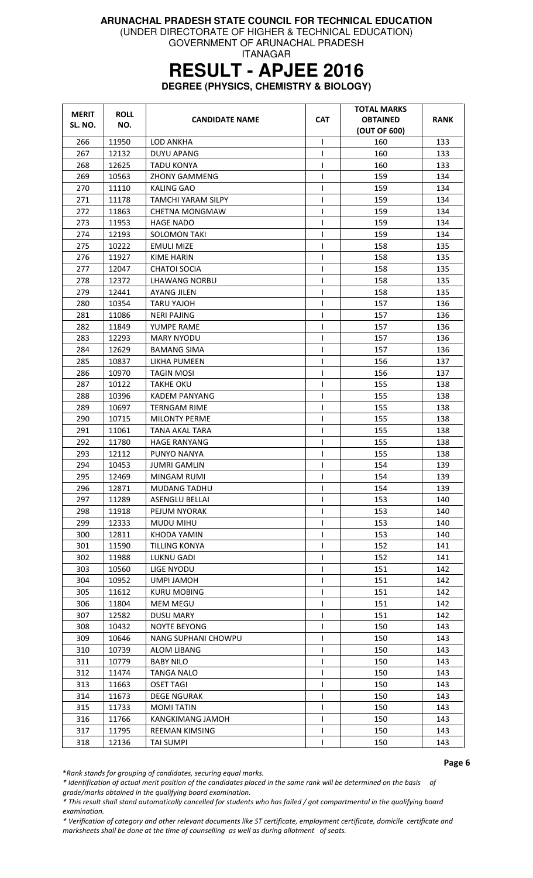**ARUNACHAL PRADESH STATE COUNCIL FOR TECHNICAL EDUCATION**
(UNDER DIRECTORATE OF HIGHER & TECHNICAL EDUCATION)
GOVERNMENT OF ARUNACHAL PRADESH
ITANAGAR

# RESULT - APJEE 2016

**DEGREE (PHYSICS, CHEMISTRY & BIOLOGY)**

| MERIT SL. NO. | ROLL NO. | CANDIDATE NAME | CAT | TOTAL MARKS OBTAINED (OUT OF 600) | RANK |
|---|---|---|---|---|---|
| 266 | 11950 | LOD ANKHA | I | 160 | 133 |
| 267 | 12132 | DUYU APANG | I | 160 | 133 |
| 268 | 12625 | TADU KONYA | I | 160 | 133 |
| 269 | 10563 | ZHONY GAMMENG | I | 159 | 134 |
| 270 | 11110 | KALING GAO | I | 159 | 134 |
| 271 | 11178 | TAMCHI YARAM SILPY | I | 159 | 134 |
| 272 | 11863 | CHETNA MONGMAW | I | 159 | 134 |
| 273 | 11953 | HAGE NADO | I | 159 | 134 |
| 274 | 12193 | SOLOMON TAKI | I | 159 | 134 |
| 275 | 10222 | EMULI MIZE | I | 158 | 135 |
| 276 | 11927 | KIME HARIN | I | 158 | 135 |
| 277 | 12047 | CHATOI SOCIA | I | 158 | 135 |
| 278 | 12372 | LHAWANG NORBU | I | 158 | 135 |
| 279 | 12441 | AYANG JILEN | I | 158 | 135 |
| 280 | 10354 | TARU YAJOH | I | 157 | 136 |
| 281 | 11086 | NERI PAJING | I | 157 | 136 |
| 282 | 11849 | YUMPE RAME | I | 157 | 136 |
| 283 | 12293 | MARY NYODU | I | 157 | 136 |
| 284 | 12629 | BAMANG SIMA | I | 157 | 136 |
| 285 | 10837 | LIKHA PUMEEN | I | 156 | 137 |
| 286 | 10970 | TAGIN MOSI | I | 156 | 137 |
| 287 | 10122 | TAKHE OKU | I | 155 | 138 |
| 288 | 10396 | KADEM PANYANG | I | 155 | 138 |
| 289 | 10697 | TERNGAM RIME | I | 155 | 138 |
| 290 | 10715 | MILONTY PERME | I | 155 | 138 |
| 291 | 11061 | TANA AKAL TARA | I | 155 | 138 |
| 292 | 11780 | HAGE RANYANG | I | 155 | 138 |
| 293 | 12112 | PUNYO NANYA | I | 155 | 138 |
| 294 | 10453 | JUMRI GAMLIN | I | 154 | 139 |
| 295 | 12469 | MINGAM RUMI | I | 154 | 139 |
| 296 | 12871 | MUDANG TADHU | I | 154 | 139 |
| 297 | 11289 | ASENGLU BELLAI | I | 153 | 140 |
| 298 | 11918 | PEJUM NYORAK | I | 153 | 140 |
| 299 | 12333 | MUDU MIHU | I | 153 | 140 |
| 300 | 12811 | KHODA YAMIN | I | 153 | 140 |
| 301 | 11590 | TILLING KONYA | I | 152 | 141 |
| 302 | 11988 | LUKNU GADI | I | 152 | 141 |
| 303 | 10560 | LIGE NYODU | I | 151 | 142 |
| 304 | 10952 | UMPI JAMOH | I | 151 | 142 |
| 305 | 11612 | KURU MOBING | I | 151 | 142 |
| 306 | 11804 | MEM MEGU | I | 151 | 142 |
| 307 | 12582 | DUSU MARY | I | 151 | 142 |
| 308 | 10432 | NOYTE BEYONG | I | 150 | 143 |
| 309 | 10646 | NANG SUPHANI CHOWPU | I | 150 | 143 |
| 310 | 10739 | ALOM LIBANG | I | 150 | 143 |
| 311 | 10779 | BABY NILO | I | 150 | 143 |
| 312 | 11474 | TANGA NALO | I | 150 | 143 |
| 313 | 11663 | OSET TAGI | I | 150 | 143 |
| 314 | 11673 | DEGE NGURAK | I | 150 | 143 |
| 315 | 11733 | MOMI TATIN | I | 150 | 143 |
| 316 | 11766 | KANGKIMANG JAMOH | I | 150 | 143 |
| 317 | 11795 | REEMAN KIMSING | I | 150 | 143 |
| 318 | 12136 | TAI SUMPI | I | 150 | 143 |

*\*Rank stands for grouping of candidates, securing equal marks.*

*\* Identification of actual merit position of the candidates placed in the same rank will be determined on the basis of grade/marks obtained in the qualifying board examination.*

*\* This result shall stand automatically cancelled for students who has failed / got compartmental in the qualifying board examination.*

*\* Verification of category and other relevant documents like ST certificate, employment certificate, domicile certificate and marksheets shall be done at the time of counselling as well as during allotment of seats.*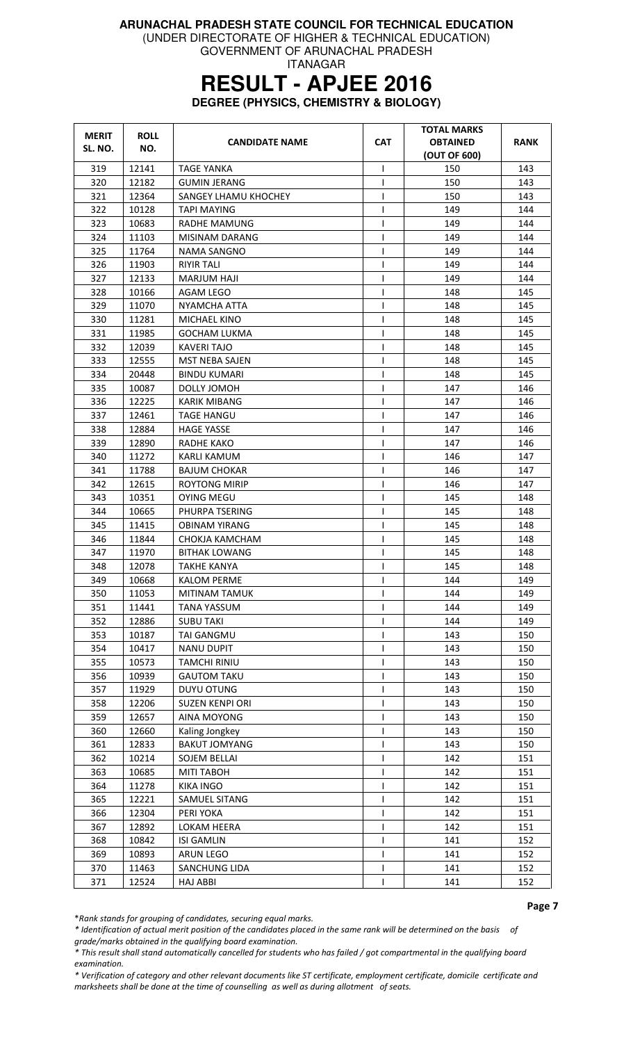**ARUNACHAL PRADESH STATE COUNCIL FOR TECHNICAL EDUCATION**
(UNDER DIRECTORATE OF HIGHER & TECHNICAL EDUCATION)
GOVERNMENT OF ARUNACHAL PRADESH
ITANAGAR

# RESULT - APJEE 2016

## DEGREE (PHYSICS, CHEMISTRY & BIOLOGY)

| MERIT SL. NO. | ROLL NO. | CANDIDATE NAME | CAT | TOTAL MARKS OBTAINED (OUT OF 600) | RANK |
|---|---|---|---|---|---|
| 319 | 12141 | TAGE YANKA | I | 150 | 143 |
| 320 | 12182 | GUMIN JERANG | I | 150 | 143 |
| 321 | 12364 | SANGEY LHAMU KHOCHEY | I | 150 | 143 |
| 322 | 10128 | TAPI MAYING | I | 149 | 144 |
| 323 | 10683 | RADHE MAMUNG | I | 149 | 144 |
| 324 | 11103 | MISINAM DARANG | I | 149 | 144 |
| 325 | 11764 | NAMA SANGNO | I | 149 | 144 |
| 326 | 11903 | RIYIR TALI | I | 149 | 144 |
| 327 | 12133 | MARJUM HAJI | I | 149 | 144 |
| 328 | 10166 | AGAM LEGO | I | 148 | 145 |
| 329 | 11070 | NYAMCHA ATTA | I | 148 | 145 |
| 330 | 11281 | MICHAEL KINO | I | 148 | 145 |
| 331 | 11985 | GOCHAM LUKMA | I | 148 | 145 |
| 332 | 12039 | KAVERI TAJO | I | 148 | 145 |
| 333 | 12555 | MST NEBA SAJEN | I | 148 | 145 |
| 334 | 20448 | BINDU KUMARI | I | 148 | 145 |
| 335 | 10087 | DOLLY JOMOH | I | 147 | 146 |
| 336 | 12225 | KARIK MIBANG | I | 147 | 146 |
| 337 | 12461 | TAGE HANGU | I | 147 | 146 |
| 338 | 12884 | HAGE YASSE | I | 147 | 146 |
| 339 | 12890 | RADHE KAKO | I | 147 | 146 |
| 340 | 11272 | KARLI KAMUM | I | 146 | 147 |
| 341 | 11788 | BAJUM CHOKAR | I | 146 | 147 |
| 342 | 12615 | ROYTONG MIRIP | I | 146 | 147 |
| 343 | 10351 | OYING MEGU | I | 145 | 148 |
| 344 | 10665 | PHURPA TSERING | I | 145 | 148 |
| 345 | 11415 | OBINAM YIRANG | I | 145 | 148 |
| 346 | 11844 | CHOKJA KAMCHAM | I | 145 | 148 |
| 347 | 11970 | BITHAK LOWANG | I | 145 | 148 |
| 348 | 12078 | TAKHE KANYA | I | 145 | 148 |
| 349 | 10668 | KALOM PERME | I | 144 | 149 |
| 350 | 11053 | MITINAM TAMUK | I | 144 | 149 |
| 351 | 11441 | TANA YASSUM | I | 144 | 149 |
| 352 | 12886 | SUBU TAKI | I | 144 | 149 |
| 353 | 10187 | TAI GANGMU | I | 143 | 150 |
| 354 | 10417 | NANU DUPIT | I | 143 | 150 |
| 355 | 10573 | TAMCHI RINIU | I | 143 | 150 |
| 356 | 10939 | GAUTOM TAKU | I | 143 | 150 |
| 357 | 11929 | DUYU OTUNG | I | 143 | 150 |
| 358 | 12206 | SUZEN KENPI ORI | I | 143 | 150 |
| 359 | 12657 | AINA MOYONG | I | 143 | 150 |
| 360 | 12660 | Kaling Jongkey | I | 143 | 150 |
| 361 | 12833 | BAKUT JOMYANG | I | 143 | 150 |
| 362 | 10214 | SOJEM BELLAI | I | 142 | 151 |
| 363 | 10685 | MITI TABOH | I | 142 | 151 |
| 364 | 11278 | KIKA INGO | I | 142 | 151 |
| 365 | 12221 | SAMUEL SITANG | I | 142 | 151 |
| 366 | 12304 | PERI YOKA | I | 142 | 151 |
| 367 | 12892 | LOKAM HEERA | I | 142 | 151 |
| 368 | 10842 | ISI GAMLIN | I | 141 | 152 |
| 369 | 10893 | ARUN LEGO | I | 141 | 152 |
| 370 | 11463 | SANCHUNG LIDA | I | 141 | 152 |
| 371 | 12524 | HAJ ABBI | I | 141 | 152 |

*Rank stands for grouping of candidates, securing equal marks.*

*\* Identification of actual merit position of the candidates placed in the same rank will be determined on the basis of grade/marks obtained in the qualifying board examination.*

*\* This result shall stand automatically cancelled for students who has failed / got compartmental in the qualifying board examination.*

*\* Verification of category and other relevant documents like ST certificate, employment certificate, domicile certificate and marksheets shall be done at the time of counselling as well as during allotment of seats.*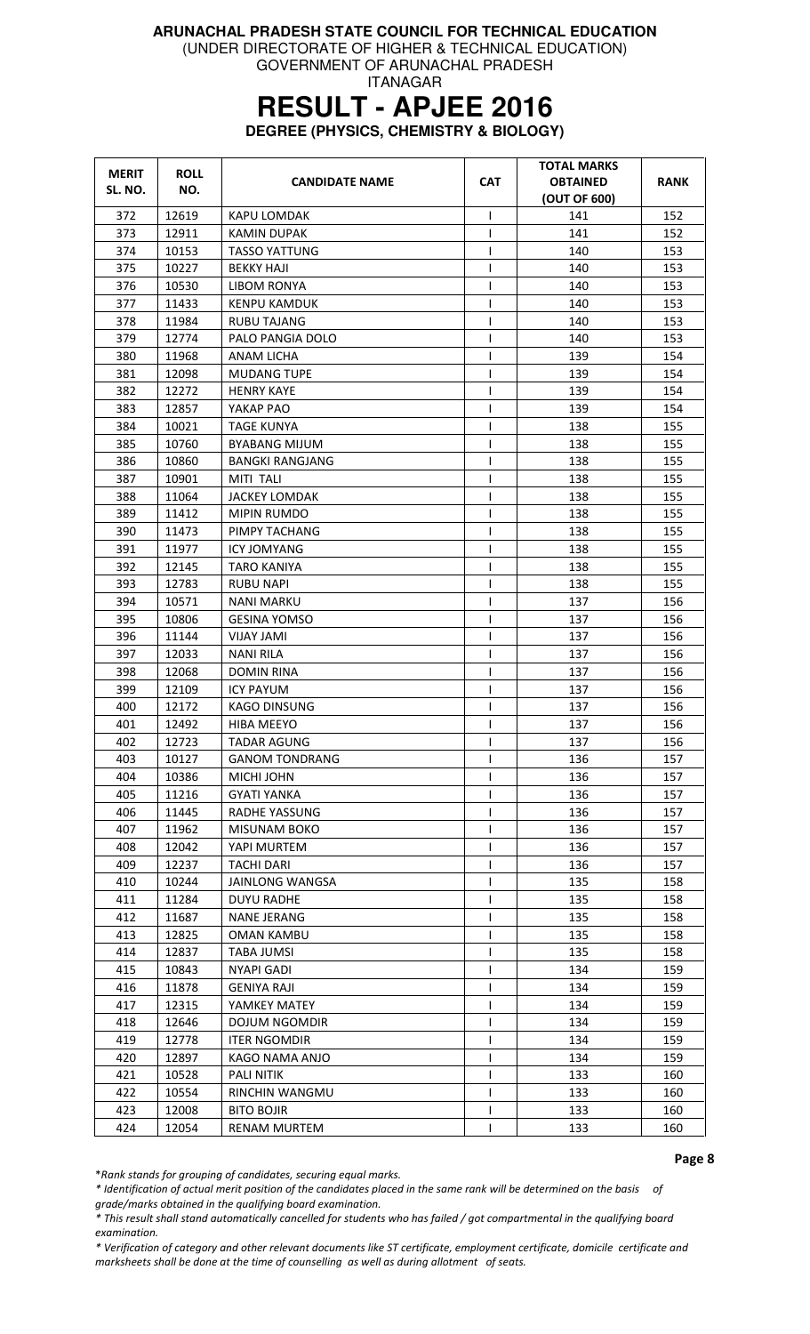**ARUNACHAL PRADESH STATE COUNCIL FOR TECHNICAL EDUCATION**
(UNDER DIRECTORATE OF HIGHER & TECHNICAL EDUCATION)
GOVERNMENT OF ARUNACHAL PRADESH
ITANAGAR

# RESULT - APJEE 2016

## DEGREE (PHYSICS, CHEMISTRY & BIOLOGY)

| MERIT SL. NO. | ROLL NO. | CANDIDATE NAME | CAT | TOTAL MARKS OBTAINED (OUT OF 600) | RANK |
|---|---|---|---|---|---|
| 372 | 12619 | KAPU LOMDAK | I | 141 | 152 |
| 373 | 12911 | KAMIN DUPAK | I | 141 | 152 |
| 374 | 10153 | TASSO YATTUNG | I | 140 | 153 |
| 375 | 10227 | BEKKY HAJI | I | 140 | 153 |
| 376 | 10530 | LIBOM RONYA | I | 140 | 153 |
| 377 | 11433 | KENPU KAMDUK | I | 140 | 153 |
| 378 | 11984 | RUBU TAJANG | I | 140 | 153 |
| 379 | 12774 | PALO PANGIA DOLO | I | 140 | 153 |
| 380 | 11968 | ANAM LICHA | I | 139 | 154 |
| 381 | 12098 | MUDANG TUPE | I | 139 | 154 |
| 382 | 12272 | HENRY KAYE | I | 139 | 154 |
| 383 | 12857 | YAKAP PAO | I | 139 | 154 |
| 384 | 10021 | TAGE KUNYA | I | 138 | 155 |
| 385 | 10760 | BYABANG MIJUM | I | 138 | 155 |
| 386 | 10860 | BANGKI RANGJANG | I | 138 | 155 |
| 387 | 10901 | MITI TALI | I | 138 | 155 |
| 388 | 11064 | JACKEY LOMDAK | I | 138 | 155 |
| 389 | 11412 | MIPIN RUMDO | I | 138 | 155 |
| 390 | 11473 | PIMPY TACHANG | I | 138 | 155 |
| 391 | 11977 | ICY JOMYANG | I | 138 | 155 |
| 392 | 12145 | TARO KANIYA | I | 138 | 155 |
| 393 | 12783 | RUBU NAPI | I | 138 | 155 |
| 394 | 10571 | NANI MARKU | I | 137 | 156 |
| 395 | 10806 | GESINA YOMSO | I | 137 | 156 |
| 396 | 11144 | VIJAY JAMI | I | 137 | 156 |
| 397 | 12033 | NANI RILA | I | 137 | 156 |
| 398 | 12068 | DOMIN RINA | I | 137 | 156 |
| 399 | 12109 | ICY PAYUM | I | 137 | 156 |
| 400 | 12172 | KAGO DINSUNG | I | 137 | 156 |
| 401 | 12492 | HIBA MEEYO | I | 137 | 156 |
| 402 | 12723 | TADAR AGUNG | I | 137 | 156 |
| 403 | 10127 | GANOM TONDRANG | I | 136 | 157 |
| 404 | 10386 | MICHI JOHN | I | 136 | 157 |
| 405 | 11216 | GYATI YANKA | I | 136 | 157 |
| 406 | 11445 | RADHE YASSUNG | I | 136 | 157 |
| 407 | 11962 | MISUNAM BOKO | I | 136 | 157 |
| 408 | 12042 | YAPI MURTEM | I | 136 | 157 |
| 409 | 12237 | TACHI DARI | I | 136 | 157 |
| 410 | 10244 | JAINLONG WANGSA | I | 135 | 158 |
| 411 | 11284 | DUYU RADHE | I | 135 | 158 |
| 412 | 11687 | NANE JERANG | I | 135 | 158 |
| 413 | 12825 | OMAN KAMBU | I | 135 | 158 |
| 414 | 12837 | TABA JUMSI | I | 135 | 158 |
| 415 | 10843 | NYAPI GADI | I | 134 | 159 |
| 416 | 11878 | GENIYA RAJI | I | 134 | 159 |
| 417 | 12315 | YAMKEY MATEY | I | 134 | 159 |
| 418 | 12646 | DOJUM NGOMDIR | I | 134 | 159 |
| 419 | 12778 | ITER NGOMDIR | I | 134 | 159 |
| 420 | 12897 | KAGO NAMA ANJO | I | 134 | 159 |
| 421 | 10528 | PALI NITIK | I | 133 | 160 |
| 422 | 10554 | RINCHIN WANGMU | I | 133 | 160 |
| 423 | 12008 | BITO BOJIR | I | 133 | 160 |
| 424 | 12054 | RENAM MURTEM | I | 133 | 160 |

*Rank stands for grouping of candidates, securing equal marks.*

*\* Identification of actual merit position of the candidates placed in the same rank will be determined on the basis of grade/marks obtained in the qualifying board examination.*

*\* This result shall stand automatically cancelled for students who has failed / got compartmental in the qualifying board examination.*

*\* Verification of category and other relevant documents like ST certificate, employment certificate, domicile certificate and marksheets shall be done at the time of counselling as well as during allotment of seats.*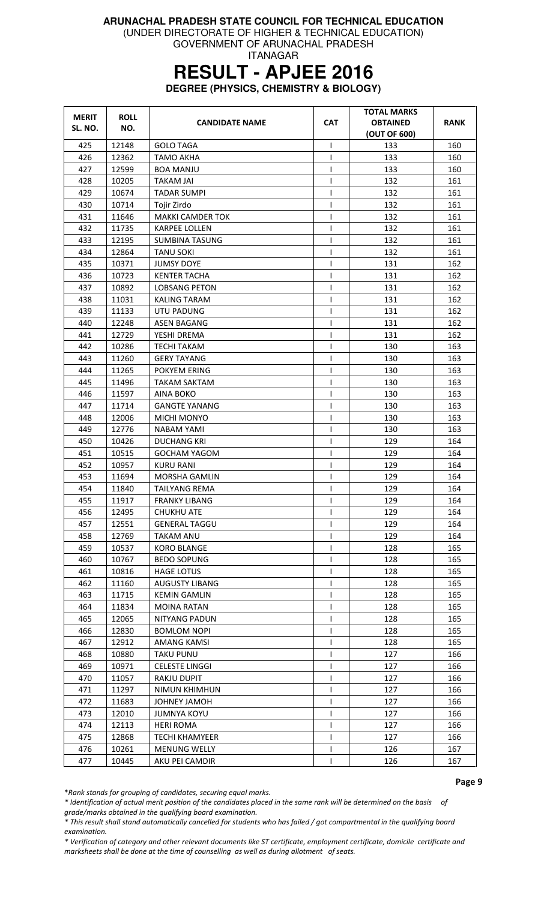**ARUNACHAL PRADESH STATE COUNCIL FOR TECHNICAL EDUCATION**
(UNDER DIRECTORATE OF HIGHER & TECHNICAL EDUCATION)
GOVERNMENT OF ARUNACHAL PRADESH
ITANAGAR

# RESULT - APJEE 2016

**DEGREE (PHYSICS, CHEMISTRY & BIOLOGY)**

| MERIT SL. NO. | ROLL NO. | CANDIDATE NAME | CAT | TOTAL MARKS OBTAINED (OUT OF 600) | RANK |
|---|---|---|---|---|---|
| 425 | 12148 | GOLO TAGA | I | 133 | 160 |
| 426 | 12362 | TAMO AKHA | I | 133 | 160 |
| 427 | 12599 | BOA MANJU | I | 133 | 160 |
| 428 | 10205 | TAKAM JAI | I | 132 | 161 |
| 429 | 10674 | TADAR SUMPI | I | 132 | 161 |
| 430 | 10714 | Tojir Zirdo | I | 132 | 161 |
| 431 | 11646 | MAKKI CAMDER TOK | I | 132 | 161 |
| 432 | 11735 | KARPEE LOLLEN | I | 132 | 161 |
| 433 | 12195 | SUMBINA TASUNG | I | 132 | 161 |
| 434 | 12864 | TANU SOKI | I | 132 | 161 |
| 435 | 10371 | JUMSY DOYE | I | 131 | 162 |
| 436 | 10723 | KENTER TACHA | I | 131 | 162 |
| 437 | 10892 | LOBSANG PETON | I | 131 | 162 |
| 438 | 11031 | KALING TARAM | I | 131 | 162 |
| 439 | 11133 | UTU PADUNG | I | 131 | 162 |
| 440 | 12248 | ASEN BAGANG | I | 131 | 162 |
| 441 | 12729 | YESHI DREMA | I | 131 | 162 |
| 442 | 10286 | TECHI TAKAM | I | 130 | 163 |
| 443 | 11260 | GERY TAYANG | I | 130 | 163 |
| 444 | 11265 | POKYEM ERING | I | 130 | 163 |
| 445 | 11496 | TAKAM SAKTAM | I | 130 | 163 |
| 446 | 11597 | AINA BOKO | I | 130 | 163 |
| 447 | 11714 | GANGTE YANANG | I | 130 | 163 |
| 448 | 12006 | MICHI MONYO | I | 130 | 163 |
| 449 | 12776 | NABAM YAMI | I | 130 | 163 |
| 450 | 10426 | DUCHANG KRI | I | 129 | 164 |
| 451 | 10515 | GOCHAM YAGOM | I | 129 | 164 |
| 452 | 10957 | KURU RANI | I | 129 | 164 |
| 453 | 11694 | MORSHA GAMLIN | I | 129 | 164 |
| 454 | 11840 | TAILYANG REMA | I | 129 | 164 |
| 455 | 11917 | FRANKY LIBANG | I | 129 | 164 |
| 456 | 12495 | CHUKHU ATE | I | 129 | 164 |
| 457 | 12551 | GENERAL TAGGU | I | 129 | 164 |
| 458 | 12769 | TAKAM ANU | I | 129 | 164 |
| 459 | 10537 | KORO BLANGE | I | 128 | 165 |
| 460 | 10767 | BEDO SOPUNG | I | 128 | 165 |
| 461 | 10816 | HAGE LOTUS | I | 128 | 165 |
| 462 | 11160 | AUGUSTY LIBANG | I | 128 | 165 |
| 463 | 11715 | KEMIN GAMLIN | I | 128 | 165 |
| 464 | 11834 | MOINA RATAN | I | 128 | 165 |
| 465 | 12065 | NITYANG PADUN | I | 128 | 165 |
| 466 | 12830 | BOMLOM NOPI | I | 128 | 165 |
| 467 | 12912 | AMANG KAMSI | I | 128 | 165 |
| 468 | 10880 | TAKU PUNU | I | 127 | 166 |
| 469 | 10971 | CELESTE LINGGI | I | 127 | 166 |
| 470 | 11057 | RAKJU DUPIT | I | 127 | 166 |
| 471 | 11297 | NIMUN KHIMHUN | I | 127 | 166 |
| 472 | 11683 | JOHNEY JAMOH | I | 127 | 166 |
| 473 | 12010 | JUMNYA KOYU | I | 127 | 166 |
| 474 | 12113 | HERI ROMA | I | 127 | 166 |
| 475 | 12868 | TECHI KHAMYEER | I | 127 | 166 |
| 476 | 10261 | MENUNG WELLY | I | 126 | 167 |
| 477 | 10445 | AKU PEI CAMDIR | I | 126 | 167 |

*Rank stands for grouping of candidates, securing equal marks.*

*\* Identification of actual merit position of the candidates placed in the same rank will be determined on the basis of grade/marks obtained in the qualifying board examination.*

*\* This result shall stand automatically cancelled for students who has failed / got compartmental in the qualifying board examination.*

*\* Verification of category and other relevant documents like ST certificate, employment certificate, domicile certificate and marksheets shall be done at the time of counselling as well as during allotment of seats.*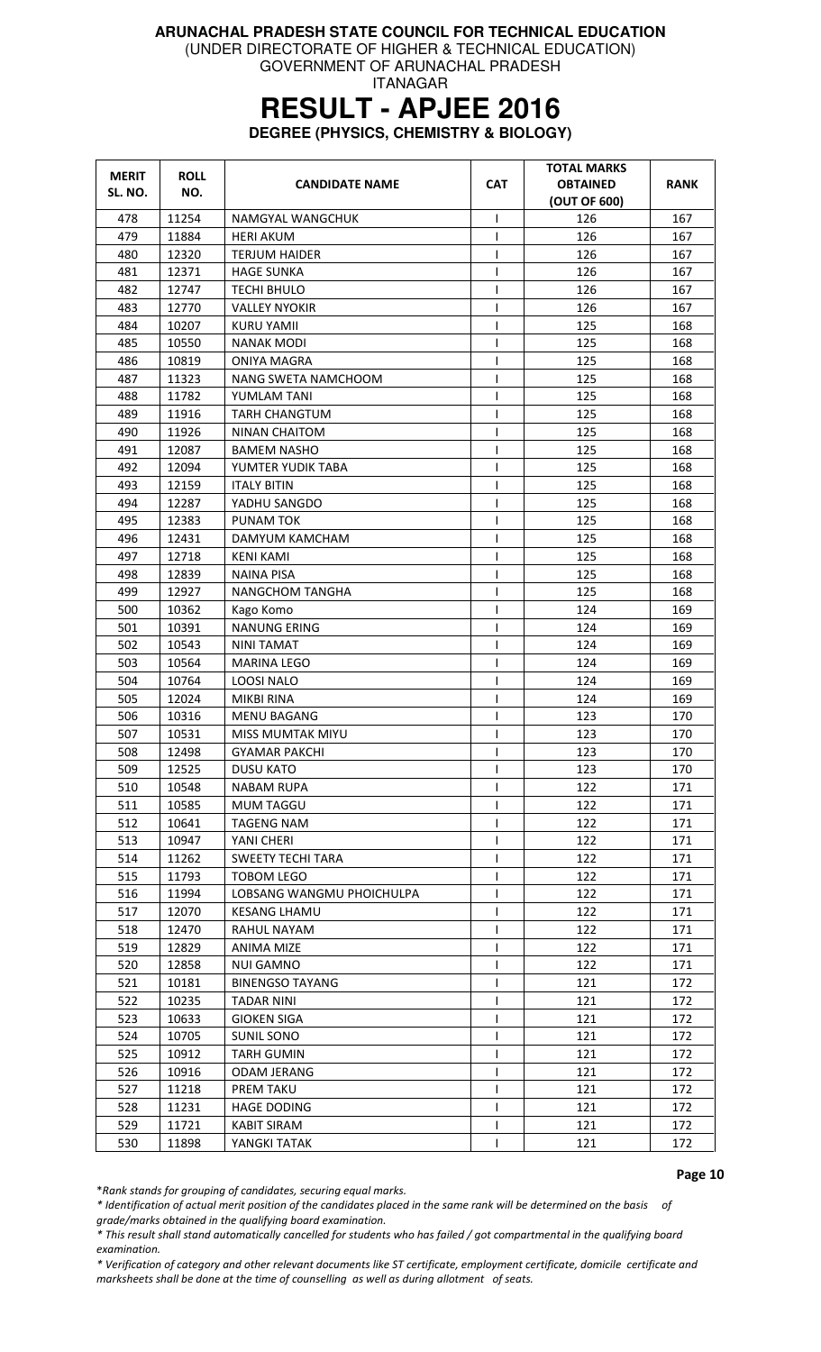**ARUNACHAL PRADESH STATE COUNCIL FOR TECHNICAL EDUCATION**
(UNDER DIRECTORATE OF HIGHER & TECHNICAL EDUCATION)
GOVERNMENT OF ARUNACHAL PRADESH
ITANAGAR

# RESULT - APJEE 2016

**DEGREE (PHYSICS, CHEMISTRY & BIOLOGY)**

| MERIT SL. NO. | ROLL NO. | CANDIDATE NAME | CAT | TOTAL MARKS OBTAINED (OUT OF 600) | RANK |
|---|---|---|---|---|---|
| 478 | 11254 | NAMGYAL WANGCHUK | I | 126 | 167 |
| 479 | 11884 | HERI AKUM | I | 126 | 167 |
| 480 | 12320 | TERJUM HAIDER | I | 126 | 167 |
| 481 | 12371 | HAGE SUNKA | I | 126 | 167 |
| 482 | 12747 | TECHI BHULO | I | 126 | 167 |
| 483 | 12770 | VALLEY NYOKIR | I | 126 | 167 |
| 484 | 10207 | KURU YAMII | I | 125 | 168 |
| 485 | 10550 | NANAK MODI | I | 125 | 168 |
| 486 | 10819 | ONIYA MAGRA | I | 125 | 168 |
| 487 | 11323 | NANG SWETA NAMCHOOM | I | 125 | 168 |
| 488 | 11782 | YUMLAM TANI | I | 125 | 168 |
| 489 | 11916 | TARH CHANGTUM | I | 125 | 168 |
| 490 | 11926 | NINAN CHAITOM | I | 125 | 168 |
| 491 | 12087 | BAMEM NASHO | I | 125 | 168 |
| 492 | 12094 | YUMTER YUDIK TABA | I | 125 | 168 |
| 493 | 12159 | ITALY BITIN | I | 125 | 168 |
| 494 | 12287 | YADHU SANGDO | I | 125 | 168 |
| 495 | 12383 | PUNAM TOK | I | 125 | 168 |
| 496 | 12431 | DAMYUM KAMCHAM | I | 125 | 168 |
| 497 | 12718 | KENI KAMI | I | 125 | 168 |
| 498 | 12839 | NAINA PISA | I | 125 | 168 |
| 499 | 12927 | NANGCHOM TANGHA | I | 125 | 168 |
| 500 | 10362 | Kago Komo | I | 124 | 169 |
| 501 | 10391 | NANUNG ERING | I | 124 | 169 |
| 502 | 10543 | NINI TAMAT | I | 124 | 169 |
| 503 | 10564 | MARINA LEGO | I | 124 | 169 |
| 504 | 10764 | LOOSI NALO | I | 124 | 169 |
| 505 | 12024 | MIKBI RINA | I | 124 | 169 |
| 506 | 10316 | MENU BAGANG | I | 123 | 170 |
| 507 | 10531 | MISS MUMTAK MIYU | I | 123 | 170 |
| 508 | 12498 | GYAMAR PAKCHI | I | 123 | 170 |
| 509 | 12525 | DUSU KATO | I | 123 | 170 |
| 510 | 10548 | NABAM RUPA | I | 122 | 171 |
| 511 | 10585 | MUM TAGGU | I | 122 | 171 |
| 512 | 10641 | TAGENG NAM | I | 122 | 171 |
| 513 | 10947 | YANI CHERI | I | 122 | 171 |
| 514 | 11262 | SWEETY TECHI TARA | I | 122 | 171 |
| 515 | 11793 | TOBOM LEGO | I | 122 | 171 |
| 516 | 11994 | LOBSANG WANGMU PHOICHULPA | I | 122 | 171 |
| 517 | 12070 | KESANG LHAMU | I | 122 | 171 |
| 518 | 12470 | RAHUL NAYAM | I | 122 | 171 |
| 519 | 12829 | ANIMA MIZE | I | 122 | 171 |
| 520 | 12858 | NUI GAMNO | I | 122 | 171 |
| 521 | 10181 | BINENGSO TAYANG | I | 121 | 172 |
| 522 | 10235 | TADAR NINI | I | 121 | 172 |
| 523 | 10633 | GIOKEN SIGA | I | 121 | 172 |
| 524 | 10705 | SUNIL SONO | I | 121 | 172 |
| 525 | 10912 | TARH GUMIN | I | 121 | 172 |
| 526 | 10916 | ODAM JERANG | I | 121 | 172 |
| 527 | 11218 | PREM TAKU | I | 121 | 172 |
| 528 | 11231 | HAGE DODING | I | 121 | 172 |
| 529 | 11721 | KABIT SIRAM | I | 121 | 172 |
| 530 | 11898 | YANGKI TATAK | I | 121 | 172 |

*\*Rank stands for grouping of candidates, securing equal marks.*

*\* Identification of actual merit position of the candidates placed in the same rank will be determined on the basis of grade/marks obtained in the qualifying board examination.*

*\* This result shall stand automatically cancelled for students who has failed / got compartmental in the qualifying board examination.*

*\* Verification of category and other relevant documents like ST certificate, employment certificate, domicile certificate and marksheets shall be done at the time of counselling as well as during allotment of seats.*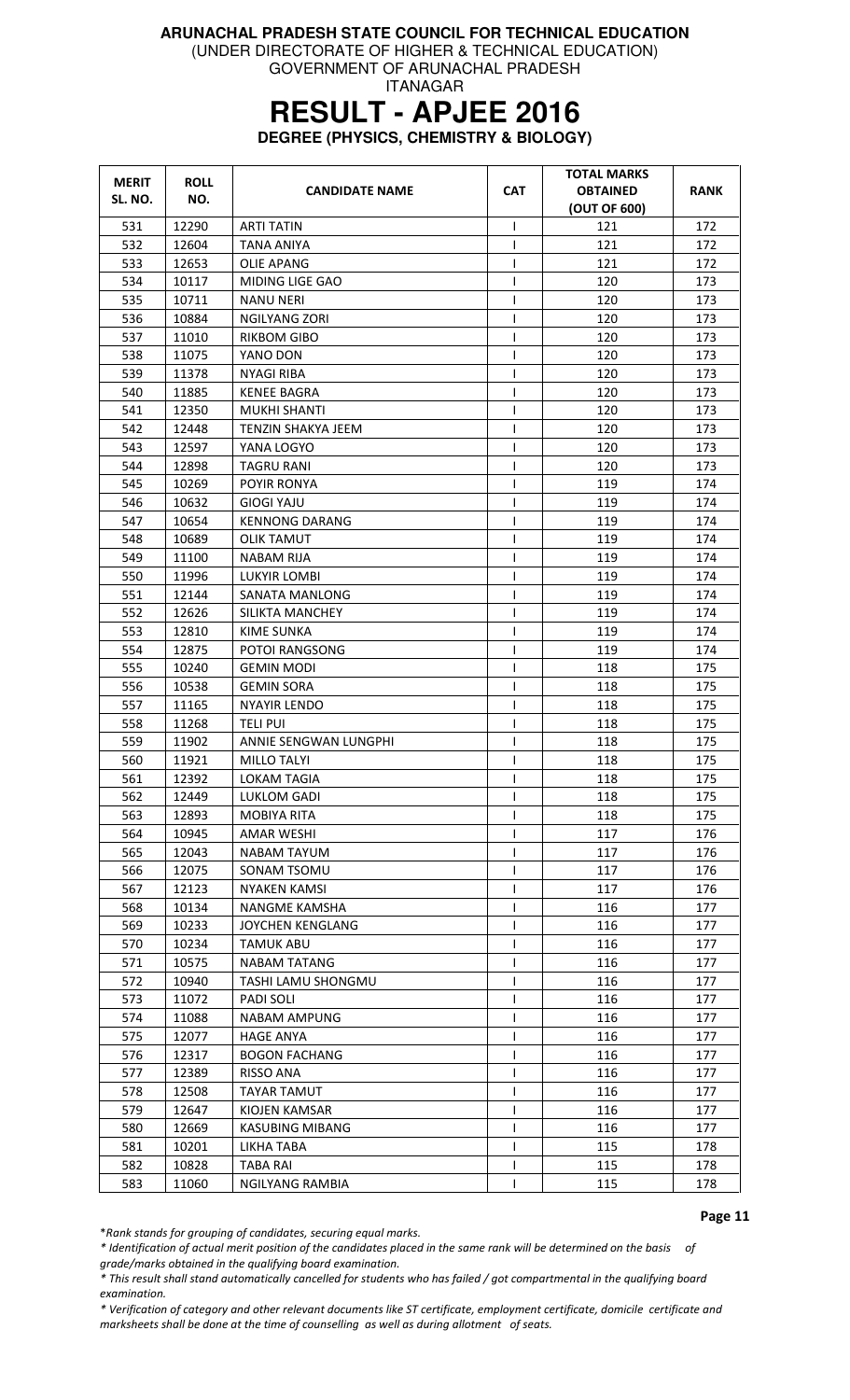**ARUNACHAL PRADESH STATE COUNCIL FOR TECHNICAL EDUCATION**
(UNDER DIRECTORATE OF HIGHER & TECHNICAL EDUCATION)
GOVERNMENT OF ARUNACHAL PRADESH
ITANAGAR

# RESULT - APJEE 2016

**DEGREE (PHYSICS, CHEMISTRY & BIOLOGY)**

| MERIT SL. NO. | ROLL NO. | CANDIDATE NAME | CAT | TOTAL MARKS OBTAINED (OUT OF 600) | RANK |
|---|---|---|---|---|---|
| 531 | 12290 | ARTI TATIN | I | 121 | 172 |
| 532 | 12604 | TANA ANIYA | I | 121 | 172 |
| 533 | 12653 | OLIE APANG | I | 121 | 172 |
| 534 | 10117 | MIDING LIGE GAO | I | 120 | 173 |
| 535 | 10711 | NANU NERI | I | 120 | 173 |
| 536 | 10884 | NGILYANG ZORI | I | 120 | 173 |
| 537 | 11010 | RIKBOM GIBO | I | 120 | 173 |
| 538 | 11075 | YANO DON | I | 120 | 173 |
| 539 | 11378 | NYAGI RIBA | I | 120 | 173 |
| 540 | 11885 | KENEE BAGRA | I | 120 | 173 |
| 541 | 12350 | MUKHI SHANTI | I | 120 | 173 |
| 542 | 12448 | TENZIN SHAKYA JEEM | I | 120 | 173 |
| 543 | 12597 | YANA LOGYO | I | 120 | 173 |
| 544 | 12898 | TAGRU RANI | I | 120 | 173 |
| 545 | 10269 | POYIR RONYA | I | 119 | 174 |
| 546 | 10632 | GIOGI YAJU | I | 119 | 174 |
| 547 | 10654 | KENNONG DARANG | I | 119 | 174 |
| 548 | 10689 | OLIK TAMUT | I | 119 | 174 |
| 549 | 11100 | NABAM RIJA | I | 119 | 174 |
| 550 | 11996 | LUKYIR LOMBI | I | 119 | 174 |
| 551 | 12144 | SANATA MANLONG | I | 119 | 174 |
| 552 | 12626 | SILIKTA MANCHEY | I | 119 | 174 |
| 553 | 12810 | KIME SUNKA | I | 119 | 174 |
| 554 | 12875 | POTOI RANGSONG | I | 119 | 174 |
| 555 | 10240 | GEMIN MODI | I | 118 | 175 |
| 556 | 10538 | GEMIN SORA | I | 118 | 175 |
| 557 | 11165 | NYAYIR LENDO | I | 118 | 175 |
| 558 | 11268 | TELI PUI | I | 118 | 175 |
| 559 | 11902 | ANNIE SENGWAN LUNGPHI | I | 118 | 175 |
| 560 | 11921 | MILLO TALYI | I | 118 | 175 |
| 561 | 12392 | LOKAM TAGIA | I | 118 | 175 |
| 562 | 12449 | LUKLOM GADI | I | 118 | 175 |
| 563 | 12893 | MOBIYA RITA | I | 118 | 175 |
| 564 | 10945 | AMAR WESHI | I | 117 | 176 |
| 565 | 12043 | NABAM TAYUM | I | 117 | 176 |
| 566 | 12075 | SONAM TSOMU | I | 117 | 176 |
| 567 | 12123 | NYAKEN KAMSI | I | 117 | 176 |
| 568 | 10134 | NANGME KAMSHA | I | 116 | 177 |
| 569 | 10233 | JOYCHEN KENGLANG | I | 116 | 177 |
| 570 | 10234 | TAMUK ABU | I | 116 | 177 |
| 571 | 10575 | NABAM TATANG | I | 116 | 177 |
| 572 | 10940 | TASHI LAMU SHONGMU | I | 116 | 177 |
| 573 | 11072 | PADI SOLI | I | 116 | 177 |
| 574 | 11088 | NABAM AMPUNG | I | 116 | 177 |
| 575 | 12077 | HAGE ANYA | I | 116 | 177 |
| 576 | 12317 | BOGON FACHANG | I | 116 | 177 |
| 577 | 12389 | RISSO ANA | I | 116 | 177 |
| 578 | 12508 | TAYAR TAMUT | I | 116 | 177 |
| 579 | 12647 | KIOJEN KAMSAR | I | 116 | 177 |
| 580 | 12669 | KASUBING MIBANG | I | 116 | 177 |
| 581 | 10201 | LIKHA TABA | I | 115 | 178 |
| 582 | 10828 | TABA RAI | I | 115 | 178 |
| 583 | 11060 | NGILYANG RAMBIA | I | 115 | 178 |

*\*Rank stands for grouping of candidates, securing equal marks.*

*\* Identification of actual merit position of the candidates placed in the same rank will be determined on the basis of grade/marks obtained in the qualifying board examination.*

*\* This result shall stand automatically cancelled for students who has failed / got compartmental in the qualifying board examination.*

*\* Verification of category and other relevant documents like ST certificate, employment certificate, domicile certificate and marksheets shall be done at the time of counselling as well as during allotment of seats.*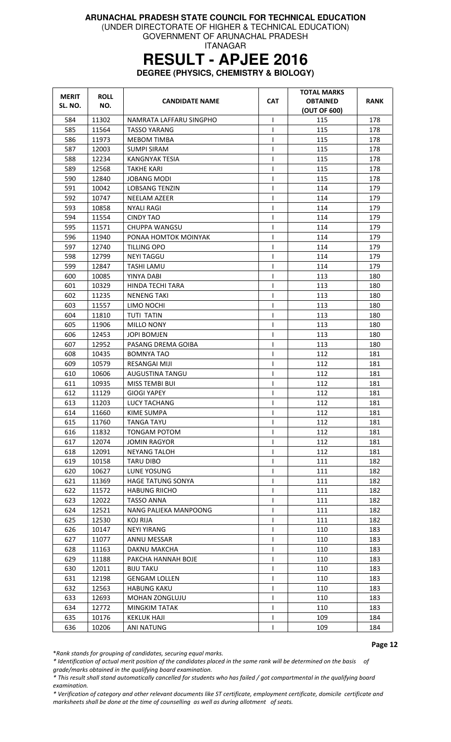**ARUNACHAL PRADESH STATE COUNCIL FOR TECHNICAL EDUCATION**
(UNDER DIRECTORATE OF HIGHER & TECHNICAL EDUCATION)
GOVERNMENT OF ARUNACHAL PRADESH
ITANAGAR

# RESULT - APJEE 2016

**DEGREE (PHYSICS, CHEMISTRY & BIOLOGY)**

| MERIT SL. NO. | ROLL NO. | CANDIDATE NAME | CAT | TOTAL MARKS OBTAINED (OUT OF 600) | RANK |
|---|---|---|---|---|---|
| 584 | 11302 | NAMRATA LAFFARU SINGPHO | I | 115 | 178 |
| 585 | 11564 | TASSO YARANG | I | 115 | 178 |
| 586 | 11973 | MEBOM TIMBA | I | 115 | 178 |
| 587 | 12003 | SUMPI SIRAM | I | 115 | 178 |
| 588 | 12234 | KANGNYAK TESIA | I | 115 | 178 |
| 589 | 12568 | TAKHE KARI | I | 115 | 178 |
| 590 | 12840 | JOBANG MODI | I | 115 | 178 |
| 591 | 10042 | LOBSANG TENZIN | I | 114 | 179 |
| 592 | 10747 | NEELAM AZEER | I | 114 | 179 |
| 593 | 10858 | NYALI RAGI | I | 114 | 179 |
| 594 | 11554 | CINDY TAO | I | 114 | 179 |
| 595 | 11571 | CHUPPA WANGSU | I | 114 | 179 |
| 596 | 11940 | PONAA HOMTOK MOINYAK | I | 114 | 179 |
| 597 | 12740 | TILLING OPO | I | 114 | 179 |
| 598 | 12799 | NEYI TAGGU | I | 114 | 179 |
| 599 | 12847 | TASHI LAMU | I | 114 | 179 |
| 600 | 10085 | YINYA DABI | I | 113 | 180 |
| 601 | 10329 | HINDA TECHI TARA | I | 113 | 180 |
| 602 | 11235 | NENENG TAKI | I | 113 | 180 |
| 603 | 11557 | LIMO NOCHI | I | 113 | 180 |
| 604 | 11810 | TUTI TATIN | I | 113 | 180 |
| 605 | 11906 | MILLO NONY | I | 113 | 180 |
| 606 | 12453 | JOPI BOMJEN | I | 113 | 180 |
| 607 | 12952 | PASANG DREMA GOIBA | I | 113 | 180 |
| 608 | 10435 | BOMNYA TAO | I | 112 | 181 |
| 609 | 10579 | RESANGAI MIJI | I | 112 | 181 |
| 610 | 10606 | AUGUSTINA TANGU | I | 112 | 181 |
| 611 | 10935 | MISS TEMBI BUI | I | 112 | 181 |
| 612 | 11129 | GIOGI YAPEY | I | 112 | 181 |
| 613 | 11203 | LUCY TACHANG | I | 112 | 181 |
| 614 | 11660 | KIME SUMPA | I | 112 | 181 |
| 615 | 11760 | TANGA TAYU | I | 112 | 181 |
| 616 | 11832 | TONGAM POTOM | I | 112 | 181 |
| 617 | 12074 | JOMIN RAGYOR | I | 112 | 181 |
| 618 | 12091 | NEYANG TALOH | I | 112 | 181 |
| 619 | 10158 | TARU DIBO | I | 111 | 182 |
| 620 | 10627 | LUNE YOSUNG | I | 111 | 182 |
| 621 | 11369 | HAGE TATUNG SONYA | I | 111 | 182 |
| 622 | 11572 | HABUNG RIICHO | I | 111 | 182 |
| 623 | 12022 | TASSO ANNA | I | 111 | 182 |
| 624 | 12521 | NANG PALIEKA MANPOONG | I | 111 | 182 |
| 625 | 12530 | KOJ RIJA | I | 111 | 182 |
| 626 | 10147 | NEYI YIRANG | I | 110 | 183 |
| 627 | 11077 | ANNU MESSAR | I | 110 | 183 |
| 628 | 11163 | DAKNU MAKCHA | I | 110 | 183 |
| 629 | 11188 | PAKCHA HANNAH BOJE | I | 110 | 183 |
| 630 | 12011 | BIJU TAKU | I | 110 | 183 |
| 631 | 12198 | GENGAM LOLLEN | I | 110 | 183 |
| 632 | 12563 | HABUNG KAKU | I | 110 | 183 |
| 633 | 12693 | MOHAN ZONGLUJU | I | 110 | 183 |
| 634 | 12772 | MINGKIM TATAK | I | 110 | 183 |
| 635 | 10176 | KEKLUK HAJI | I | 109 | 184 |
| 636 | 10206 | ANI NATUNG | I | 109 | 184 |

*\*Rank stands for grouping of candidates, securing equal marks.*

*\* Identification of actual merit position of the candidates placed in the same rank will be determined on the basis of grade/marks obtained in the qualifying board examination.*

*\* This result shall stand automatically cancelled for students who has failed / got compartmental in the qualifying board examination.*

*\* Verification of category and other relevant documents like ST certificate, employment certificate, domicile certificate and marksheets shall be done at the time of counselling as well as during allotment of seats.*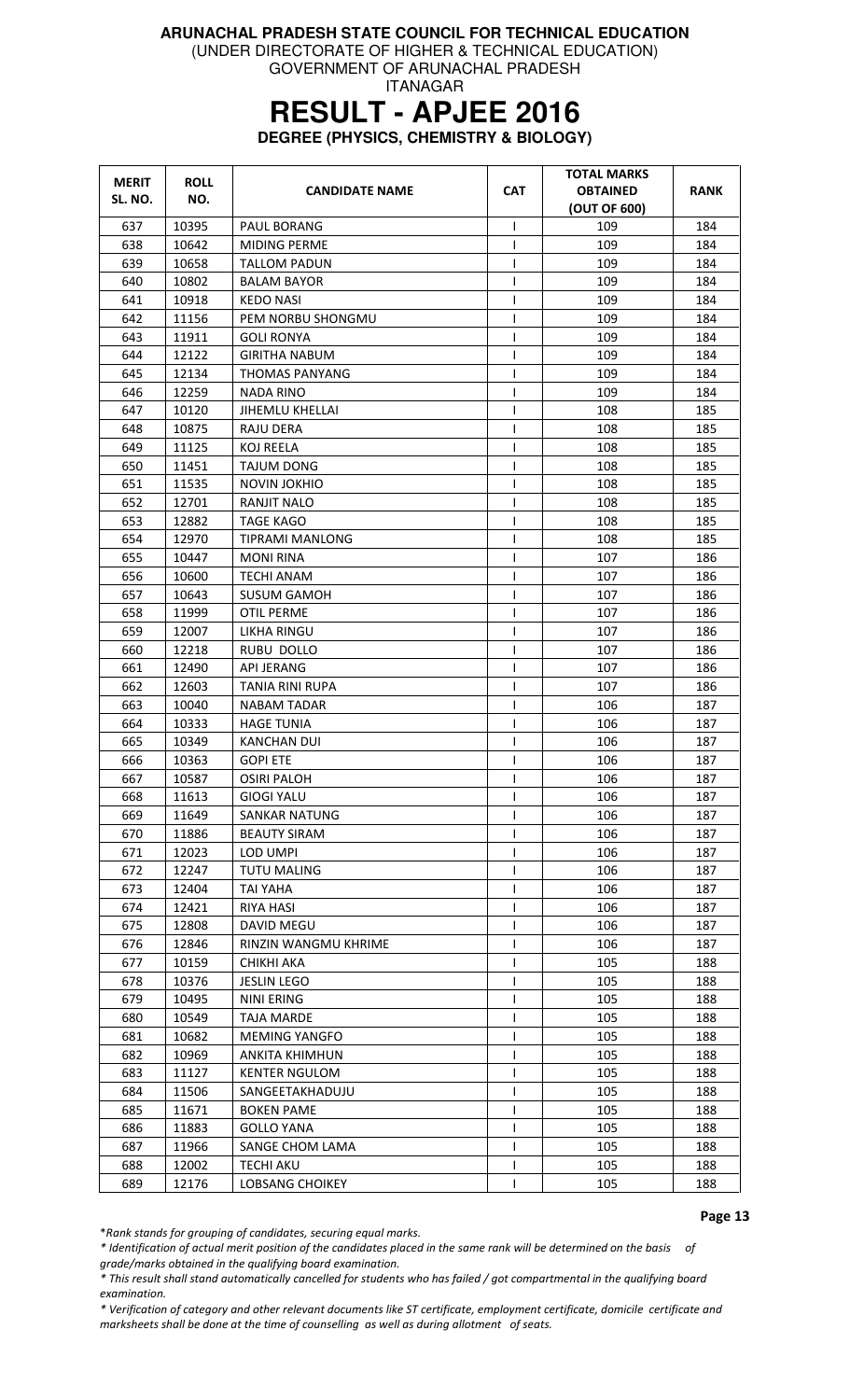**ARUNACHAL PRADESH STATE COUNCIL FOR TECHNICAL EDUCATION**
(UNDER DIRECTORATE OF HIGHER & TECHNICAL EDUCATION)
GOVERNMENT OF ARUNACHAL PRADESH
ITANAGAR

# RESULT - APJEE 2016

**DEGREE (PHYSICS, CHEMISTRY & BIOLOGY)**

| MERIT SL. NO. | ROLL NO. | CANDIDATE NAME | CAT | TOTAL MARKS OBTAINED (OUT OF 600) | RANK |
|---|---|---|---|---|---|
| 637 | 10395 | PAUL BORANG | I | 109 | 184 |
| 638 | 10642 | MIDING PERME | I | 109 | 184 |
| 639 | 10658 | TALLOM PADUN | I | 109 | 184 |
| 640 | 10802 | BALAM BAYOR | I | 109 | 184 |
| 641 | 10918 | KEDO NASI | I | 109 | 184 |
| 642 | 11156 | PEM NORBU SHONGMU | I | 109 | 184 |
| 643 | 11911 | GOLI RONYA | I | 109 | 184 |
| 644 | 12122 | GIRITHA NABUM | I | 109 | 184 |
| 645 | 12134 | THOMAS PANYANG | I | 109 | 184 |
| 646 | 12259 | NADA RINO | I | 109 | 184 |
| 647 | 10120 | JIHEMLU KHELLAI | I | 108 | 185 |
| 648 | 10875 | RAJU DERA | I | 108 | 185 |
| 649 | 11125 | KOJ REELA | I | 108 | 185 |
| 650 | 11451 | TAJUM DONG | I | 108 | 185 |
| 651 | 11535 | NOVIN JOKHIO | I | 108 | 185 |
| 652 | 12701 | RANJIT NALO | I | 108 | 185 |
| 653 | 12882 | TAGE KAGO | I | 108 | 185 |
| 654 | 12970 | TIPRAMI MANLONG | I | 108 | 185 |
| 655 | 10447 | MONI RINA | I | 107 | 186 |
| 656 | 10600 | TECHI ANAM | I | 107 | 186 |
| 657 | 10643 | SUSUM GAMOH | I | 107 | 186 |
| 658 | 11999 | OTIL PERME | I | 107 | 186 |
| 659 | 12007 | LIKHA RINGU | I | 107 | 186 |
| 660 | 12218 | RUBU DOLLO | I | 107 | 186 |
| 661 | 12490 | API JERANG | I | 107 | 186 |
| 662 | 12603 | TANIA RINI RUPA | I | 107 | 186 |
| 663 | 10040 | NABAM TADAR | I | 106 | 187 |
| 664 | 10333 | HAGE TUNIA | I | 106 | 187 |
| 665 | 10349 | KANCHAN DUI | I | 106 | 187 |
| 666 | 10363 | GOPI ETE | I | 106 | 187 |
| 667 | 10587 | OSIRI PALOH | I | 106 | 187 |
| 668 | 11613 | GIOGI YALU | I | 106 | 187 |
| 669 | 11649 | SANKAR NATUNG | I | 106 | 187 |
| 670 | 11886 | BEAUTY SIRAM | I | 106 | 187 |
| 671 | 12023 | LOD UMPI | I | 106 | 187 |
| 672 | 12247 | TUTU MALING | I | 106 | 187 |
| 673 | 12404 | TAI YAHA | I | 106 | 187 |
| 674 | 12421 | RIYA HASI | I | 106 | 187 |
| 675 | 12808 | DAVID MEGU | I | 106 | 187 |
| 676 | 12846 | RINZIN WANGMU KHRIME | I | 106 | 187 |
| 677 | 10159 | CHIKHI AKA | I | 105 | 188 |
| 678 | 10376 | JESLIN LEGO | I | 105 | 188 |
| 679 | 10495 | NINI ERING | I | 105 | 188 |
| 680 | 10549 | TAJA MARDE | I | 105 | 188 |
| 681 | 10682 | MEMING YANGFO | I | 105 | 188 |
| 682 | 10969 | ANKITA KHIMHUN | I | 105 | 188 |
| 683 | 11127 | KENTER NGULOM | I | 105 | 188 |
| 684 | 11506 | SANGEETAKHADUJU | I | 105 | 188 |
| 685 | 11671 | BOKEN PAME | I | 105 | 188 |
| 686 | 11883 | GOLLO YANA | I | 105 | 188 |
| 687 | 11966 | SANGE CHOM LAMA | I | 105 | 188 |
| 688 | 12002 | TECHI AKU | I | 105 | 188 |
| 689 | 12176 | LOBSANG CHOIKEY | I | 105 | 188 |

*\*Rank stands for grouping of candidates, securing equal marks.*

*\* Identification of actual merit position of the candidates placed in the same rank will be determined on the basis of grade/marks obtained in the qualifying board examination.*

*\* This result shall stand automatically cancelled for students who has failed / got compartmental in the qualifying board examination.*

*\* Verification of category and other relevant documents like ST certificate, employment certificate, domicile certificate and marksheets shall be done at the time of counselling as well as during allotment of seats.*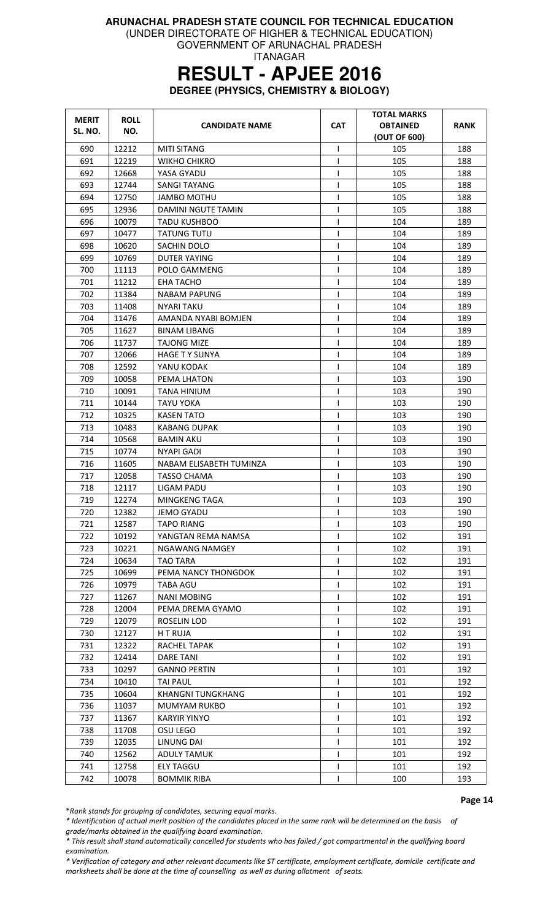**ARUNACHAL PRADESH STATE COUNCIL FOR TECHNICAL EDUCATION**
(UNDER DIRECTORATE OF HIGHER & TECHNICAL EDUCATION)
GOVERNMENT OF ARUNACHAL PRADESH
ITANAGAR

# RESULT - APJEE 2016

**DEGREE (PHYSICS, CHEMISTRY & BIOLOGY)**

| MERIT SL. NO. | ROLL NO. | CANDIDATE NAME | CAT | TOTAL MARKS OBTAINED (OUT OF 600) | RANK |
|---|---|---|---|---|---|
| 690 | 12212 | MITI SITANG | I | 105 | 188 |
| 691 | 12219 | WIKHO CHIKRO | I | 105 | 188 |
| 692 | 12668 | YASA GYADU | I | 105 | 188 |
| 693 | 12744 | SANGI TAYANG | I | 105 | 188 |
| 694 | 12750 | JAMBO MOTHU | I | 105 | 188 |
| 695 | 12936 | DAMINI NGUTE TAMIN | I | 105 | 188 |
| 696 | 10079 | TADU KUSHBOO | I | 104 | 189 |
| 697 | 10477 | TATUNG TUTU | I | 104 | 189 |
| 698 | 10620 | SACHIN DOLO | I | 104 | 189 |
| 699 | 10769 | DUTER YAYING | I | 104 | 189 |
| 700 | 11113 | POLO GAMMENG | I | 104 | 189 |
| 701 | 11212 | EHA TACHO | I | 104 | 189 |
| 702 | 11384 | NABAM PAPUNG | I | 104 | 189 |
| 703 | 11408 | NYARI TAKU | I | 104 | 189 |
| 704 | 11476 | AMANDA NYABI BOMJEN | I | 104 | 189 |
| 705 | 11627 | BINAM LIBANG | I | 104 | 189 |
| 706 | 11737 | TAJONG MIZE | I | 104 | 189 |
| 707 | 12066 | HAGE T Y SUNYA | I | 104 | 189 |
| 708 | 12592 | YANU KODAK | I | 104 | 189 |
| 709 | 10058 | PEMA LHATON | I | 103 | 190 |
| 710 | 10091 | TANA HINIUM | I | 103 | 190 |
| 711 | 10144 | TAYU YOKA | I | 103 | 190 |
| 712 | 10325 | KASEN TATO | I | 103 | 190 |
| 713 | 10483 | KABANG DUPAK | I | 103 | 190 |
| 714 | 10568 | BAMIN AKU | I | 103 | 190 |
| 715 | 10774 | NYAPI GADI | I | 103 | 190 |
| 716 | 11605 | NABAM ELISABETH TUMINZA | I | 103 | 190 |
| 717 | 12058 | TASSO CHAMA | I | 103 | 190 |
| 718 | 12117 | LIGAM PADU | I | 103 | 190 |
| 719 | 12274 | MINGKENG TAGA | I | 103 | 190 |
| 720 | 12382 | JEMO GYADU | I | 103 | 190 |
| 721 | 12587 | TAPO RIANG | I | 103 | 190 |
| 722 | 10192 | YANGTAN REMA NAMSA | I | 102 | 191 |
| 723 | 10221 | NGAWANG NAMGEY | I | 102 | 191 |
| 724 | 10634 | TAO TARA | I | 102 | 191 |
| 725 | 10699 | PEMA NANCY THONGDOK | I | 102 | 191 |
| 726 | 10979 | TABA AGU | I | 102 | 191 |
| 727 | 11267 | NANI MOBING | I | 102 | 191 |
| 728 | 12004 | PEMA DREMA GYAMO | I | 102 | 191 |
| 729 | 12079 | ROSELIN LOD | I | 102 | 191 |
| 730 | 12127 | H T RUJA | I | 102 | 191 |
| 731 | 12322 | RACHEL TAPAK | I | 102 | 191 |
| 732 | 12414 | DARE TANI | I | 102 | 191 |
| 733 | 10297 | GANNO PERTIN | I | 101 | 192 |
| 734 | 10410 | TAI PAUL | I | 101 | 192 |
| 735 | 10604 | KHANGNI TUNGKHANG | I | 101 | 192 |
| 736 | 11037 | MUMYAM RUKBO | I | 101 | 192 |
| 737 | 11367 | KARYIR YINYO | I | 101 | 192 |
| 738 | 11708 | OSU LEGO | I | 101 | 192 |
| 739 | 12035 | LINUNG DAI | I | 101 | 192 |
| 740 | 12562 | ADULY TAMUK | I | 101 | 192 |
| 741 | 12758 | ELY TAGGU | I | 101 | 192 |
| 742 | 10078 | BOMMIK RIBA | I | 100 | 193 |

*\*Rank stands for grouping of candidates, securing equal marks.*

*\* Identification of actual merit position of the candidates placed in the same rank will be determined on the basis of grade/marks obtained in the qualifying board examination.*

*\* This result shall stand automatically cancelled for students who has failed / got compartmental in the qualifying board examination.*

*\* Verification of category and other relevant documents like ST certificate, employment certificate, domicile certificate and marksheets shall be done at the time of counselling as well as during allotment of seats.*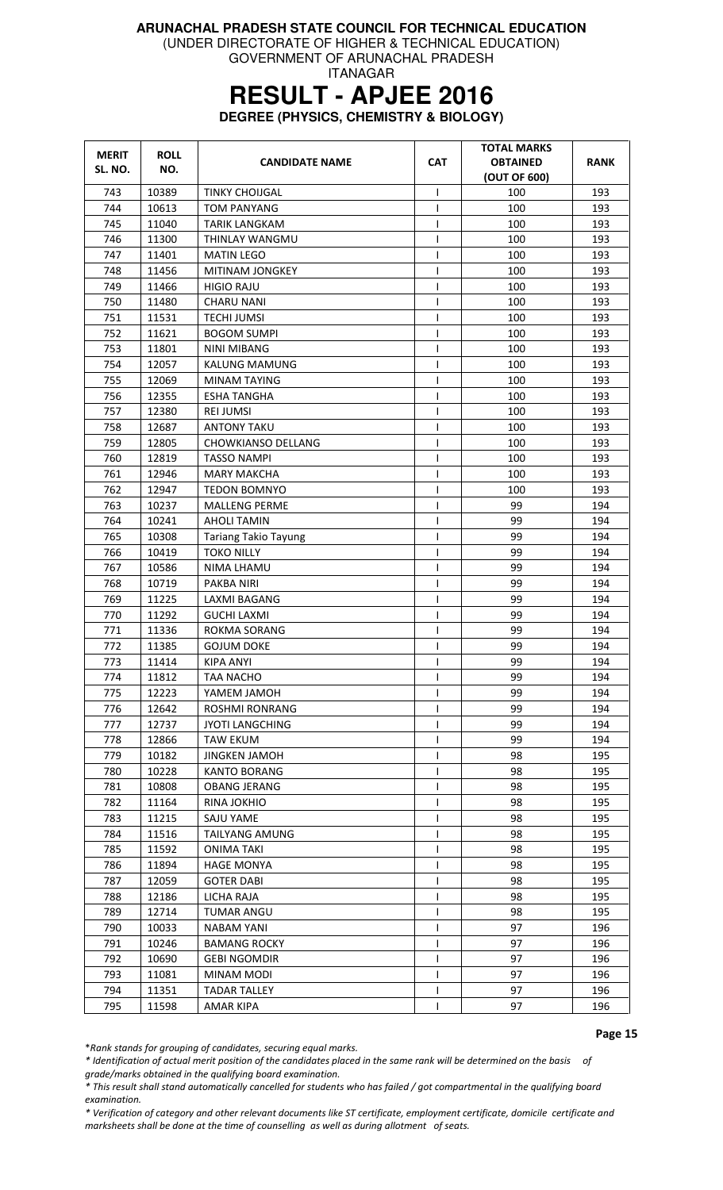**ARUNACHAL PRADESH STATE COUNCIL FOR TECHNICAL EDUCATION**
(UNDER DIRECTORATE OF HIGHER & TECHNICAL EDUCATION)
GOVERNMENT OF ARUNACHAL PRADESH
ITANAGAR

# RESULT - APJEE 2016

**DEGREE (PHYSICS, CHEMISTRY & BIOLOGY)**

| MERIT SL. NO. | ROLL NO. | CANDIDATE NAME | CAT | TOTAL MARKS OBTAINED (OUT OF 600) | RANK |
|---|---|---|---|---|---|
| 743 | 10389 | TINKY CHOIJGAL | I | 100 | 193 |
| 744 | 10613 | TOM PANYANG | I | 100 | 193 |
| 745 | 11040 | TARIK LANGKAM | I | 100 | 193 |
| 746 | 11300 | THINLAY WANGMU | I | 100 | 193 |
| 747 | 11401 | MATIN LEGO | I | 100 | 193 |
| 748 | 11456 | MITINAM JONGKEY | I | 100 | 193 |
| 749 | 11466 | HIGIO RAJU | I | 100 | 193 |
| 750 | 11480 | CHARU NANI | I | 100 | 193 |
| 751 | 11531 | TECHI JUMSI | I | 100 | 193 |
| 752 | 11621 | BOGOM SUMPI | I | 100 | 193 |
| 753 | 11801 | NINI MIBANG | I | 100 | 193 |
| 754 | 12057 | KALUNG MAMUNG | I | 100 | 193 |
| 755 | 12069 | MINAM TAYING | I | 100 | 193 |
| 756 | 12355 | ESHA TANGHA | I | 100 | 193 |
| 757 | 12380 | REI JUMSI | I | 100 | 193 |
| 758 | 12687 | ANTONY TAKU | I | 100 | 193 |
| 759 | 12805 | CHOWKIANSO DELLANG | I | 100 | 193 |
| 760 | 12819 | TASSO NAMPI | I | 100 | 193 |
| 761 | 12946 | MARY MAKCHA | I | 100 | 193 |
| 762 | 12947 | TEDON BOMNYO | I | 100 | 193 |
| 763 | 10237 | MALLENG PERME | I | 99 | 194 |
| 764 | 10241 | AHOLI TAMIN | I | 99 | 194 |
| 765 | 10308 | Tariang Takio Tayung | I | 99 | 194 |
| 766 | 10419 | TOKO NILLY | I | 99 | 194 |
| 767 | 10586 | NIMA LHAMU | I | 99 | 194 |
| 768 | 10719 | PAKBA NIRI | I | 99 | 194 |
| 769 | 11225 | LAXMI BAGANG | I | 99 | 194 |
| 770 | 11292 | GUCHI LAXMI | I | 99 | 194 |
| 771 | 11336 | ROKMA SORANG | I | 99 | 194 |
| 772 | 11385 | GOJUM DOKE | I | 99 | 194 |
| 773 | 11414 | KIPA ANYI | I | 99 | 194 |
| 774 | 11812 | TAA NACHO | I | 99 | 194 |
| 775 | 12223 | YAMEM JAMOH | I | 99 | 194 |
| 776 | 12642 | ROSHMI RONRANG | I | 99 | 194 |
| 777 | 12737 | JYOTI LANGCHING | I | 99 | 194 |
| 778 | 12866 | TAW EKUM | I | 99 | 194 |
| 779 | 10182 | JINGKEN JAMOH | I | 98 | 195 |
| 780 | 10228 | KANTO BORANG | I | 98 | 195 |
| 781 | 10808 | OBANG JERANG | I | 98 | 195 |
| 782 | 11164 | RINA JOKHIO | I | 98 | 195 |
| 783 | 11215 | SAJU YAME | I | 98 | 195 |
| 784 | 11516 | TAILYANG AMUNG | I | 98 | 195 |
| 785 | 11592 | ONIMA TAKI | I | 98 | 195 |
| 786 | 11894 | HAGE MONYA | I | 98 | 195 |
| 787 | 12059 | GOTER DABI | I | 98 | 195 |
| 788 | 12186 | LICHA RAJA | I | 98 | 195 |
| 789 | 12714 | TUMAR ANGU | I | 98 | 195 |
| 790 | 10033 | NABAM YANI | I | 97 | 196 |
| 791 | 10246 | BAMANG ROCKY | I | 97 | 196 |
| 792 | 10690 | GEBI NGOMDIR | I | 97 | 196 |
| 793 | 11081 | MINAM MODI | I | 97 | 196 |
| 794 | 11351 | TADAR TALLEY | I | 97 | 196 |
| 795 | 11598 | AMAR KIPA | I | 97 | 196 |

*\*Rank stands for grouping of candidates, securing equal marks.*

*\* Identification of actual merit position of the candidates placed in the same rank will be determined on the basis of grade/marks obtained in the qualifying board examination.*

*\* This result shall stand automatically cancelled for students who has failed / got compartmental in the qualifying board examination.*

*\* Verification of category and other relevant documents like ST certificate, employment certificate, domicile certificate and marksheets shall be done at the time of counselling as well as during allotment of seats.*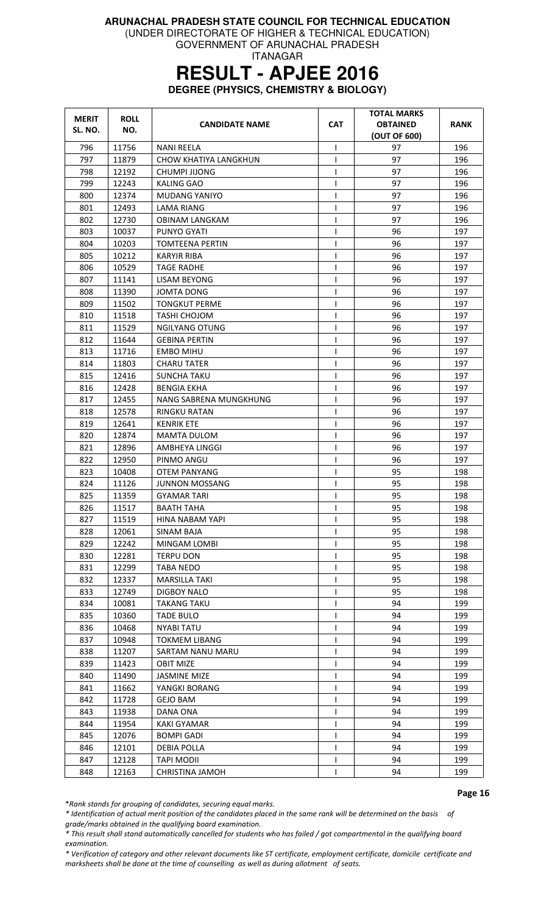**ARUNACHAL PRADESH STATE COUNCIL FOR TECHNICAL EDUCATION**
(UNDER DIRECTORATE OF HIGHER & TECHNICAL EDUCATION)
GOVERNMENT OF ARUNACHAL PRADESH
ITANAGAR

# RESULT - APJEE 2016

**DEGREE (PHYSICS, CHEMISTRY & BIOLOGY)**

| MERIT SL. NO. | ROLL NO. | CANDIDATE NAME | CAT | TOTAL MARKS OBTAINED (OUT OF 600) | RANK |
|---|---|---|---|---|---|
| 796 | 11756 | NANI REELA | I | 97 | 196 |
| 797 | 11879 | CHOW KHATIYA LANGKHUN | I | 97 | 196 |
| 798 | 12192 | CHUMPI JIJONG | I | 97 | 196 |
| 799 | 12243 | KALING GAO | I | 97 | 196 |
| 800 | 12374 | MUDANG YANIYO | I | 97 | 196 |
| 801 | 12493 | LAMA RIANG | I | 97 | 196 |
| 802 | 12730 | OBINAM LANGKAM | I | 97 | 196 |
| 803 | 10037 | PUNYO GYATI | I | 96 | 197 |
| 804 | 10203 | TOMTEENA PERTIN | I | 96 | 197 |
| 805 | 10212 | KARYIR RIBA | I | 96 | 197 |
| 806 | 10529 | TAGE RADHE | I | 96 | 197 |
| 807 | 11141 | LISAM BEYONG | I | 96 | 197 |
| 808 | 11390 | JOMTA DONG | I | 96 | 197 |
| 809 | 11502 | TONGKUT PERME | I | 96 | 197 |
| 810 | 11518 | TASHI CHOJOM | I | 96 | 197 |
| 811 | 11529 | NGILYANG OTUNG | I | 96 | 197 |
| 812 | 11644 | GEBINA PERTIN | I | 96 | 197 |
| 813 | 11716 | EMBO MIHU | I | 96 | 197 |
| 814 | 11803 | CHARU TATER | I | 96 | 197 |
| 815 | 12416 | SUNCHA TAKU | I | 96 | 197 |
| 816 | 12428 | BENGIA EKHA | I | 96 | 197 |
| 817 | 12455 | NANG SABRENA MUNGKHUNG | I | 96 | 197 |
| 818 | 12578 | RINGKU RATAN | I | 96 | 197 |
| 819 | 12641 | KENRIK ETE | I | 96 | 197 |
| 820 | 12874 | MAMTA DULOM | I | 96 | 197 |
| 821 | 12896 | AMBHEYA LINGGI | I | 96 | 197 |
| 822 | 12950 | PINMO ANGU | I | 96 | 197 |
| 823 | 10408 | OTEM PANYANG | I | 95 | 198 |
| 824 | 11126 | JUNNON MOSSANG | I | 95 | 198 |
| 825 | 11359 | GYAMAR TARI | I | 95 | 198 |
| 826 | 11517 | BAATH TAHA | I | 95 | 198 |
| 827 | 11519 | HINA NABAM YAPI | I | 95 | 198 |
| 828 | 12061 | SINAM BAJA | I | 95 | 198 |
| 829 | 12242 | MINGAM LOMBI | I | 95 | 198 |
| 830 | 12281 | TERPU DON | I | 95 | 198 |
| 831 | 12299 | TABA NEDO | I | 95 | 198 |
| 832 | 12337 | MARSILLA TAKI | I | 95 | 198 |
| 833 | 12749 | DIGBOY NALO | I | 95 | 198 |
| 834 | 10081 | TAKANG TAKU | I | 94 | 199 |
| 835 | 10360 | TADE BULO | I | 94 | 199 |
| 836 | 10468 | NYABI TATU | I | 94 | 199 |
| 837 | 10948 | TOKMEM LIBANG | I | 94 | 199 |
| 838 | 11207 | SARTAM NANU MARU | I | 94 | 199 |
| 839 | 11423 | OBIT MIZE | I | 94 | 199 |
| 840 | 11490 | JASMINE MIZE | I | 94 | 199 |
| 841 | 11662 | YANGKI BORANG | I | 94 | 199 |
| 842 | 11728 | GEJO BAM | I | 94 | 199 |
| 843 | 11938 | DANA ONA | I | 94 | 199 |
| 844 | 11954 | KAKI GYAMAR | I | 94 | 199 |
| 845 | 12076 | BOMPI GADI | I | 94 | 199 |
| 846 | 12101 | DEBIA POLLA | I | 94 | 199 |
| 847 | 12128 | TAPI MODII | I | 94 | 199 |
| 848 | 12163 | CHRISTINA JAMOH | I | 94 | 199 |

*\*Rank stands for grouping of candidates, securing equal marks.*

*\* Identification of actual merit position of the candidates placed in the same rank will be determined on the basis of grade/marks obtained in the qualifying board examination.*

*\* This result shall stand automatically cancelled for students who has failed / got compartmental in the qualifying board examination.*

*\* Verification of category and other relevant documents like ST certificate, employment certificate, domicile certificate and marksheets shall be done at the time of counselling as well as during allotment of seats.*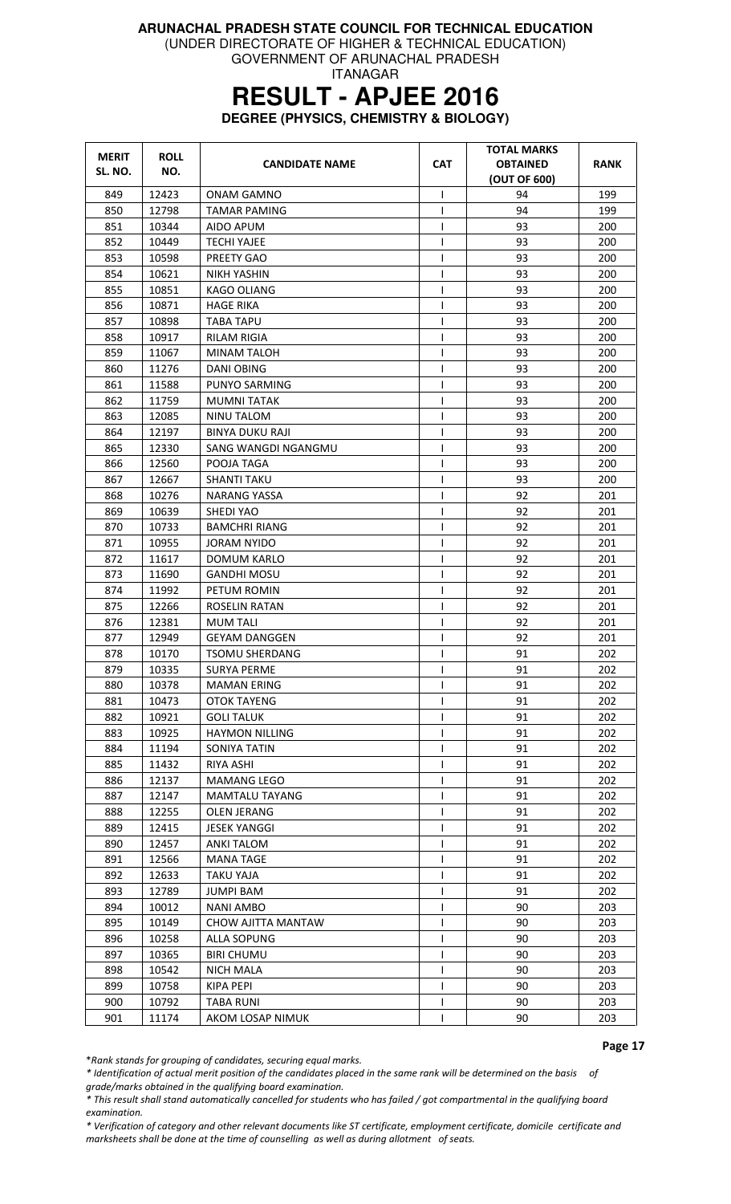**ARUNACHAL PRADESH STATE COUNCIL FOR TECHNICAL EDUCATION**
(UNDER DIRECTORATE OF HIGHER & TECHNICAL EDUCATION)
GOVERNMENT OF ARUNACHAL PRADESH
ITANAGAR

# RESULT - APJEE 2016

**DEGREE (PHYSICS, CHEMISTRY & BIOLOGY)**

| MERIT SL. NO. | ROLL NO. | CANDIDATE NAME | CAT | TOTAL MARKS OBTAINED (OUT OF 600) | RANK |
|---|---|---|---|---|---|
| 849 | 12423 | ONAM GAMNO | I | 94 | 199 |
| 850 | 12798 | TAMAR PAMING | I | 94 | 199 |
| 851 | 10344 | AIDO APUM | I | 93 | 200 |
| 852 | 10449 | TECHI YAJEE | I | 93 | 200 |
| 853 | 10598 | PREETY GAO | I | 93 | 200 |
| 854 | 10621 | NIKH YASHIN | I | 93 | 200 |
| 855 | 10851 | KAGO OLIANG | I | 93 | 200 |
| 856 | 10871 | HAGE RIKA | I | 93 | 200 |
| 857 | 10898 | TABA TAPU | I | 93 | 200 |
| 858 | 10917 | RILAM RIGIA | I | 93 | 200 |
| 859 | 11067 | MINAM TALOH | I | 93 | 200 |
| 860 | 11276 | DANI OBING | I | 93 | 200 |
| 861 | 11588 | PUNYO SARMING | I | 93 | 200 |
| 862 | 11759 | MUMNI TATAK | I | 93 | 200 |
| 863 | 12085 | NINU TALOM | I | 93 | 200 |
| 864 | 12197 | BINYA DUKU RAJI | I | 93 | 200 |
| 865 | 12330 | SANG WANGDI NGANGMU | I | 93 | 200 |
| 866 | 12560 | POOJA TAGA | I | 93 | 200 |
| 867 | 12667 | SHANTI TAKU | I | 93 | 200 |
| 868 | 10276 | NARANG YASSA | I | 92 | 201 |
| 869 | 10639 | SHEDI YAO | I | 92 | 201 |
| 870 | 10733 | BAMCHRI RIANG | I | 92 | 201 |
| 871 | 10955 | JORAM NYIDO | I | 92 | 201 |
| 872 | 11617 | DOMUM KARLO | I | 92 | 201 |
| 873 | 11690 | GANDHI MOSU | I | 92 | 201 |
| 874 | 11992 | PETUM ROMIN | I | 92 | 201 |
| 875 | 12266 | ROSELIN RATAN | I | 92 | 201 |
| 876 | 12381 | MUM TALI | I | 92 | 201 |
| 877 | 12949 | GEYAM DANGGEN | I | 92 | 201 |
| 878 | 10170 | TSOMU SHERDANG | I | 91 | 202 |
| 879 | 10335 | SURYA PERME | I | 91 | 202 |
| 880 | 10378 | MAMAN ERING | I | 91 | 202 |
| 881 | 10473 | OTOK TAYENG | I | 91 | 202 |
| 882 | 10921 | GOLI TALUK | I | 91 | 202 |
| 883 | 10925 | HAYMON NILLING | I | 91 | 202 |
| 884 | 11194 | SONIYA TATIN | I | 91 | 202 |
| 885 | 11432 | RIYA ASHI | I | 91 | 202 |
| 886 | 12137 | MAMANG LEGO | I | 91 | 202 |
| 887 | 12147 | MAMTALU TAYANG | I | 91 | 202 |
| 888 | 12255 | OLEN JERANG | I | 91 | 202 |
| 889 | 12415 | JESEK YANGGI | I | 91 | 202 |
| 890 | 12457 | ANKI TALOM | I | 91 | 202 |
| 891 | 12566 | MANA TAGE | I | 91 | 202 |
| 892 | 12633 | TAKU YAJA | I | 91 | 202 |
| 893 | 12789 | JUMPI BAM | I | 91 | 202 |
| 894 | 10012 | NANI AMBO | I | 90 | 203 |
| 895 | 10149 | CHOW AJITTA MANTAW | I | 90 | 203 |
| 896 | 10258 | ALLA SOPUNG | I | 90 | 203 |
| 897 | 10365 | BIRI CHUMU | I | 90 | 203 |
| 898 | 10542 | NICH MALA | I | 90 | 203 |
| 899 | 10758 | KIPA PEPI | I | 90 | 203 |
| 900 | 10792 | TABA RUNI | I | 90 | 203 |
| 901 | 11174 | AKOM LOSAP NIMUK | I | 90 | 203 |

*\*Rank stands for grouping of candidates, securing equal marks.*

*\* Identification of actual merit position of the candidates placed in the same rank will be determined on the basis of grade/marks obtained in the qualifying board examination.*

*\* This result shall stand automatically cancelled for students who has failed / got compartmental in the qualifying board examination.*

*\* Verification of category and other relevant documents like ST certificate, employment certificate, domicile certificate and marksheets shall be done at the time of counselling as well as during allotment of seats.*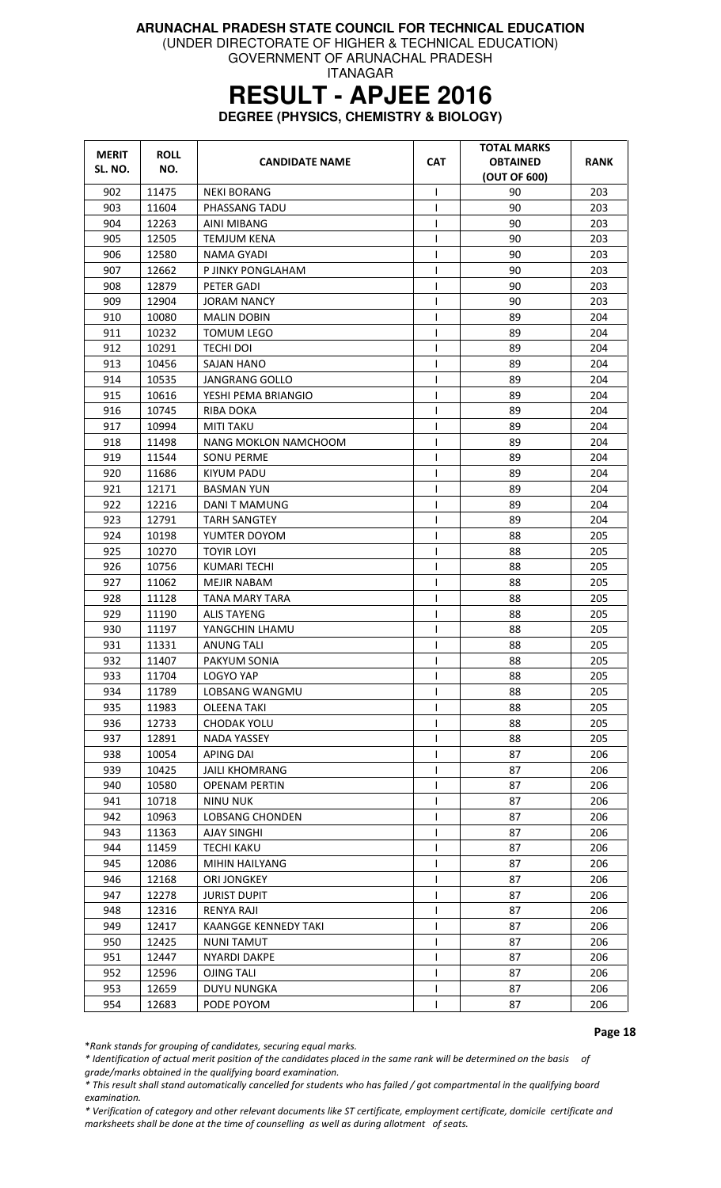**ARUNACHAL PRADESH STATE COUNCIL FOR TECHNICAL EDUCATION**
(UNDER DIRECTORATE OF HIGHER & TECHNICAL EDUCATION)
GOVERNMENT OF ARUNACHAL PRADESH
ITANAGAR

# RESULT - APJEE 2016

## DEGREE (PHYSICS, CHEMISTRY & BIOLOGY)

| MERIT SL. NO. | ROLL NO. | CANDIDATE NAME | CAT | TOTAL MARKS OBTAINED (OUT OF 600) | RANK |
|---|---|---|---|---|---|
| 902 | 11475 | NEKI BORANG | I | 90 | 203 |
| 903 | 11604 | PHASSANG TADU | I | 90 | 203 |
| 904 | 12263 | AINI MIBANG | I | 90 | 203 |
| 905 | 12505 | TEMJUM KENA | I | 90 | 203 |
| 906 | 12580 | NAMA GYADI | I | 90 | 203 |
| 907 | 12662 | P JINKY PONGLAHAM | I | 90 | 203 |
| 908 | 12879 | PETER GADI | I | 90 | 203 |
| 909 | 12904 | JORAM NANCY | I | 90 | 203 |
| 910 | 10080 | MALIN DOBIN | I | 89 | 204 |
| 911 | 10232 | TOMUM LEGO | I | 89 | 204 |
| 912 | 10291 | TECHI DOI | I | 89 | 204 |
| 913 | 10456 | SAJAN HANO | I | 89 | 204 |
| 914 | 10535 | JANGRANG GOLLO | I | 89 | 204 |
| 915 | 10616 | YESHI PEMA BRIANGIO | I | 89 | 204 |
| 916 | 10745 | RIBA DOKA | I | 89 | 204 |
| 917 | 10994 | MITI TAKU | I | 89 | 204 |
| 918 | 11498 | NANG MOKLON NAMCHOOM | I | 89 | 204 |
| 919 | 11544 | SONU PERME | I | 89 | 204 |
| 920 | 11686 | KIYUM PADU | I | 89 | 204 |
| 921 | 12171 | BASMAN YUN | I | 89 | 204 |
| 922 | 12216 | DANI T MAMUNG | I | 89 | 204 |
| 923 | 12791 | TARH SANGTEY | I | 89 | 204 |
| 924 | 10198 | YUMTER DOYOM | I | 88 | 205 |
| 925 | 10270 | TOYIR LOYI | I | 88 | 205 |
| 926 | 10756 | KUMARI TECHI | I | 88 | 205 |
| 927 | 11062 | MEJIR NABAM | I | 88 | 205 |
| 928 | 11128 | TANA MARY TARA | I | 88 | 205 |
| 929 | 11190 | ALIS TAYENG | I | 88 | 205 |
| 930 | 11197 | YANGCHIN LHAMU | I | 88 | 205 |
| 931 | 11331 | ANUNG TALI | I | 88 | 205 |
| 932 | 11407 | PAKYUM SONIA | I | 88 | 205 |
| 933 | 11704 | LOGYO YAP | I | 88 | 205 |
| 934 | 11789 | LOBSANG WANGMU | I | 88 | 205 |
| 935 | 11983 | OLEENA TAKI | I | 88 | 205 |
| 936 | 12733 | CHODAK YOLU | I | 88 | 205 |
| 937 | 12891 | NADA YASSEY | I | 88 | 205 |
| 938 | 10054 | APING DAI | I | 87 | 206 |
| 939 | 10425 | JAILI KHOMRANG | I | 87 | 206 |
| 940 | 10580 | OPENAM PERTIN | I | 87 | 206 |
| 941 | 10718 | NINU NUK | I | 87 | 206 |
| 942 | 10963 | LOBSANG CHONDEN | I | 87 | 206 |
| 943 | 11363 | AJAY SINGHI | I | 87 | 206 |
| 944 | 11459 | TECHI KAKU | I | 87 | 206 |
| 945 | 12086 | MIHIN HAILYANG | I | 87 | 206 |
| 946 | 12168 | ORI JONGKEY | I | 87 | 206 |
| 947 | 12278 | JURIST DUPIT | I | 87 | 206 |
| 948 | 12316 | RENYA RAJI | I | 87 | 206 |
| 949 | 12417 | KAANGGE KENNEDY TAKI | I | 87 | 206 |
| 950 | 12425 | NUNI TAMUT | I | 87 | 206 |
| 951 | 12447 | NYARDI DAKPE | I | 87 | 206 |
| 952 | 12596 | OJING TALI | I | 87 | 206 |
| 953 | 12659 | DUYU NUNGKA | I | 87 | 206 |
| 954 | 12683 | PODE POYOM | I | 87 | 206 |

*\*Rank stands for grouping of candidates, securing equal marks.*

*\* Identification of actual merit position of the candidates placed in the same rank will be determined on the basis of grade/marks obtained in the qualifying board examination.*

*\* This result shall stand automatically cancelled for students who has failed / got compartmental in the qualifying board examination.*

*\* Verification of category and other relevant documents like ST certificate, employment certificate, domicile certificate and marksheets shall be done at the time of counselling as well as during allotment of seats.*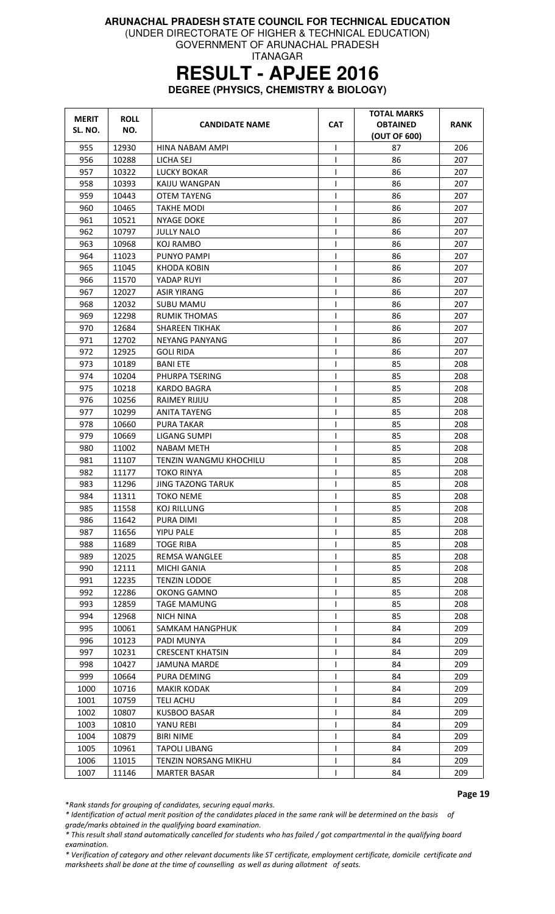**ARUNACHAL PRADESH STATE COUNCIL FOR TECHNICAL EDUCATION**

(UNDER DIRECTORATE OF HIGHER & TECHNICAL EDUCATION)

GOVERNMENT OF ARUNACHAL PRADESH

ITANAGAR

# RESULT - APJEE 2016

**DEGREE (PHYSICS, CHEMISTRY & BIOLOGY)**

| MERIT SL. NO. | ROLL NO. | CANDIDATE NAME | CAT | TOTAL MARKS OBTAINED (OUT OF 600) | RANK |
|---|---|---|---|---|---|
| 955 | 12930 | HINA NABAM AMPI | I | 87 | 206 |
| 956 | 10288 | LICHA SEJ | I | 86 | 207 |
| 957 | 10322 | LUCKY BOKAR | I | 86 | 207 |
| 958 | 10393 | KAIJU WANGPAN | I | 86 | 207 |
| 959 | 10443 | OTEM TAYENG | I | 86 | 207 |
| 960 | 10465 | TAKHE MODI | I | 86 | 207 |
| 961 | 10521 | NYAGE DOKE | I | 86 | 207 |
| 962 | 10797 | JULLY NALO | I | 86 | 207 |
| 963 | 10968 | KOJ RAMBO | I | 86 | 207 |
| 964 | 11023 | PUNYO PAMPI | I | 86 | 207 |
| 965 | 11045 | KHODA KOBIN | I | 86 | 207 |
| 966 | 11570 | YADAP RUYI | I | 86 | 207 |
| 967 | 12027 | ASIR YIRANG | I | 86 | 207 |
| 968 | 12032 | SUBU MAMU | I | 86 | 207 |
| 969 | 12298 | RUMIK THOMAS | I | 86 | 207 |
| 970 | 12684 | SHAREEN TIKHAK | I | 86 | 207 |
| 971 | 12702 | NEYANG PANYANG | I | 86 | 207 |
| 972 | 12925 | GOLI RIDA | I | 86 | 207 |
| 973 | 10189 | BANI ETE | I | 85 | 208 |
| 974 | 10204 | PHURPA TSERING | I | 85 | 208 |
| 975 | 10218 | KARDO BAGRA | I | 85 | 208 |
| 976 | 10256 | RAIMEY RIJIJU | I | 85 | 208 |
| 977 | 10299 | ANITA TAYENG | I | 85 | 208 |
| 978 | 10660 | PURA TAKAR | I | 85 | 208 |
| 979 | 10669 | LIGANG SUMPI | I | 85 | 208 |
| 980 | 11002 | NABAM METH | I | 85 | 208 |
| 981 | 11107 | TENZIN WANGMU KHOCHILU | I | 85 | 208 |
| 982 | 11177 | TOKO RINYA | I | 85 | 208 |
| 983 | 11296 | JING TAZONG TARUK | I | 85 | 208 |
| 984 | 11311 | TOKO NEME | I | 85 | 208 |
| 985 | 11558 | KOJ RILLUNG | I | 85 | 208 |
| 986 | 11642 | PURA DIMI | I | 85 | 208 |
| 987 | 11656 | YIPU PALE | I | 85 | 208 |
| 988 | 11689 | TOGE RIBA | I | 85 | 208 |
| 989 | 12025 | REMSA WANGLEE | I | 85 | 208 |
| 990 | 12111 | MICHI GANIA | I | 85 | 208 |
| 991 | 12235 | TENZIN LODOE | I | 85 | 208 |
| 992 | 12286 | OKONG GAMNO | I | 85 | 208 |
| 993 | 12859 | TAGE MAMUNG | I | 85 | 208 |
| 994 | 12968 | NICH NINA | I | 85 | 208 |
| 995 | 10061 | SAMKAM HANGPHUK | I | 84 | 209 |
| 996 | 10123 | PADI MUNYA | I | 84 | 209 |
| 997 | 10231 | CRESCENT KHATSIN | I | 84 | 209 |
| 998 | 10427 | JAMUNA MARDE | I | 84 | 209 |
| 999 | 10664 | PURA DEMING | I | 84 | 209 |
| 1000 | 10716 | MAKIR KODAK | I | 84 | 209 |
| 1001 | 10759 | TELI ACHU | I | 84 | 209 |
| 1002 | 10807 | KUSBOO BASAR | I | 84 | 209 |
| 1003 | 10810 | YANU REBI | I | 84 | 209 |
| 1004 | 10879 | BIRI NIME | I | 84 | 209 |
| 1005 | 10961 | TAPOLI LIBANG | I | 84 | 209 |
| 1006 | 11015 | TENZIN NORSANG MIKHU | I | 84 | 209 |
| 1007 | 11146 | MARTER BASAR | I | 84 | 209 |

*\*Rank stands for grouping of candidates, securing equal marks.*

*\* Identification of actual merit position of the candidates placed in the same rank will be determined on the basis of grade/marks obtained in the qualifying board examination.*

*\* This result shall stand automatically cancelled for students who has failed / got compartmental in the qualifying board examination.*

*\* Verification of category and other relevant documents like ST certificate, employment certificate, domicile certificate and marksheets shall be done at the time of counselling as well as during allotment of seats.*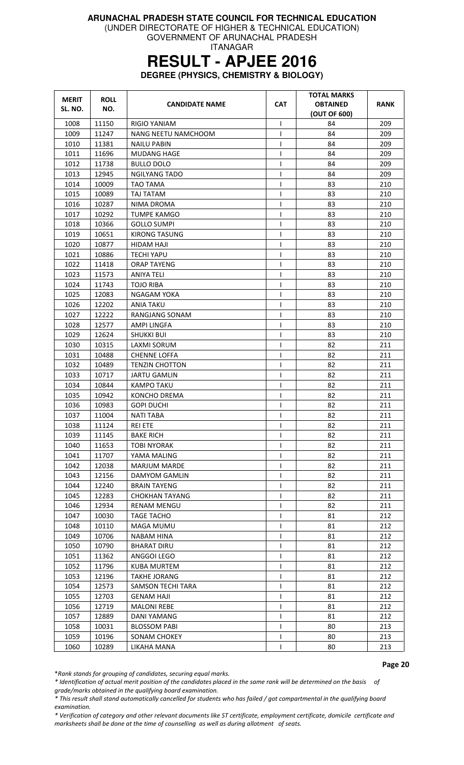**ARUNACHAL PRADESH STATE COUNCIL FOR TECHNICAL EDUCATION**
(UNDER DIRECTORATE OF HIGHER & TECHNICAL EDUCATION)
GOVERNMENT OF ARUNACHAL PRADESH
ITANAGAR

# RESULT - APJEE 2016

**DEGREE (PHYSICS, CHEMISTRY & BIOLOGY)**

| MERIT SL. NO. | ROLL NO. | CANDIDATE NAME | CAT | TOTAL MARKS OBTAINED (OUT OF 600) | RANK |
|---|---|---|---|---|---|
| 1008 | 11150 | RIGIO YANIAM | I | 84 | 209 |
| 1009 | 11247 | NANG NEETU NAMCHOOM | I | 84 | 209 |
| 1010 | 11381 | NAILU PABIN | I | 84 | 209 |
| 1011 | 11696 | MUDANG HAGE | I | 84 | 209 |
| 1012 | 11738 | BULLO DOLO | I | 84 | 209 |
| 1013 | 12945 | NGILYANG TADO | I | 84 | 209 |
| 1014 | 10009 | TAO TAMA | I | 83 | 210 |
| 1015 | 10089 | TAJ TATAM | I | 83 | 210 |
| 1016 | 10287 | NIMA DROMA | I | 83 | 210 |
| 1017 | 10292 | TUMPE KAMGO | I | 83 | 210 |
| 1018 | 10366 | GOLLO SUMPI | I | 83 | 210 |
| 1019 | 10651 | KIRONG TASUNG | I | 83 | 210 |
| 1020 | 10877 | HIDAM HAJI | I | 83 | 210 |
| 1021 | 10886 | TECHI YAPU | I | 83 | 210 |
| 1022 | 11418 | ORAP TAYENG | I | 83 | 210 |
| 1023 | 11573 | ANIYA TELI | I | 83 | 210 |
| 1024 | 11743 | TOJO RIBA | I | 83 | 210 |
| 1025 | 12083 | NGAGAM YOKA | I | 83 | 210 |
| 1026 | 12202 | ANIA TAKU | I | 83 | 210 |
| 1027 | 12222 | RANGJANG SONAM | I | 83 | 210 |
| 1028 | 12577 | AMPI LINGFA | I | 83 | 210 |
| 1029 | 12624 | SHUKKI BUI | I | 83 | 210 |
| 1030 | 10315 | LAXMI SORUM | I | 82 | 211 |
| 1031 | 10488 | CHENNE LOFFA | I | 82 | 211 |
| 1032 | 10489 | TENZIN CHOTTON | I | 82 | 211 |
| 1033 | 10717 | JARTU GAMLIN | I | 82 | 211 |
| 1034 | 10844 | KAMPO TAKU | I | 82 | 211 |
| 1035 | 10942 | KONCHO DREMA | I | 82 | 211 |
| 1036 | 10983 | GOPI DUCHI | I | 82 | 211 |
| 1037 | 11004 | NATI TABA | I | 82 | 211 |
| 1038 | 11124 | REI ETE | I | 82 | 211 |
| 1039 | 11145 | BAKE RICH | I | 82 | 211 |
| 1040 | 11653 | TOBI NYORAK | I | 82 | 211 |
| 1041 | 11707 | YAMA MALING | I | 82 | 211 |
| 1042 | 12038 | MARJUM MARDE | I | 82 | 211 |
| 1043 | 12156 | DAMYOM GAMLIN | I | 82 | 211 |
| 1044 | 12240 | BRAIN TAYENG | I | 82 | 211 |
| 1045 | 12283 | CHOKHAN TAYANG | I | 82 | 211 |
| 1046 | 12934 | RENAM MENGU | I | 82 | 211 |
| 1047 | 10030 | TAGE TACHO | I | 81 | 212 |
| 1048 | 10110 | MAGA MUMU | I | 81 | 212 |
| 1049 | 10706 | NABAM HINA | I | 81 | 212 |
| 1050 | 10790 | BHARAT DIRU | I | 81 | 212 |
| 1051 | 11362 | ANGGOI LEGO | I | 81 | 212 |
| 1052 | 11796 | KUBA MURTEM | I | 81 | 212 |
| 1053 | 12196 | TAKHE JORANG | I | 81 | 212 |
| 1054 | 12573 | SAMSON TECHI TARA | I | 81 | 212 |
| 1055 | 12703 | GENAM HAJI | I | 81 | 212 |
| 1056 | 12719 | MALONI REBE | I | 81 | 212 |
| 1057 | 12889 | DANI YAMANG | I | 81 | 212 |
| 1058 | 10031 | BLOSSOM PABI | I | 80 | 213 |
| 1059 | 10196 | SONAM CHOKEY | I | 80 | 213 |
| 1060 | 10289 | LIKAHA MANA | I | 80 | 213 |

*\*Rank stands for grouping of candidates, securing equal marks.*

*\* Identification of actual merit position of the candidates placed in the same rank will be determined on the basis of grade/marks obtained in the qualifying board examination.*

*\* This result shall stand automatically cancelled for students who has failed / got compartmental in the qualifying board examination.*

*\* Verification of category and other relevant documents like ST certificate, employment certificate, domicile certificate and marksheets shall be done at the time of counselling as well as during allotment of seats.*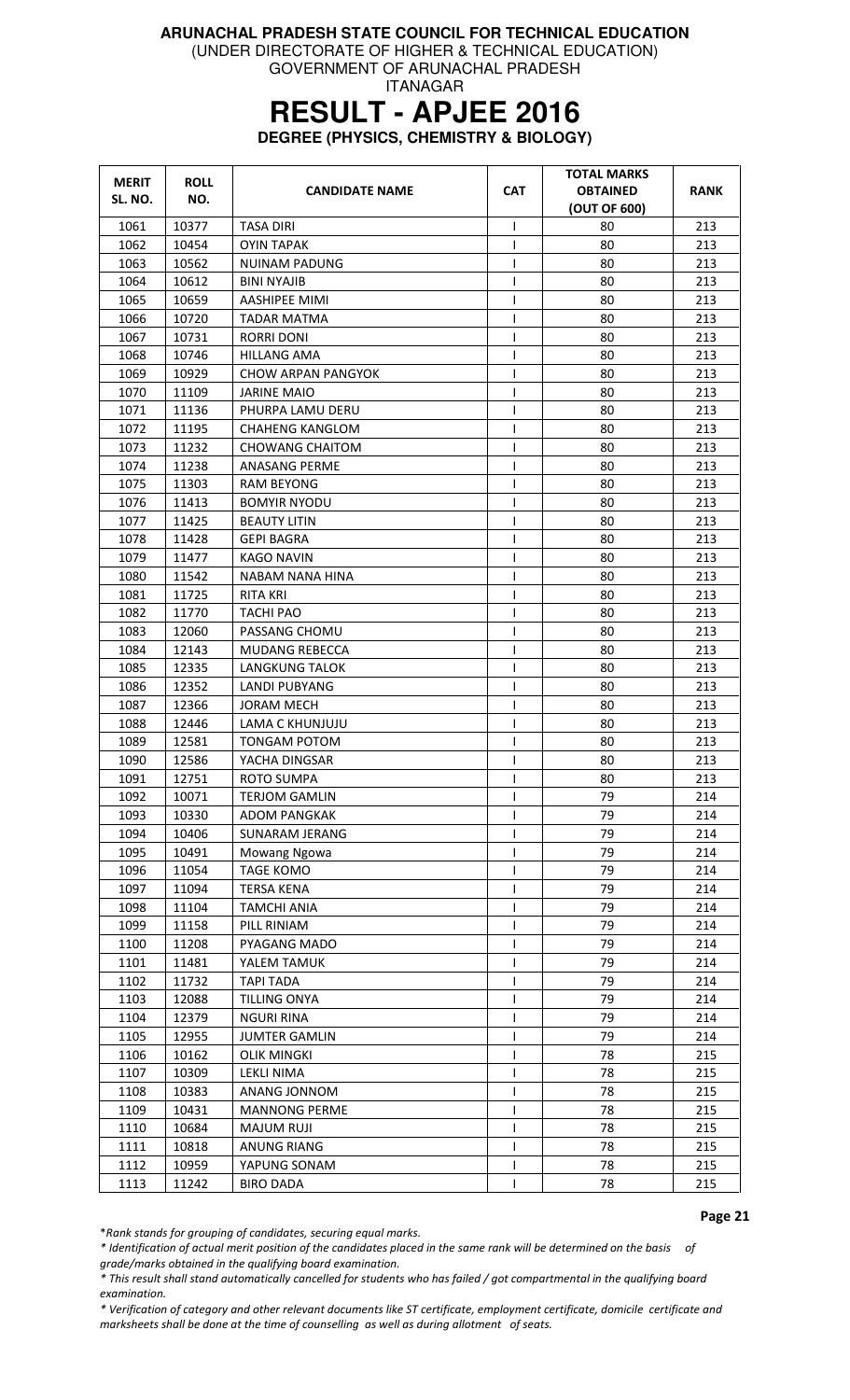**ARUNACHAL PRADESH STATE COUNCIL FOR TECHNICAL EDUCATION**

(UNDER DIRECTORATE OF HIGHER & TECHNICAL EDUCATION)

GOVERNMENT OF ARUNACHAL PRADESH

ITANAGAR

# RESULT - APJEE 2016

**DEGREE (PHYSICS, CHEMISTRY & BIOLOGY)**

| MERIT SL. NO. | ROLL NO. | CANDIDATE NAME | CAT | TOTAL MARKS OBTAINED (OUT OF 600) | RANK |
|---|---|---|---|---|---|
| 1061 | 10377 | TASA DIRI | I | 80 | 213 |
| 1062 | 10454 | OYIN TAPAK | I | 80 | 213 |
| 1063 | 10562 | NUINAM PADUNG | I | 80 | 213 |
| 1064 | 10612 | BINI NYAJIB | I | 80 | 213 |
| 1065 | 10659 | AASHIPEE MIMI | I | 80 | 213 |
| 1066 | 10720 | TADAR MATMA | I | 80 | 213 |
| 1067 | 10731 | RORRI DONI | I | 80 | 213 |
| 1068 | 10746 | HILLANG AMA | I | 80 | 213 |
| 1069 | 10929 | CHOW ARPAN PANGYOK | I | 80 | 213 |
| 1070 | 11109 | JARINE MAIO | I | 80 | 213 |
| 1071 | 11136 | PHURPA LAMU DERU | I | 80 | 213 |
| 1072 | 11195 | CHAHENG KANGLOM | I | 80 | 213 |
| 1073 | 11232 | CHOWANG CHAITOM | I | 80 | 213 |
| 1074 | 11238 | ANASANG PERME | I | 80 | 213 |
| 1075 | 11303 | RAM BEYONG | I | 80 | 213 |
| 1076 | 11413 | BOMYIR NYODU | I | 80 | 213 |
| 1077 | 11425 | BEAUTY LITIN | I | 80 | 213 |
| 1078 | 11428 | GEPI BAGRA | I | 80 | 213 |
| 1079 | 11477 | KAGO NAVIN | I | 80 | 213 |
| 1080 | 11542 | NABAM NANA HINA | I | 80 | 213 |
| 1081 | 11725 | RITA KRI | I | 80 | 213 |
| 1082 | 11770 | TACHI PAO | I | 80 | 213 |
| 1083 | 12060 | PASSANG CHOMU | I | 80 | 213 |
| 1084 | 12143 | MUDANG REBECCA | I | 80 | 213 |
| 1085 | 12335 | LANGKUNG TALOK | I | 80 | 213 |
| 1086 | 12352 | LANDI PUBYANG | I | 80 | 213 |
| 1087 | 12366 | JORAM MECH | I | 80 | 213 |
| 1088 | 12446 | LAMA C KHUNJUJU | I | 80 | 213 |
| 1089 | 12581 | TONGAM POTOM | I | 80 | 213 |
| 1090 | 12586 | YACHA DINGSAR | I | 80 | 213 |
| 1091 | 12751 | ROTO SUMPA | I | 80 | 213 |
| 1092 | 10071 | TERJOM GAMLIN | I | 79 | 214 |
| 1093 | 10330 | ADOM PANGKAK | I | 79 | 214 |
| 1094 | 10406 | SUNARAM JERANG | I | 79 | 214 |
| 1095 | 10491 | Mowang Ngowa | I | 79 | 214 |
| 1096 | 11054 | TAGE KOMO | I | 79 | 214 |
| 1097 | 11094 | TERSA KENA | I | 79 | 214 |
| 1098 | 11104 | TAMCHI ANIA | I | 79 | 214 |
| 1099 | 11158 | PILL RINIAM | I | 79 | 214 |
| 1100 | 11208 | PYAGANG MADO | I | 79 | 214 |
| 1101 | 11481 | YALEM TAMUK | I | 79 | 214 |
| 1102 | 11732 | TAPI TADA | I | 79 | 214 |
| 1103 | 12088 | TILLING ONYA | I | 79 | 214 |
| 1104 | 12379 | NGURI RINA | I | 79 | 214 |
| 1105 | 12955 | JUMTER GAMLIN | I | 79 | 214 |
| 1106 | 10162 | OLIK MINGKI | I | 78 | 215 |
| 1107 | 10309 | LEKLI NIMA | I | 78 | 215 |
| 1108 | 10383 | ANANG JONNOM | I | 78 | 215 |
| 1109 | 10431 | MANNONG PERME | I | 78 | 215 |
| 1110 | 10684 | MAJUM RUJI | I | 78 | 215 |
| 1111 | 10818 | ANUNG RIANG | I | 78 | 215 |
| 1112 | 10959 | YAPUNG SONAM | I | 78 | 215 |
| 1113 | 11242 | BIRO DADA | I | 78 | 215 |

*\*Rank stands for grouping of candidates, securing equal marks.*

*\* Identification of actual merit position of the candidates placed in the same rank will be determined on the basis of grade/marks obtained in the qualifying board examination.*

*\* This result shall stand automatically cancelled for students who has failed / got compartmental in the qualifying board examination.*

*\* Verification of category and other relevant documents like ST certificate, employment certificate, domicile certificate and marksheets shall be done at the time of counselling as well as during allotment of seats.*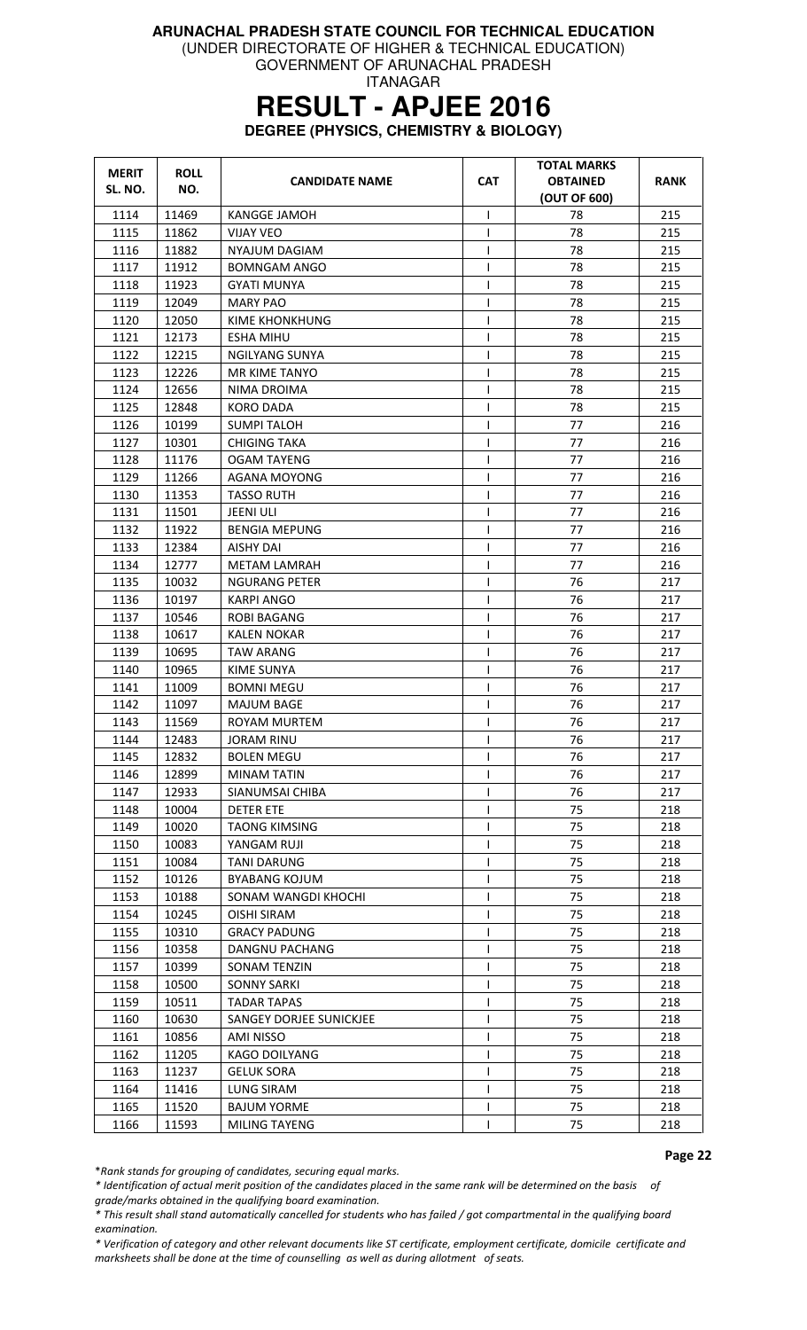**ARUNACHAL PRADESH STATE COUNCIL FOR TECHNICAL EDUCATION**
(UNDER DIRECTORATE OF HIGHER & TECHNICAL EDUCATION)
GOVERNMENT OF ARUNACHAL PRADESH
ITANAGAR

# RESULT - APJEE 2016

## DEGREE (PHYSICS, CHEMISTRY & BIOLOGY)

| MERIT SL. NO. | ROLL NO. | CANDIDATE NAME | CAT | TOTAL MARKS OBTAINED (OUT OF 600) | RANK |
|---|---|---|---|---|---|
| 1114 | 11469 | KANGGE JAMOH | I | 78 | 215 |
| 1115 | 11862 | VIJAY VEO | I | 78 | 215 |
| 1116 | 11882 | NYAJUM DAGIAM | I | 78 | 215 |
| 1117 | 11912 | BOMNGAM ANGO | I | 78 | 215 |
| 1118 | 11923 | GYATI MUNYA | I | 78 | 215 |
| 1119 | 12049 | MARY PAO | I | 78 | 215 |
| 1120 | 12050 | KIME KHONKHUNG | I | 78 | 215 |
| 1121 | 12173 | ESHA MIHU | I | 78 | 215 |
| 1122 | 12215 | NGILYANG SUNYA | I | 78 | 215 |
| 1123 | 12226 | MR KIME TANYO | I | 78 | 215 |
| 1124 | 12656 | NIMA DROIMA | I | 78 | 215 |
| 1125 | 12848 | KORO DADA | I | 78 | 215 |
| 1126 | 10199 | SUMPI TALOH | I | 77 | 216 |
| 1127 | 10301 | CHIGING TAKA | I | 77 | 216 |
| 1128 | 11176 | OGAM TAYENG | I | 77 | 216 |
| 1129 | 11266 | AGANA MOYONG | I | 77 | 216 |
| 1130 | 11353 | TASSO RUTH | I | 77 | 216 |
| 1131 | 11501 | JEENI ULI | I | 77 | 216 |
| 1132 | 11922 | BENGIA MEPUNG | I | 77 | 216 |
| 1133 | 12384 | AISHY DAI | I | 77 | 216 |
| 1134 | 12777 | METAM LAMRAH | I | 77 | 216 |
| 1135 | 10032 | NGURANG PETER | I | 76 | 217 |
| 1136 | 10197 | KARPI ANGO | I | 76 | 217 |
| 1137 | 10546 | ROBI BAGANG | I | 76 | 217 |
| 1138 | 10617 | KALEN NOKAR | I | 76 | 217 |
| 1139 | 10695 | TAW ARANG | I | 76 | 217 |
| 1140 | 10965 | KIME SUNYA | I | 76 | 217 |
| 1141 | 11009 | BOMNI MEGU | I | 76 | 217 |
| 1142 | 11097 | MAJUM BAGE | I | 76 | 217 |
| 1143 | 11569 | ROYAM MURTEM | I | 76 | 217 |
| 1144 | 12483 | JORAM RINU | I | 76 | 217 |
| 1145 | 12832 | BOLEN MEGU | I | 76 | 217 |
| 1146 | 12899 | MINAM TATIN | I | 76 | 217 |
| 1147 | 12933 | SIANUMSAI CHIBA | I | 76 | 217 |
| 1148 | 10004 | DETER ETE | I | 75 | 218 |
| 1149 | 10020 | TAONG KIMSING | I | 75 | 218 |
| 1150 | 10083 | YANGAM RUJI | I | 75 | 218 |
| 1151 | 10084 | TANI DARUNG | I | 75 | 218 |
| 1152 | 10126 | BYABANG KOJUM | I | 75 | 218 |
| 1153 | 10188 | SONAM WANGDI KHOCHI | I | 75 | 218 |
| 1154 | 10245 | OISHI SIRAM | I | 75 | 218 |
| 1155 | 10310 | GRACY PADUNG | I | 75 | 218 |
| 1156 | 10358 | DANGNU PACHANG | I | 75 | 218 |
| 1157 | 10399 | SONAM TENZIN | I | 75 | 218 |
| 1158 | 10500 | SONNY SARKI | I | 75 | 218 |
| 1159 | 10511 | TADAR TAPAS | I | 75 | 218 |
| 1160 | 10630 | SANGEY DORJEE SUNICKJEE | I | 75 | 218 |
| 1161 | 10856 | AMI NISSO | I | 75 | 218 |
| 1162 | 11205 | KAGO DOILYANG | I | 75 | 218 |
| 1163 | 11237 | GELUK SORA | I | 75 | 218 |
| 1164 | 11416 | LUNG SIRAM | I | 75 | 218 |
| 1165 | 11520 | BAJUM YORME | I | 75 | 218 |
| 1166 | 11593 | MILING TAYENG | I | 75 | 218 |

*\*Rank stands for grouping of candidates, securing equal marks.*

*\* Identification of actual merit position of the candidates placed in the same rank will be determined on the basis of grade/marks obtained in the qualifying board examination.*

*\* This result shall stand automatically cancelled for students who has failed / got compartmental in the qualifying board examination.*

*\* Verification of category and other relevant documents like ST certificate, employment certificate, domicile certificate and marksheets shall be done at the time of counselling as well as during allotment of seats.*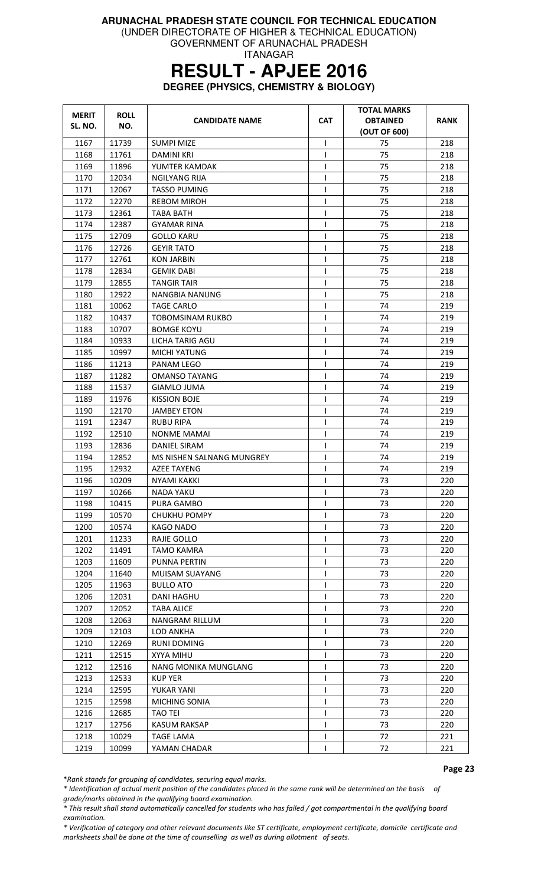**ARUNACHAL PRADESH STATE COUNCIL FOR TECHNICAL EDUCATION**
(UNDER DIRECTORATE OF HIGHER & TECHNICAL EDUCATION)
GOVERNMENT OF ARUNACHAL PRADESH
ITANAGAR

# RESULT - APJEE 2016

**DEGREE (PHYSICS, CHEMISTRY & BIOLOGY)**

| MERIT SL. NO. | ROLL NO. | CANDIDATE NAME | CAT | TOTAL MARKS OBTAINED (OUT OF 600) | RANK |
|---|---|---|---|---|---|
| 1167 | 11739 | SUMPI MIZE | I | 75 | 218 |
| 1168 | 11761 | DAMINI KRI | I | 75 | 218 |
| 1169 | 11896 | YUMTER KAMDAK | I | 75 | 218 |
| 1170 | 12034 | NGILYANG RIJA | I | 75 | 218 |
| 1171 | 12067 | TASSO PUMING | I | 75 | 218 |
| 1172 | 12270 | REBOM MIROH | I | 75 | 218 |
| 1173 | 12361 | TABA BATH | I | 75 | 218 |
| 1174 | 12387 | GYAMAR RINA | I | 75 | 218 |
| 1175 | 12709 | GOLLO KARU | I | 75 | 218 |
| 1176 | 12726 | GEYIR TATO | I | 75 | 218 |
| 1177 | 12761 | KON JARBIN | I | 75 | 218 |
| 1178 | 12834 | GEMIK DABI | I | 75 | 218 |
| 1179 | 12855 | TANGIR TAIR | I | 75 | 218 |
| 1180 | 12922 | NANGBIA NANUNG | I | 75 | 218 |
| 1181 | 10062 | TAGE CARLO | I | 74 | 219 |
| 1182 | 10437 | TOBOMSINAM RUKBO | I | 74 | 219 |
| 1183 | 10707 | BOMGE KOYU | I | 74 | 219 |
| 1184 | 10933 | LICHA TARIG AGU | I | 74 | 219 |
| 1185 | 10997 | MICHI YATUNG | I | 74 | 219 |
| 1186 | 11213 | PANAM LEGO | I | 74 | 219 |
| 1187 | 11282 | OMANSO TAYANG | I | 74 | 219 |
| 1188 | 11537 | GIAMLO JUMA | I | 74 | 219 |
| 1189 | 11976 | KISSION BOJE | I | 74 | 219 |
| 1190 | 12170 | JAMBEY ETON | I | 74 | 219 |
| 1191 | 12347 | RUBU RIPA | I | 74 | 219 |
| 1192 | 12510 | NONME MAMAI | I | 74 | 219 |
| 1193 | 12836 | DANIEL SIRAM | I | 74 | 219 |
| 1194 | 12852 | MS NISHEN SALNANG MUNGREY | I | 74 | 219 |
| 1195 | 12932 | AZEE TAYENG | I | 74 | 219 |
| 1196 | 10209 | NYAMI KAKKI | I | 73 | 220 |
| 1197 | 10266 | NADA YAKU | I | 73 | 220 |
| 1198 | 10415 | PURA GAMBO | I | 73 | 220 |
| 1199 | 10570 | CHUKHU POMPY | I | 73 | 220 |
| 1200 | 10574 | KAGO NADO | I | 73 | 220 |
| 1201 | 11233 | RAJIE GOLLO | I | 73 | 220 |
| 1202 | 11491 | TAMO KAMRA | I | 73 | 220 |
| 1203 | 11609 | PUNNA PERTIN | I | 73 | 220 |
| 1204 | 11640 | MUISAM SUAYANG | I | 73 | 220 |
| 1205 | 11963 | BULLO ATO | I | 73 | 220 |
| 1206 | 12031 | DANI HAGHU | I | 73 | 220 |
| 1207 | 12052 | TABA ALICE | I | 73 | 220 |
| 1208 | 12063 | NANGRAM RILLUM | I | 73 | 220 |
| 1209 | 12103 | LOD ANKHA | I | 73 | 220 |
| 1210 | 12269 | RUNI DOMING | I | 73 | 220 |
| 1211 | 12515 | XYYA MIHU | I | 73 | 220 |
| 1212 | 12516 | NANG MONIKA MUNGLANG | I | 73 | 220 |
| 1213 | 12533 | KUP YER | I | 73 | 220 |
| 1214 | 12595 | YUKAR YANI | I | 73 | 220 |
| 1215 | 12598 | MICHING SONIA | I | 73 | 220 |
| 1216 | 12685 | TAO TEI | I | 73 | 220 |
| 1217 | 12756 | KASUM RAKSAP | I | 73 | 220 |
| 1218 | 10029 | TAGE LAMA | I | 72 | 221 |
| 1219 | 10099 | YAMAN CHADAR | I | 72 | 221 |

*\*Rank stands for grouping of candidates, securing equal marks.*

*\* Identification of actual merit position of the candidates placed in the same rank will be determined on the basis of grade/marks obtained in the qualifying board examination.*

*\* This result shall stand automatically cancelled for students who has failed / got compartmental in the qualifying board examination.*

*\* Verification of category and other relevant documents like ST certificate, employment certificate, domicile certificate and marksheets shall be done at the time of counselling as well as during allotment of seats.*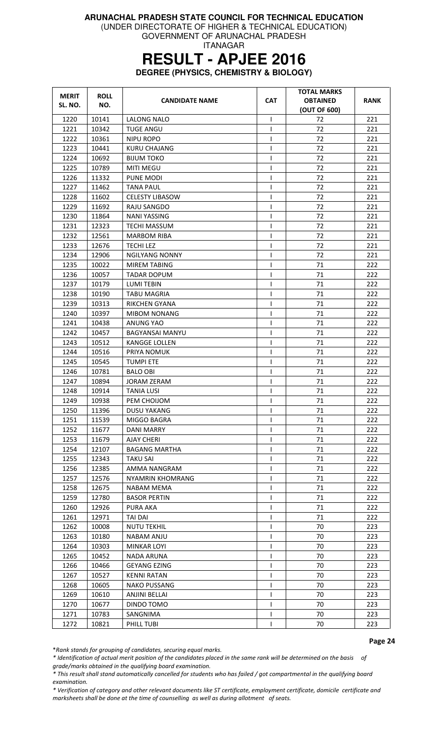**ARUNACHAL PRADESH STATE COUNCIL FOR TECHNICAL EDUCATION**

(UNDER DIRECTORATE OF HIGHER & TECHNICAL EDUCATION)

GOVERNMENT OF ARUNACHAL PRADESH

ITANAGAR

# RESULT - APJEE 2016

## DEGREE (PHYSICS, CHEMISTRY & BIOLOGY)

| MERIT SL. NO. | ROLL NO. | CANDIDATE NAME | CAT | TOTAL MARKS OBTAINED (OUT OF 600) | RANK |
|---|---|---|---|---|---|
| 1220 | 10141 | LALONG NALO | I | 72 | 221 |
| 1221 | 10342 | TUGE ANGU | I | 72 | 221 |
| 1222 | 10361 | NIPU ROPO | I | 72 | 221 |
| 1223 | 10441 | KURU CHAJANG | I | 72 | 221 |
| 1224 | 10692 | BIJUM TOKO | I | 72 | 221 |
| 1225 | 10789 | MITI MEGU | I | 72 | 221 |
| 1226 | 11332 | PUNE MODI | I | 72 | 221 |
| 1227 | 11462 | TANA PAUL | I | 72 | 221 |
| 1228 | 11602 | CELESTY LIBASOW | I | 72 | 221 |
| 1229 | 11692 | RAJU SANGDO | I | 72 | 221 |
| 1230 | 11864 | NANI YASSING | I | 72 | 221 |
| 1231 | 12323 | TECHI MASSUM | I | 72 | 221 |
| 1232 | 12561 | MARBOM RIBA | I | 72 | 221 |
| 1233 | 12676 | TECHI LEZ | I | 72 | 221 |
| 1234 | 12906 | NGILYANG NONNY | I | 72 | 221 |
| 1235 | 10022 | MIREM TABING | I | 71 | 222 |
| 1236 | 10057 | TADAR DOPUM | I | 71 | 222 |
| 1237 | 10179 | LUMI TEBIN | I | 71 | 222 |
| 1238 | 10190 | TABU MAGRIA | I | 71 | 222 |
| 1239 | 10313 | RIKCHEN GYANA | I | 71 | 222 |
| 1240 | 10397 | MIBOM NONANG | I | 71 | 222 |
| 1241 | 10438 | ANUNG YAO | I | 71 | 222 |
| 1242 | 10457 | BAGYANSAI MANYU | I | 71 | 222 |
| 1243 | 10512 | KANGGE LOLLEN | I | 71 | 222 |
| 1244 | 10516 | PRIYA NOMUK | I | 71 | 222 |
| 1245 | 10545 | TUMPI ETE | I | 71 | 222 |
| 1246 | 10781 | BALO OBI | I | 71 | 222 |
| 1247 | 10894 | JORAM ZERAM | I | 71 | 222 |
| 1248 | 10914 | TANIA LUSI | I | 71 | 222 |
| 1249 | 10938 | PEM CHOIJOM | I | 71 | 222 |
| 1250 | 11396 | DUSU YAKANG | I | 71 | 222 |
| 1251 | 11539 | MIGGO BAGRA | I | 71 | 222 |
| 1252 | 11677 | DANI MARRY | I | 71 | 222 |
| 1253 | 11679 | AJAY CHERI | I | 71 | 222 |
| 1254 | 12107 | BAGANG MARTHA | I | 71 | 222 |
| 1255 | 12343 | TAKU SAI | I | 71 | 222 |
| 1256 | 12385 | AMMA NANGRAM | I | 71 | 222 |
| 1257 | 12576 | NYAMRIN KHOMRANG | I | 71 | 222 |
| 1258 | 12675 | NABAM MEMA | I | 71 | 222 |
| 1259 | 12780 | BASOR PERTIN | I | 71 | 222 |
| 1260 | 12926 | PURA AKA | I | 71 | 222 |
| 1261 | 12971 | TAI DAI | I | 71 | 222 |
| 1262 | 10008 | NUTU TEKHIL | I | 70 | 223 |
| 1263 | 10180 | NABAM ANJU | I | 70 | 223 |
| 1264 | 10303 | MINKAR LOYI | I | 70 | 223 |
| 1265 | 10452 | NADA ARUNA | I | 70 | 223 |
| 1266 | 10466 | GEYANG EZING | I | 70 | 223 |
| 1267 | 10527 | KENNI RATAN | I | 70 | 223 |
| 1268 | 10605 | NAKO PUSSANG | I | 70 | 223 |
| 1269 | 10610 | ANJINI BELLAI | I | 70 | 223 |
| 1270 | 10677 | DINDO TOMO | I | 70 | 223 |
| 1271 | 10783 | SANGNIMA | I | 70 | 223 |
| 1272 | 10821 | PHILL TUBI | I | 70 | 223 |

*\*Rank stands for grouping of candidates, securing equal marks.*

*\* Identification of actual merit position of the candidates placed in the same rank will be determined on the basis of grade/marks obtained in the qualifying board examination.*

*\* This result shall stand automatically cancelled for students who has failed / got compartmental in the qualifying board examination.*

*\* Verification of category and other relevant documents like ST certificate, employment certificate, domicile certificate and marksheets shall be done at the time of counselling as well as during allotment of seats.*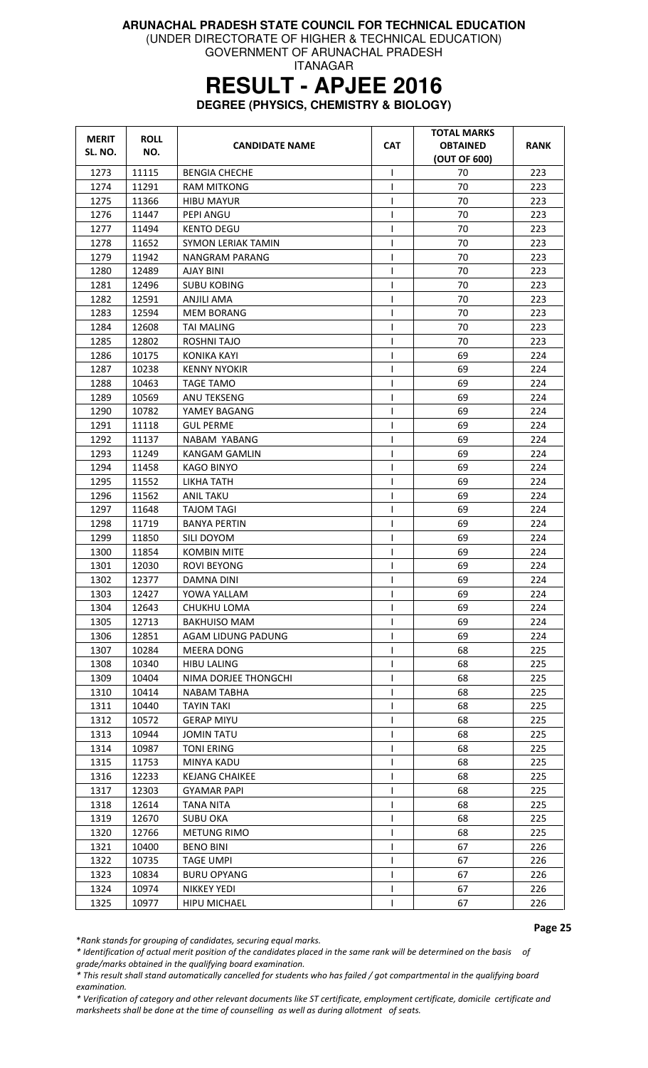**ARUNACHAL PRADESH STATE COUNCIL FOR TECHNICAL EDUCATION**
(UNDER DIRECTORATE OF HIGHER & TECHNICAL EDUCATION)
GOVERNMENT OF ARUNACHAL PRADESH
ITANAGAR

# RESULT - APJEE 2016

**DEGREE (PHYSICS, CHEMISTRY & BIOLOGY)**

| MERIT SL. NO. | ROLL NO. | CANDIDATE NAME | CAT | TOTAL MARKS OBTAINED (OUT OF 600) | RANK |
|---|---|---|---|---|---|
| 1273 | 11115 | BENGIA CHECHE | I | 70 | 223 |
| 1274 | 11291 | RAM MITKONG | I | 70 | 223 |
| 1275 | 11366 | HIBU MAYUR | I | 70 | 223 |
| 1276 | 11447 | PEPI ANGU | I | 70 | 223 |
| 1277 | 11494 | KENTO DEGU | I | 70 | 223 |
| 1278 | 11652 | SYMON LERIAK TAMIN | I | 70 | 223 |
| 1279 | 11942 | NANGRAM PARANG | I | 70 | 223 |
| 1280 | 12489 | AJAY BINI | I | 70 | 223 |
| 1281 | 12496 | SUBU KOBING | I | 70 | 223 |
| 1282 | 12591 | ANJILI AMA | I | 70 | 223 |
| 1283 | 12594 | MEM BORANG | I | 70 | 223 |
| 1284 | 12608 | TAI MALING | I | 70 | 223 |
| 1285 | 12802 | ROSHNI TAJO | I | 70 | 223 |
| 1286 | 10175 | KONIKA KAYI | I | 69 | 224 |
| 1287 | 10238 | KENNY NYOKIR | I | 69 | 224 |
| 1288 | 10463 | TAGE TAMO | I | 69 | 224 |
| 1289 | 10569 | ANU TEKSENG | I | 69 | 224 |
| 1290 | 10782 | YAMEY BAGANG | I | 69 | 224 |
| 1291 | 11118 | GUL PERME | I | 69 | 224 |
| 1292 | 11137 | NABAM YABANG | I | 69 | 224 |
| 1293 | 11249 | KANGAM GAMLIN | I | 69 | 224 |
| 1294 | 11458 | KAGO BINYO | I | 69 | 224 |
| 1295 | 11552 | LIKHA TATH | I | 69 | 224 |
| 1296 | 11562 | ANIL TAKU | I | 69 | 224 |
| 1297 | 11648 | TAJOM TAGI | I | 69 | 224 |
| 1298 | 11719 | BANYA PERTIN | I | 69 | 224 |
| 1299 | 11850 | SILI DOYOM | I | 69 | 224 |
| 1300 | 11854 | KOMBIN MITE | I | 69 | 224 |
| 1301 | 12030 | ROVI BEYONG | I | 69 | 224 |
| 1302 | 12377 | DAMNA DINI | I | 69 | 224 |
| 1303 | 12427 | YOWA YALLAM | I | 69 | 224 |
| 1304 | 12643 | CHUKHU LOMA | I | 69 | 224 |
| 1305 | 12713 | BAKHUISO MAM | I | 69 | 224 |
| 1306 | 12851 | AGAM LIDUNG PADUNG | I | 69 | 224 |
| 1307 | 10284 | MEERA DONG | I | 68 | 225 |
| 1308 | 10340 | HIBU LALING | I | 68 | 225 |
| 1309 | 10404 | NIMA DORJEE THONGCHI | I | 68 | 225 |
| 1310 | 10414 | NABAM TABHA | I | 68 | 225 |
| 1311 | 10440 | TAYIN TAKI | I | 68 | 225 |
| 1312 | 10572 | GERAP MIYU | I | 68 | 225 |
| 1313 | 10944 | JOMIN TATU | I | 68 | 225 |
| 1314 | 10987 | TONI ERING | I | 68 | 225 |
| 1315 | 11753 | MINYA KADU | I | 68 | 225 |
| 1316 | 12233 | KEJANG CHAIKEE | I | 68 | 225 |
| 1317 | 12303 | GYAMAR PAPI | I | 68 | 225 |
| 1318 | 12614 | TANA NITA | I | 68 | 225 |
| 1319 | 12670 | SUBU OKA | I | 68 | 225 |
| 1320 | 12766 | METUNG RIMO | I | 68 | 225 |
| 1321 | 10400 | BENO BINI | I | 67 | 226 |
| 1322 | 10735 | TAGE UMPI | I | 67 | 226 |
| 1323 | 10834 | BURU OPYANG | I | 67 | 226 |
| 1324 | 10974 | NIKKEY YEDI | I | 67 | 226 |
| 1325 | 10977 | HIPU MICHAEL | I | 67 | 226 |

*\*Rank stands for grouping of candidates, securing equal marks.*

*\* Identification of actual merit position of the candidates placed in the same rank will be determined on the basis of grade/marks obtained in the qualifying board examination.*

*\* This result shall stand automatically cancelled for students who has failed / got compartmental in the qualifying board examination.*

*\* Verification of category and other relevant documents like ST certificate, employment certificate, domicile certificate and marksheets shall be done at the time of counselling as well as during allotment of seats.*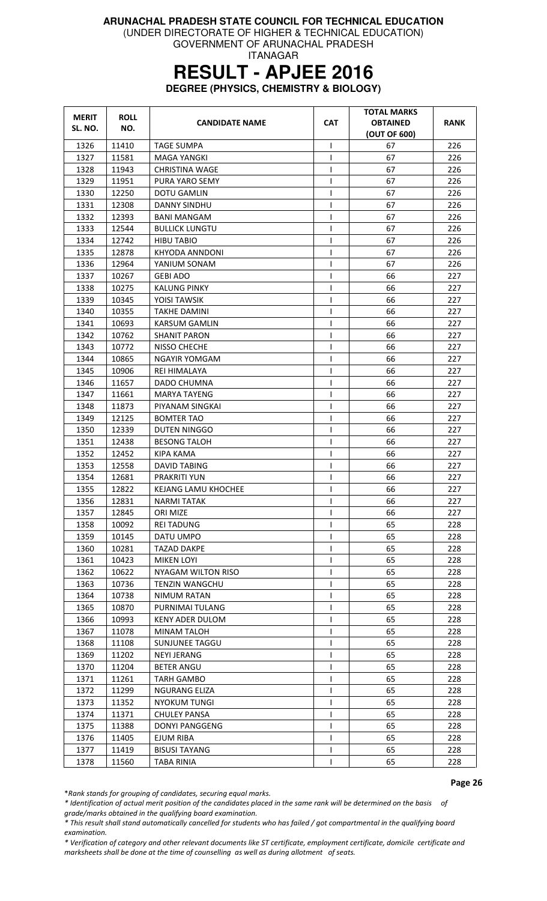# ARUNACHAL PRADESH STATE COUNCIL FOR TECHNICAL EDUCATION

(UNDER DIRECTORATE OF HIGHER & TECHNICAL EDUCATION)
GOVERNMENT OF ARUNACHAL PRADESH
ITANAGAR

# RESULT - APJEE 2016

## DEGREE (PHYSICS, CHEMISTRY & BIOLOGY)

| MERIT SL. NO. | ROLL NO. | CANDIDATE NAME | CAT | TOTAL MARKS OBTAINED (OUT OF 600) | RANK |
|---|---|---|---|---|---|
| 1326 | 11410 | TAGE SUMPA | I | 67 | 226 |
| 1327 | 11581 | MAGA YANGKI | I | 67 | 226 |
| 1328 | 11943 | CHRISTINA WAGE | I | 67 | 226 |
| 1329 | 11951 | PURA YARO SEMY | I | 67 | 226 |
| 1330 | 12250 | DOTU GAMLIN | I | 67 | 226 |
| 1331 | 12308 | DANNY SINDHU | I | 67 | 226 |
| 1332 | 12393 | BANI MANGAM | I | 67 | 226 |
| 1333 | 12544 | BULLICK LUNGTU | I | 67 | 226 |
| 1334 | 12742 | HIBU TABIO | I | 67 | 226 |
| 1335 | 12878 | KHYODA ANNDONI | I | 67 | 226 |
| 1336 | 12964 | YANIUM SONAM | I | 67 | 226 |
| 1337 | 10267 | GEBI ADO | I | 66 | 227 |
| 1338 | 10275 | KALUNG PINKY | I | 66 | 227 |
| 1339 | 10345 | YOISI TAWSIK | I | 66 | 227 |
| 1340 | 10355 | TAKHE DAMINI | I | 66 | 227 |
| 1341 | 10693 | KARSUM GAMLIN | I | 66 | 227 |
| 1342 | 10762 | SHANIT PARON | I | 66 | 227 |
| 1343 | 10772 | NISSO CHECHE | I | 66 | 227 |
| 1344 | 10865 | NGAYIR YOMGAM | I | 66 | 227 |
| 1345 | 10906 | REI HIMALAYA | I | 66 | 227 |
| 1346 | 11657 | DADO CHUMNA | I | 66 | 227 |
| 1347 | 11661 | MARYA TAYENG | I | 66 | 227 |
| 1348 | 11873 | PIYANAM SINGKAI | I | 66 | 227 |
| 1349 | 12125 | BOMTER TAO | I | 66 | 227 |
| 1350 | 12339 | DUTEN NINGGO | I | 66 | 227 |
| 1351 | 12438 | BESONG TALOH | I | 66 | 227 |
| 1352 | 12452 | KIPA KAMA | I | 66 | 227 |
| 1353 | 12558 | DAVID TABING | I | 66 | 227 |
| 1354 | 12681 | PRAKRITI YUN | I | 66 | 227 |
| 1355 | 12822 | KEJANG LAMU KHOCHEE | I | 66 | 227 |
| 1356 | 12831 | NARMI TATAK | I | 66 | 227 |
| 1357 | 12845 | ORI MIZE | I | 66 | 227 |
| 1358 | 10092 | REI TADUNG | I | 65 | 228 |
| 1359 | 10145 | DATU UMPO | I | 65 | 228 |
| 1360 | 10281 | TAZAD DAKPE | I | 65 | 228 |
| 1361 | 10423 | MIKEN LOYI | I | 65 | 228 |
| 1362 | 10622 | NYAGAM WILTON RISO | I | 65 | 228 |
| 1363 | 10736 | TENZIN WANGCHU | I | 65 | 228 |
| 1364 | 10738 | NIMUM RATAN | I | 65 | 228 |
| 1365 | 10870 | PURNIMAI TULANG | I | 65 | 228 |
| 1366 | 10993 | KENY ADER DULOM | I | 65 | 228 |
| 1367 | 11078 | MINAM TALOH | I | 65 | 228 |
| 1368 | 11108 | SUNJUNEE TAGGU | I | 65 | 228 |
| 1369 | 11202 | NEYI JERANG | I | 65 | 228 |
| 1370 | 11204 | BETER ANGU | I | 65 | 228 |
| 1371 | 11261 | TARH GAMBO | I | 65 | 228 |
| 1372 | 11299 | NGURANG ELIZA | I | 65 | 228 |
| 1373 | 11352 | NYOKUM TUNGI | I | 65 | 228 |
| 1374 | 11371 | CHULEY PANSA | I | 65 | 228 |
| 1375 | 11388 | DONYI PANGGENG | I | 65 | 228 |
| 1376 | 11405 | EJUM RIBA | I | 65 | 228 |
| 1377 | 11419 | BISUSI TAYANG | I | 65 | 228 |
| 1378 | 11560 | TABA RINIA | I | 65 | 228 |

*\*Rank stands for grouping of candidates, securing equal marks.*

*\* Identification of actual merit position of the candidates placed in the same rank will be determined on the basis of grade/marks obtained in the qualifying board examination.*

*\* This result shall stand automatically cancelled for students who has failed / got compartmental in the qualifying board examination.*

*\* Verification of category and other relevant documents like ST certificate, employment certificate, domicile certificate and marksheets shall be done at the time of counselling as well as during allotment of seats.*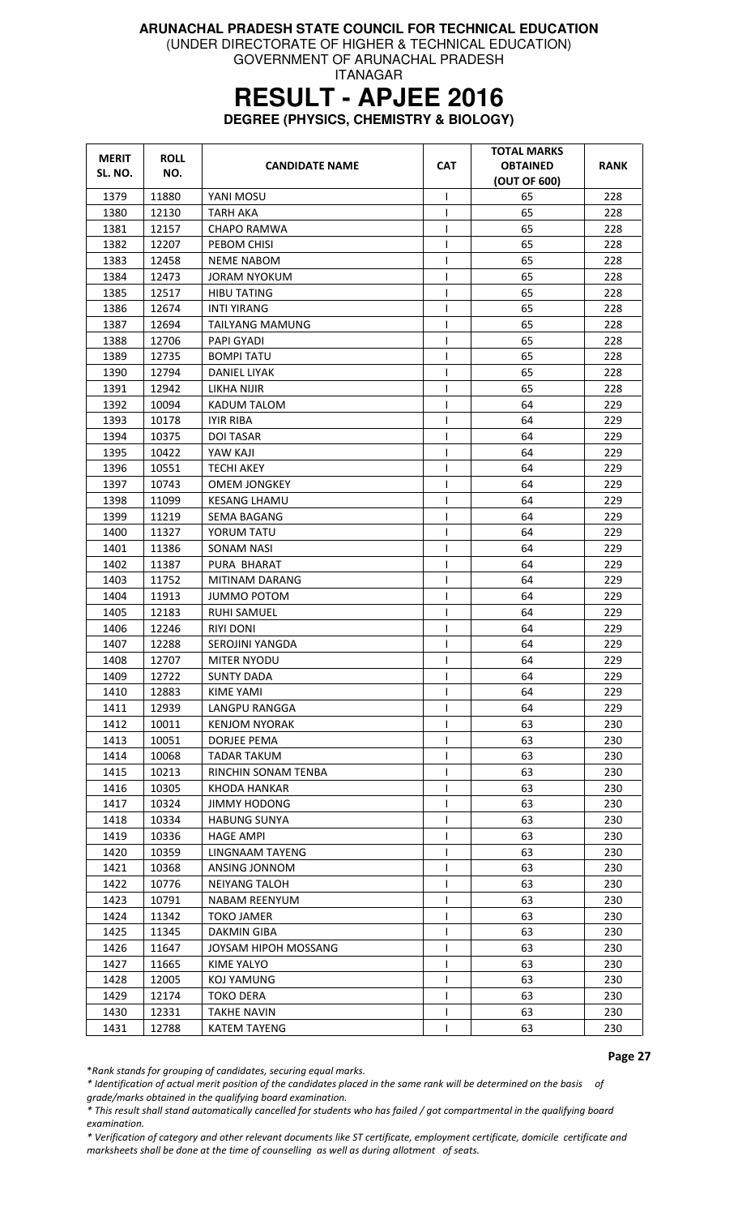**ARUNACHAL PRADESH STATE COUNCIL FOR TECHNICAL EDUCATION**
(UNDER DIRECTORATE OF HIGHER & TECHNICAL EDUCATION)
GOVERNMENT OF ARUNACHAL PRADESH
ITANAGAR

# RESULT - APJEE 2016

**DEGREE (PHYSICS, CHEMISTRY & BIOLOGY)**

| MERIT SL. NO. | ROLL NO. | CANDIDATE NAME | CAT | TOTAL MARKS OBTAINED (OUT OF 600) | RANK |
|---|---|---|---|---|---|
| 1379 | 11880 | YANI MOSU | I | 65 | 228 |
| 1380 | 12130 | TARH AKA | I | 65 | 228 |
| 1381 | 12157 | CHAPO RAMWA | I | 65 | 228 |
| 1382 | 12207 | PEBOM CHISI | I | 65 | 228 |
| 1383 | 12458 | NEME NABOM | I | 65 | 228 |
| 1384 | 12473 | JORAM NYOKUM | I | 65 | 228 |
| 1385 | 12517 | HIBU TATING | I | 65 | 228 |
| 1386 | 12674 | INTI YIRANG | I | 65 | 228 |
| 1387 | 12694 | TAILYANG MAMUNG | I | 65 | 228 |
| 1388 | 12706 | PAPI GYADI | I | 65 | 228 |
| 1389 | 12735 | BOMPI TATU | I | 65 | 228 |
| 1390 | 12794 | DANIEL LIYAK | I | 65 | 228 |
| 1391 | 12942 | LIKHA NIJIR | I | 65 | 228 |
| 1392 | 10094 | KADUM TALOM | I | 64 | 229 |
| 1393 | 10178 | IYIR RIBA | I | 64 | 229 |
| 1394 | 10375 | DOI TASAR | I | 64 | 229 |
| 1395 | 10422 | YAW KAJI | I | 64 | 229 |
| 1396 | 10551 | TECHI AKEY | I | 64 | 229 |
| 1397 | 10743 | OMEM JONGKEY | I | 64 | 229 |
| 1398 | 11099 | KESANG LHAMU | I | 64 | 229 |
| 1399 | 11219 | SEMA BAGANG | I | 64 | 229 |
| 1400 | 11327 | YORUM TATU | I | 64 | 229 |
| 1401 | 11386 | SONAM NASI | I | 64 | 229 |
| 1402 | 11387 | PURA BHARAT | I | 64 | 229 |
| 1403 | 11752 | MITINAM DARANG | I | 64 | 229 |
| 1404 | 11913 | JUMMO POTOM | I | 64 | 229 |
| 1405 | 12183 | RUHI SAMUEL | I | 64 | 229 |
| 1406 | 12246 | RIYI DONI | I | 64 | 229 |
| 1407 | 12288 | SEROJINI YANGDA | I | 64 | 229 |
| 1408 | 12707 | MITER NYODU | I | 64 | 229 |
| 1409 | 12722 | SUNTY DADA | I | 64 | 229 |
| 1410 | 12883 | KIME YAMI | I | 64 | 229 |
| 1411 | 12939 | LANGPU RANGGA | I | 64 | 229 |
| 1412 | 10011 | KENJOM NYORAK | I | 63 | 230 |
| 1413 | 10051 | DORJEE PEMA | I | 63 | 230 |
| 1414 | 10068 | TADAR TAKUM | I | 63 | 230 |
| 1415 | 10213 | RINCHIN SONAM TENBA | I | 63 | 230 |
| 1416 | 10305 | KHODA HANKAR | I | 63 | 230 |
| 1417 | 10324 | JIMMY HODONG | I | 63 | 230 |
| 1418 | 10334 | HABUNG SUNYA | I | 63 | 230 |
| 1419 | 10336 | HAGE AMPI | I | 63 | 230 |
| 1420 | 10359 | LINGNAAM TAYENG | I | 63 | 230 |
| 1421 | 10368 | ANSING JONNOM | I | 63 | 230 |
| 1422 | 10776 | NEIYANG TALOH | I | 63 | 230 |
| 1423 | 10791 | NABAM REENYUM | I | 63 | 230 |
| 1424 | 11342 | TOKO JAMER | I | 63 | 230 |
| 1425 | 11345 | DAKMIN GIBA | I | 63 | 230 |
| 1426 | 11647 | JOYSAM HIPOH MOSSANG | I | 63 | 230 |
| 1427 | 11665 | KIME YALYO | I | 63 | 230 |
| 1428 | 12005 | KOJ YAMUNG | I | 63 | 230 |
| 1429 | 12174 | TOKO DERA | I | 63 | 230 |
| 1430 | 12331 | TAKHE NAVIN | I | 63 | 230 |
| 1431 | 12788 | KATEM TAYENG | I | 63 | 230 |

*\*Rank stands for grouping of candidates, securing equal marks.*

*\* Identification of actual merit position of the candidates placed in the same rank will be determined on the basis of grade/marks obtained in the qualifying board examination.*

*\* This result shall stand automatically cancelled for students who has failed / got compartmental in the qualifying board examination.*

*\* Verification of category and other relevant documents like ST certificate, employment certificate, domicile certificate and marksheets shall be done at the time of counselling as well as during allotment of seats.*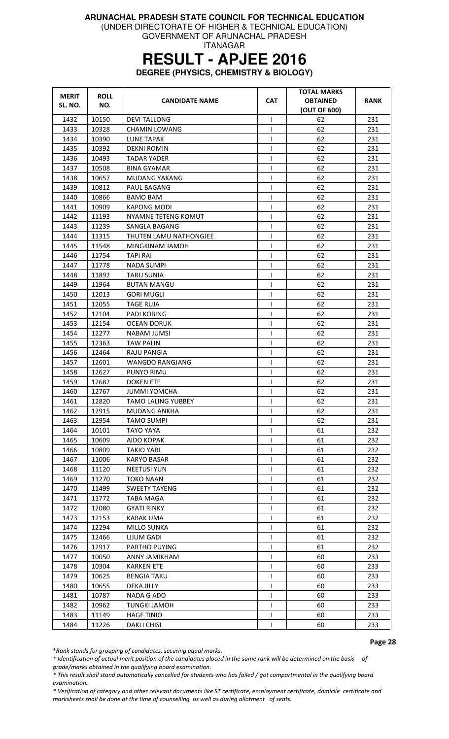**ARUNACHAL PRADESH STATE COUNCIL FOR TECHNICAL EDUCATION**
(UNDER DIRECTORATE OF HIGHER & TECHNICAL EDUCATION)
GOVERNMENT OF ARUNACHAL PRADESH
ITANAGAR

# RESULT - APJEE 2016

**DEGREE (PHYSICS, CHEMISTRY & BIOLOGY)**

| MERIT SL. NO. | ROLL NO. | CANDIDATE NAME | CAT | TOTAL MARKS OBTAINED (OUT OF 600) | RANK |
|---|---|---|---|---|---|
| 1432 | 10150 | DEVI TALLONG | I | 62 | 231 |
| 1433 | 10328 | CHAMIN LOWANG | I | 62 | 231 |
| 1434 | 10390 | LUNE TAPAK | I | 62 | 231 |
| 1435 | 10392 | DEKNI ROMIN | I | 62 | 231 |
| 1436 | 10493 | TADAR YADER | I | 62 | 231 |
| 1437 | 10508 | BINA GYAMAR | I | 62 | 231 |
| 1438 | 10657 | MUDANG YAKANG | I | 62 | 231 |
| 1439 | 10812 | PAUL BAGANG | I | 62 | 231 |
| 1440 | 10866 | BAMO BAM | I | 62 | 231 |
| 1441 | 10909 | KAPONG MODI | I | 62 | 231 |
| 1442 | 11193 | NYAMNE TETENG KOMUT | I | 62 | 231 |
| 1443 | 11239 | SANGLA BAGANG | I | 62 | 231 |
| 1444 | 11315 | THUTEN LAMU NATHONGJEE | I | 62 | 231 |
| 1445 | 11548 | MINGKINAM JAMOH | I | 62 | 231 |
| 1446 | 11754 | TAPI RAI | I | 62 | 231 |
| 1447 | 11778 | NADA SUMPI | I | 62 | 231 |
| 1448 | 11892 | TARU SUNIA | I | 62 | 231 |
| 1449 | 11964 | BUTAN MANGU | I | 62 | 231 |
| 1450 | 12013 | GORI MUGLI | I | 62 | 231 |
| 1451 | 12055 | TAGE RUJA | I | 62 | 231 |
| 1452 | 12104 | PADI KOBING | I | 62 | 231 |
| 1453 | 12154 | OCEAN DORUK | I | 62 | 231 |
| 1454 | 12277 | NABAM JUMSI | I | 62 | 231 |
| 1455 | 12363 | TAW PALIN | I | 62 | 231 |
| 1456 | 12464 | RAJU PANGIA | I | 62 | 231 |
| 1457 | 12601 | WANGDO RANGJANG | I | 62 | 231 |
| 1458 | 12627 | PUNYO RIMU | I | 62 | 231 |
| 1459 | 12682 | DOKEN ETE | I | 62 | 231 |
| 1460 | 12767 | JUMMI YOMCHA | I | 62 | 231 |
| 1461 | 12820 | TAMO LALING YUBBEY | I | 62 | 231 |
| 1462 | 12915 | MUDANG ANKHA | I | 62 | 231 |
| 1463 | 12954 | TAMO SUMPI | I | 62 | 231 |
| 1464 | 10101 | TAYO YAYA | I | 61 | 232 |
| 1465 | 10609 | AIDO KOPAK | I | 61 | 232 |
| 1466 | 10809 | TAKIO YARI | I | 61 | 232 |
| 1467 | 11006 | KARYO BASAR | I | 61 | 232 |
| 1468 | 11120 | NEETUSI YUN | I | 61 | 232 |
| 1469 | 11270 | TOKO NAAN | I | 61 | 232 |
| 1470 | 11499 | SWEETY TAYENG | I | 61 | 232 |
| 1471 | 11772 | TABA MAGA | I | 61 | 232 |
| 1472 | 12080 | GYATI RINKY | I | 61 | 232 |
| 1473 | 12153 | KABAK UMA | I | 61 | 232 |
| 1474 | 12294 | MILLO SUNKA | I | 61 | 232 |
| 1475 | 12466 | LIJUM GADI | I | 61 | 232 |
| 1476 | 12917 | PARTHO PUYING | I | 61 | 232 |
| 1477 | 10050 | ANNY JAMIKHAM | I | 60 | 233 |
| 1478 | 10304 | KARKEN ETE | I | 60 | 233 |
| 1479 | 10625 | BENGIA TAKU | I | 60 | 233 |
| 1480 | 10655 | DEKA JILLY | I | 60 | 233 |
| 1481 | 10787 | NADA G ADO | I | 60 | 233 |
| 1482 | 10962 | TUNGKI JAMOH | I | 60 | 233 |
| 1483 | 11149 | HAGE TINIO | I | 60 | 233 |
| 1484 | 11226 | DAKLI CHISI | I | 60 | 233 |

*\*Rank stands for grouping of candidates, securing equal marks.*

*\* Identification of actual merit position of the candidates placed in the same rank will be determined on the basis of grade/marks obtained in the qualifying board examination.*

*\* This result shall stand automatically cancelled for students who has failed / got compartmental in the qualifying board examination.*

*\* Verification of category and other relevant documents like ST certificate, employment certificate, domicile certificate and marksheets shall be done at the time of counselling as well as during allotment of seats.*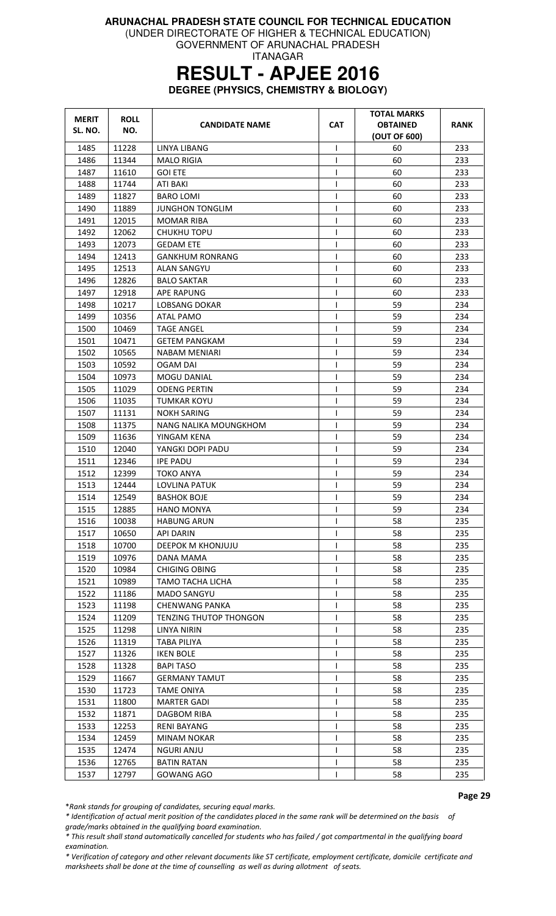**ARUNACHAL PRADESH STATE COUNCIL FOR TECHNICAL EDUCATION**
(UNDER DIRECTORATE OF HIGHER & TECHNICAL EDUCATION)
GOVERNMENT OF ARUNACHAL PRADESH
ITANAGAR

# RESULT - APJEE 2016

**DEGREE (PHYSICS, CHEMISTRY & BIOLOGY)**

| MERIT SL. NO. | ROLL NO. | CANDIDATE NAME | CAT | TOTAL MARKS OBTAINED (OUT OF 600) | RANK |
|---|---|---|---|---|---|
| 1485 | 11228 | LINYA LIBANG | I | 60 | 233 |
| 1486 | 11344 | MALO RIGIA | I | 60 | 233 |
| 1487 | 11610 | GOI ETE | I | 60 | 233 |
| 1488 | 11744 | ATI BAKI | I | 60 | 233 |
| 1489 | 11827 | BARO LOMI | I | 60 | 233 |
| 1490 | 11889 | JUNGHON TONGLIM | I | 60 | 233 |
| 1491 | 12015 | MOMAR RIBA | I | 60 | 233 |
| 1492 | 12062 | CHUKHU TOPU | I | 60 | 233 |
| 1493 | 12073 | GEDAM ETE | I | 60 | 233 |
| 1494 | 12413 | GANKHUM RONRANG | I | 60 | 233 |
| 1495 | 12513 | ALAN SANGYU | I | 60 | 233 |
| 1496 | 12826 | BALO SAKTAR | I | 60 | 233 |
| 1497 | 12918 | APE RAPUNG | I | 60 | 233 |
| 1498 | 10217 | LOBSANG DOKAR | I | 59 | 234 |
| 1499 | 10356 | ATAL PAMO | I | 59 | 234 |
| 1500 | 10469 | TAGE ANGEL | I | 59 | 234 |
| 1501 | 10471 | GETEM PANGKAM | I | 59 | 234 |
| 1502 | 10565 | NABAM MENIARI | I | 59 | 234 |
| 1503 | 10592 | OGAM DAI | I | 59 | 234 |
| 1504 | 10973 | MOGU DANIAL | I | 59 | 234 |
| 1505 | 11029 | ODENG PERTIN | I | 59 | 234 |
| 1506 | 11035 | TUMKAR KOYU | I | 59 | 234 |
| 1507 | 11131 | NOKH SARING | I | 59 | 234 |
| 1508 | 11375 | NANG NALIKA MOUNGKHOM | I | 59 | 234 |
| 1509 | 11636 | YINGAM KENA | I | 59 | 234 |
| 1510 | 12040 | YANGKI DOPI PADU | I | 59 | 234 |
| 1511 | 12346 | IPE PADU | I | 59 | 234 |
| 1512 | 12399 | TOKO ANYA | I | 59 | 234 |
| 1513 | 12444 | LOVLINA PATUK | I | 59 | 234 |
| 1514 | 12549 | BASHOK BOJE | I | 59 | 234 |
| 1515 | 12885 | HANO MONYA | I | 59 | 234 |
| 1516 | 10038 | HABUNG ARUN | I | 58 | 235 |
| 1517 | 10650 | API DARIN | I | 58 | 235 |
| 1518 | 10700 | DEEPOK M KHONJUJU | I | 58 | 235 |
| 1519 | 10976 | DANA MAMA | I | 58 | 235 |
| 1520 | 10984 | CHIGING OBING | I | 58 | 235 |
| 1521 | 10989 | TAMO TACHA LICHA | I | 58 | 235 |
| 1522 | 11186 | MADO SANGYU | I | 58 | 235 |
| 1523 | 11198 | CHENWANG PANKA | I | 58 | 235 |
| 1524 | 11209 | TENZING THUTOP THONGON | I | 58 | 235 |
| 1525 | 11298 | LINYA NIRIN | I | 58 | 235 |
| 1526 | 11319 | TABA PILIYA | I | 58 | 235 |
| 1527 | 11326 | IKEN BOLE | I | 58 | 235 |
| 1528 | 11328 | BAPI TASO | I | 58 | 235 |
| 1529 | 11667 | GERMANY TAMUT | I | 58 | 235 |
| 1530 | 11723 | TAME ONIYA | I | 58 | 235 |
| 1531 | 11800 | MARTER GADI | I | 58 | 235 |
| 1532 | 11871 | DAGBOM RIBA | I | 58 | 235 |
| 1533 | 12253 | RENI BAYANG | I | 58 | 235 |
| 1534 | 12459 | MINAM NOKAR | I | 58 | 235 |
| 1535 | 12474 | NGURI ANJU | I | 58 | 235 |
| 1536 | 12765 | BATIN RATAN | I | 58 | 235 |
| 1537 | 12797 | GOWANG AGO | I | 58 | 235 |

*\*Rank stands for grouping of candidates, securing equal marks.*

*\* Identification of actual merit position of the candidates placed in the same rank will be determined on the basis of grade/marks obtained in the qualifying board examination.*

*\* This result shall stand automatically cancelled for students who has failed / got compartmental in the qualifying board examination.*

*\* Verification of category and other relevant documents like ST certificate, employment certificate, domicile certificate and marksheets shall be done at the time of counselling as well as during allotment of seats.*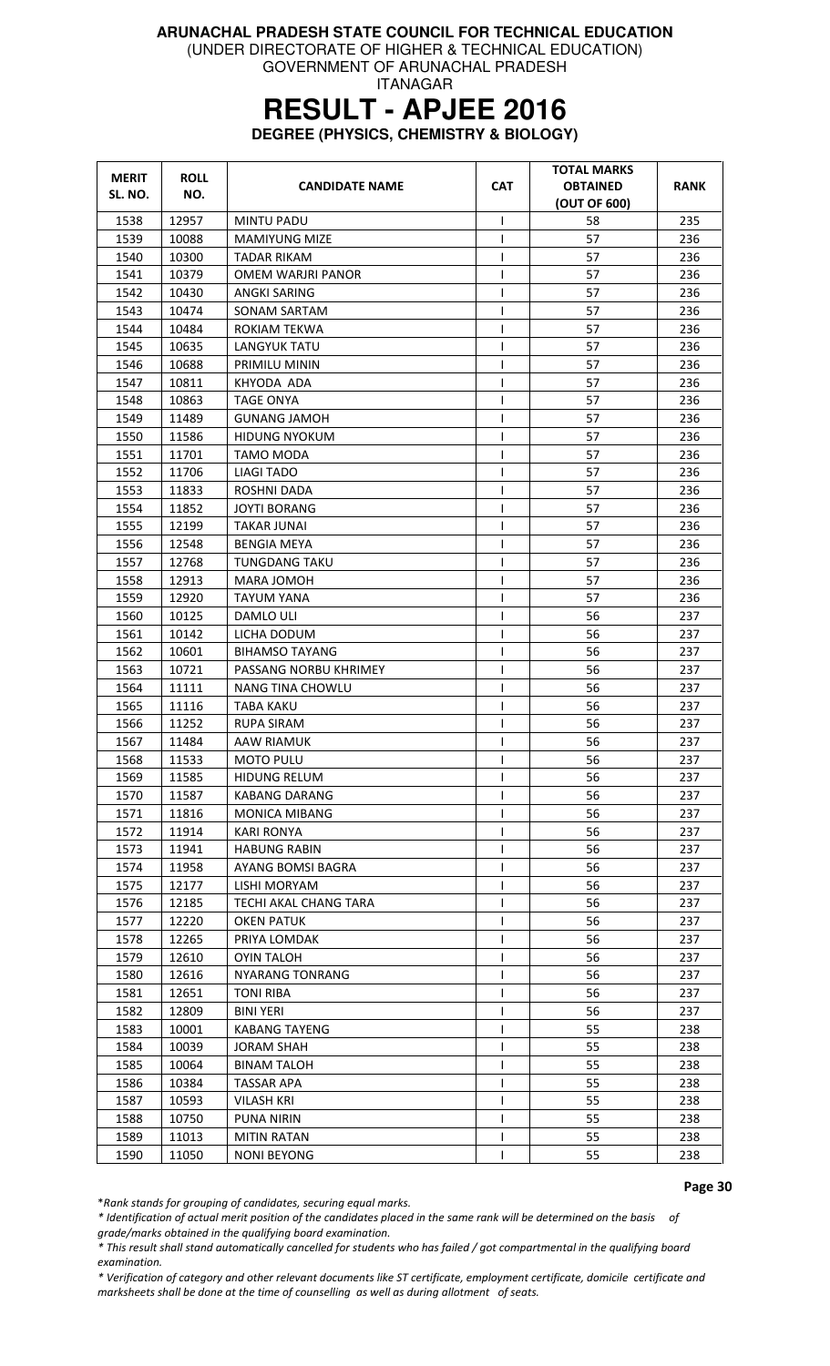**ARUNACHAL PRADESH STATE COUNCIL FOR TECHNICAL EDUCATION**
(UNDER DIRECTORATE OF HIGHER & TECHNICAL EDUCATION)
GOVERNMENT OF ARUNACHAL PRADESH
ITANAGAR

# RESULT - APJEE 2016

**DEGREE (PHYSICS, CHEMISTRY & BIOLOGY)**

| MERIT SL. NO. | ROLL NO. | CANDIDATE NAME | CAT | TOTAL MARKS OBTAINED (OUT OF 600) | RANK |
|---|---|---|---|---|---|
| 1538 | 12957 | MINTU PADU | I | 58 | 235 |
| 1539 | 10088 | MAMIYUNG MIZE | I | 57 | 236 |
| 1540 | 10300 | TADAR RIKAM | I | 57 | 236 |
| 1541 | 10379 | OMEM WARJRI PANOR | I | 57 | 236 |
| 1542 | 10430 | ANGKI SARING | I | 57 | 236 |
| 1543 | 10474 | SONAM SARTAM | I | 57 | 236 |
| 1544 | 10484 | ROKIAM TEKWA | I | 57 | 236 |
| 1545 | 10635 | LANGYUK TATU | I | 57 | 236 |
| 1546 | 10688 | PRIMILU MININ | I | 57 | 236 |
| 1547 | 10811 | KHYODA ADA | I | 57 | 236 |
| 1548 | 10863 | TAGE ONYA | I | 57 | 236 |
| 1549 | 11489 | GUNANG JAMOH | I | 57 | 236 |
| 1550 | 11586 | HIDUNG NYOKUM | I | 57 | 236 |
| 1551 | 11701 | TAMO MODA | I | 57 | 236 |
| 1552 | 11706 | LIAGI TADO | I | 57 | 236 |
| 1553 | 11833 | ROSHNI DADA | I | 57 | 236 |
| 1554 | 11852 | JOYTI BORANG | I | 57 | 236 |
| 1555 | 12199 | TAKAR JUNAI | I | 57 | 236 |
| 1556 | 12548 | BENGIA MEYA | I | 57 | 236 |
| 1557 | 12768 | TUNGDANG TAKU | I | 57 | 236 |
| 1558 | 12913 | MARA JOMOH | I | 57 | 236 |
| 1559 | 12920 | TAYUM YANA | I | 57 | 236 |
| 1560 | 10125 | DAMLO ULI | I | 56 | 237 |
| 1561 | 10142 | LICHA DODUM | I | 56 | 237 |
| 1562 | 10601 | BIHAMSO TAYANG | I | 56 | 237 |
| 1563 | 10721 | PASSANG NORBU KHRIMEY | I | 56 | 237 |
| 1564 | 11111 | NANG TINA CHOWLU | I | 56 | 237 |
| 1565 | 11116 | TABA KAKU | I | 56 | 237 |
| 1566 | 11252 | RUPA SIRAM | I | 56 | 237 |
| 1567 | 11484 | AAW RIAMUK | I | 56 | 237 |
| 1568 | 11533 | MOTO PULU | I | 56 | 237 |
| 1569 | 11585 | HIDUNG RELUM | I | 56 | 237 |
| 1570 | 11587 | KABANG DARANG | I | 56 | 237 |
| 1571 | 11816 | MONICA MIBANG | I | 56 | 237 |
| 1572 | 11914 | KARI RONYA | I | 56 | 237 |
| 1573 | 11941 | HABUNG RABIN | I | 56 | 237 |
| 1574 | 11958 | AYANG BOMSI BAGRA | I | 56 | 237 |
| 1575 | 12177 | LISHI MORYAM | I | 56 | 237 |
| 1576 | 12185 | TECHI AKAL CHANG TARA | I | 56 | 237 |
| 1577 | 12220 | OKEN PATUK | I | 56 | 237 |
| 1578 | 12265 | PRIYA LOMDAK | I | 56 | 237 |
| 1579 | 12610 | OYIN TALOH | I | 56 | 237 |
| 1580 | 12616 | NYARANG TONRANG | I | 56 | 237 |
| 1581 | 12651 | TONI RIBA | I | 56 | 237 |
| 1582 | 12809 | BINI YERI | I | 56 | 237 |
| 1583 | 10001 | KABANG TAYENG | I | 55 | 238 |
| 1584 | 10039 | JORAM SHAH | I | 55 | 238 |
| 1585 | 10064 | BINAM TALOH | I | 55 | 238 |
| 1586 | 10384 | TASSAR APA | I | 55 | 238 |
| 1587 | 10593 | VILASH KRI | I | 55 | 238 |
| 1588 | 10750 | PUNA NIRIN | I | 55 | 238 |
| 1589 | 11013 | MITIN RATAN | I | 55 | 238 |
| 1590 | 11050 | NONI BEYONG | I | 55 | 238 |

*\*Rank stands for grouping of candidates, securing equal marks.*

*\* Identification of actual merit position of the candidates placed in the same rank will be determined on the basis of grade/marks obtained in the qualifying board examination.*

*\* This result shall stand automatically cancelled for students who has failed / got compartmental in the qualifying board examination.*

*\* Verification of category and other relevant documents like ST certificate, employment certificate, domicile certificate and marksheets shall be done at the time of counselling as well as during allotment of seats.*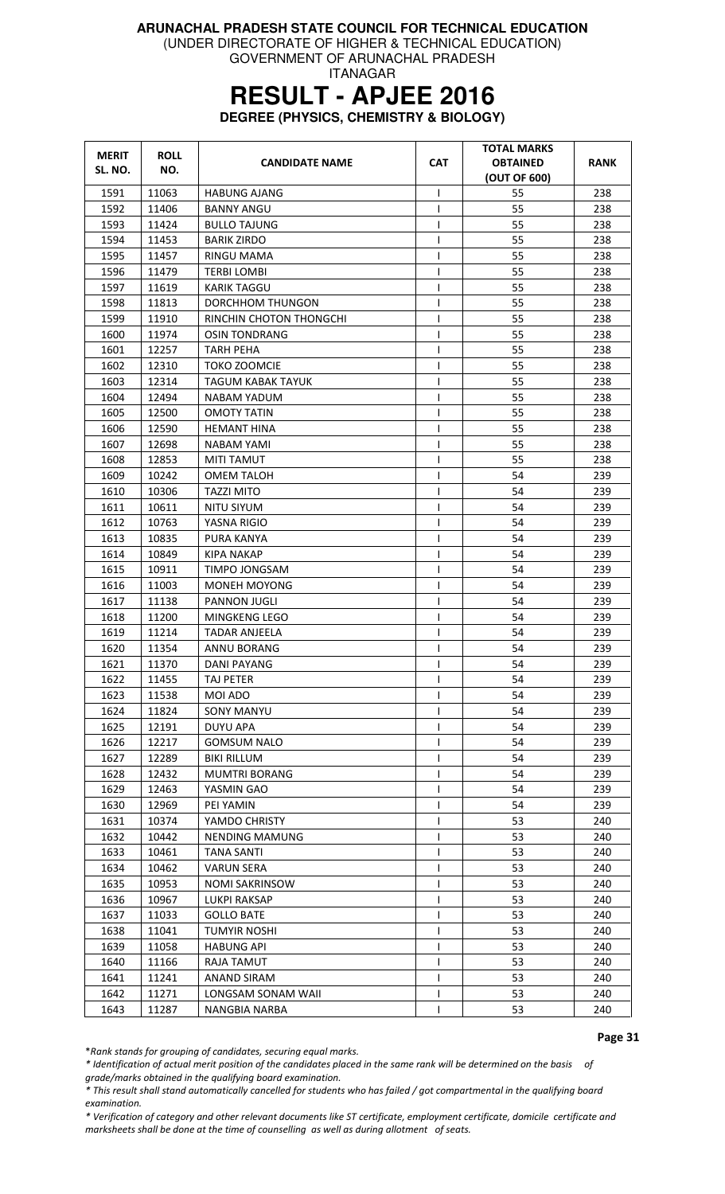**ARUNACHAL PRADESH STATE COUNCIL FOR TECHNICAL EDUCATION**
(UNDER DIRECTORATE OF HIGHER & TECHNICAL EDUCATION)
GOVERNMENT OF ARUNACHAL PRADESH
ITANAGAR

# RESULT - APJEE 2016

**DEGREE (PHYSICS, CHEMISTRY & BIOLOGY)**

| MERIT SL. NO. | ROLL NO. | CANDIDATE NAME | CAT | TOTAL MARKS OBTAINED (OUT OF 600) | RANK |
|---|---|---|---|---|---|
| 1591 | 11063 | HABUNG AJANG | I | 55 | 238 |
| 1592 | 11406 | BANNY ANGU | I | 55 | 238 |
| 1593 | 11424 | BULLO TAJUNG | I | 55 | 238 |
| 1594 | 11453 | BARIK ZIRDO | I | 55 | 238 |
| 1595 | 11457 | RINGU MAMA | I | 55 | 238 |
| 1596 | 11479 | TERBI LOMBI | I | 55 | 238 |
| 1597 | 11619 | KARIK TAGGU | I | 55 | 238 |
| 1598 | 11813 | DORCHHOM THUNGON | I | 55 | 238 |
| 1599 | 11910 | RINCHIN CHOTON THONGCHI | I | 55 | 238 |
| 1600 | 11974 | OSIN TONDRANG | I | 55 | 238 |
| 1601 | 12257 | TARH PEHA | I | 55 | 238 |
| 1602 | 12310 | TOKO ZOOMCIE | I | 55 | 238 |
| 1603 | 12314 | TAGUM KABAK TAYUK | I | 55 | 238 |
| 1604 | 12494 | NABAM YADUM | I | 55 | 238 |
| 1605 | 12500 | OMOTY TATIN | I | 55 | 238 |
| 1606 | 12590 | HEMANT HINA | I | 55 | 238 |
| 1607 | 12698 | NABAM YAMI | I | 55 | 238 |
| 1608 | 12853 | MITI TAMUT | I | 55 | 238 |
| 1609 | 10242 | OMEM TALOH | I | 54 | 239 |
| 1610 | 10306 | TAZZI MITO | I | 54 | 239 |
| 1611 | 10611 | NITU SIYUM | I | 54 | 239 |
| 1612 | 10763 | YASNA RIGIO | I | 54 | 239 |
| 1613 | 10835 | PURA KANYA | I | 54 | 239 |
| 1614 | 10849 | KIPA NAKAP | I | 54 | 239 |
| 1615 | 10911 | TIMPO JONGSAM | I | 54 | 239 |
| 1616 | 11003 | MONEH MOYONG | I | 54 | 239 |
| 1617 | 11138 | PANNON JUGLI | I | 54 | 239 |
| 1618 | 11200 | MINGKENG LEGO | I | 54 | 239 |
| 1619 | 11214 | TADAR ANJEELA | I | 54 | 239 |
| 1620 | 11354 | ANNU BORANG | I | 54 | 239 |
| 1621 | 11370 | DANI PAYANG | I | 54 | 239 |
| 1622 | 11455 | TAJ PETER | I | 54 | 239 |
| 1623 | 11538 | MOI ADO | I | 54 | 239 |
| 1624 | 11824 | SONY MANYU | I | 54 | 239 |
| 1625 | 12191 | DUYU APA | I | 54 | 239 |
| 1626 | 12217 | GOMSUM NALO | I | 54 | 239 |
| 1627 | 12289 | BIKI RILLUM | I | 54 | 239 |
| 1628 | 12432 | MUMTRI BORANG | I | 54 | 239 |
| 1629 | 12463 | YASMIN GAO | I | 54 | 239 |
| 1630 | 12969 | PEI YAMIN | I | 54 | 239 |
| 1631 | 10374 | YAMDO CHRISTY | I | 53 | 240 |
| 1632 | 10442 | NENDING MAMUNG | I | 53 | 240 |
| 1633 | 10461 | TANA SANTI | I | 53 | 240 |
| 1634 | 10462 | VARUN SERA | I | 53 | 240 |
| 1635 | 10953 | NOMI SAKRINSOW | I | 53 | 240 |
| 1636 | 10967 | LUKPI RAKSAP | I | 53 | 240 |
| 1637 | 11033 | GOLLO BATE | I | 53 | 240 |
| 1638 | 11041 | TUMYIR NOSHI | I | 53 | 240 |
| 1639 | 11058 | HABUNG API | I | 53 | 240 |
| 1640 | 11166 | RAJA TAMUT | I | 53 | 240 |
| 1641 | 11241 | ANAND SIRAM | I | 53 | 240 |
| 1642 | 11271 | LONGSAM SONAM WAII | I | 53 | 240 |
| 1643 | 11287 | NANGBIA NARBA | I | 53 | 240 |

*\*Rank stands for grouping of candidates, securing equal marks.*

*\* Identification of actual merit position of the candidates placed in the same rank will be determined on the basis of grade/marks obtained in the qualifying board examination.*

*\* This result shall stand automatically cancelled for students who has failed / got compartmental in the qualifying board examination.*

*\* Verification of category and other relevant documents like ST certificate, employment certificate, domicile certificate and marksheets shall be done at the time of counselling as well as during allotment of seats.*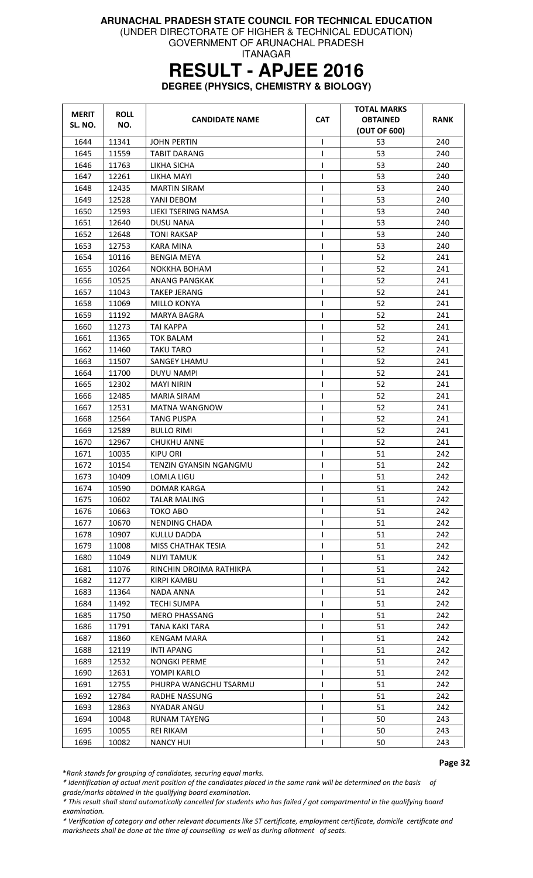**ARUNACHAL PRADESH STATE COUNCIL FOR TECHNICAL EDUCATION**
(UNDER DIRECTORATE OF HIGHER & TECHNICAL EDUCATION)
GOVERNMENT OF ARUNACHAL PRADESH
ITANAGAR

# RESULT - APJEE 2016

**DEGREE (PHYSICS, CHEMISTRY & BIOLOGY)**

| MERIT SL. NO. | ROLL NO. | CANDIDATE NAME | CAT | TOTAL MARKS OBTAINED (OUT OF 600) | RANK |
|---|---|---|---|---|---|
| 1644 | 11341 | JOHN PERTIN | I | 53 | 240 |
| 1645 | 11559 | TABIT DARANG | I | 53 | 240 |
| 1646 | 11763 | LIKHA SICHA | I | 53 | 240 |
| 1647 | 12261 | LIKHA MAYI | I | 53 | 240 |
| 1648 | 12435 | MARTIN SIRAM | I | 53 | 240 |
| 1649 | 12528 | YANI DEBOM | I | 53 | 240 |
| 1650 | 12593 | LIEKI TSERING NAMSA | I | 53 | 240 |
| 1651 | 12640 | DUSU NANA | I | 53 | 240 |
| 1652 | 12648 | TONI RAKSAP | I | 53 | 240 |
| 1653 | 12753 | KARA MINA | I | 53 | 240 |
| 1654 | 10116 | BENGIA MEYA | I | 52 | 241 |
| 1655 | 10264 | NOKKHA BOHAM | I | 52 | 241 |
| 1656 | 10525 | ANANG PANGKAK | I | 52 | 241 |
| 1657 | 11043 | TAKEP JERANG | I | 52 | 241 |
| 1658 | 11069 | MILLO KONYA | I | 52 | 241 |
| 1659 | 11192 | MARYA BAGRA | I | 52 | 241 |
| 1660 | 11273 | TAI KAPPA | I | 52 | 241 |
| 1661 | 11365 | TOK BALAM | I | 52 | 241 |
| 1662 | 11460 | TAKU TARO | I | 52 | 241 |
| 1663 | 11507 | SANGEY LHAMU | I | 52 | 241 |
| 1664 | 11700 | DUYU NAMPI | I | 52 | 241 |
| 1665 | 12302 | MAYI NIRIN | I | 52 | 241 |
| 1666 | 12485 | MARIA SIRAM | I | 52 | 241 |
| 1667 | 12531 | MATNA WANGNOW | I | 52 | 241 |
| 1668 | 12564 | TANG PUSPA | I | 52 | 241 |
| 1669 | 12589 | BULLO RIMI | I | 52 | 241 |
| 1670 | 12967 | CHUKHU ANNE | I | 52 | 241 |
| 1671 | 10035 | KIPU ORI | I | 51 | 242 |
| 1672 | 10154 | TENZIN GYANSIN NGANGMU | I | 51 | 242 |
| 1673 | 10409 | LOMLA LIGU | I | 51 | 242 |
| 1674 | 10590 | DOMAR KARGA | I | 51 | 242 |
| 1675 | 10602 | TALAR MALING | I | 51 | 242 |
| 1676 | 10663 | TOKO ABO | I | 51 | 242 |
| 1677 | 10670 | NENDING CHADA | I | 51 | 242 |
| 1678 | 10907 | KULLU DADDA | I | 51 | 242 |
| 1679 | 11008 | MISS CHATHAK TESIA | I | 51 | 242 |
| 1680 | 11049 | NUYI TAMUK | I | 51 | 242 |
| 1681 | 11076 | RINCHIN DROIMA RATHIKPA | I | 51 | 242 |
| 1682 | 11277 | KIRPI KAMBU | I | 51 | 242 |
| 1683 | 11364 | NADA ANNA | I | 51 | 242 |
| 1684 | 11492 | TECHI SUMPA | I | 51 | 242 |
| 1685 | 11750 | MERO PHASSANG | I | 51 | 242 |
| 1686 | 11791 | TANA KAKI TARA | I | 51 | 242 |
| 1687 | 11860 | KENGAM MARA | I | 51 | 242 |
| 1688 | 12119 | INTI APANG | I | 51 | 242 |
| 1689 | 12532 | NONGKI PERME | I | 51 | 242 |
| 1690 | 12631 | YOMPI KARLO | I | 51 | 242 |
| 1691 | 12755 | PHURPA WANGCHU TSARMU | I | 51 | 242 |
| 1692 | 12784 | RADHE NASSUNG | I | 51 | 242 |
| 1693 | 12863 | NYADAR ANGU | I | 51 | 242 |
| 1694 | 10048 | RUNAM TAYENG | I | 50 | 243 |
| 1695 | 10055 | REI RIKAM | I | 50 | 243 |
| 1696 | 10082 | NANCY HUI | I | 50 | 243 |

*\*Rank stands for grouping of candidates, securing equal marks.*

*\* Identification of actual merit position of the candidates placed in the same rank will be determined on the basis of grade/marks obtained in the qualifying board examination.*

*\* This result shall stand automatically cancelled for students who has failed / got compartmental in the qualifying board examination.*

*\* Verification of category and other relevant documents like ST certificate, employment certificate, domicile certificate and marksheets shall be done at the time of counselling as well as during allotment of seats.*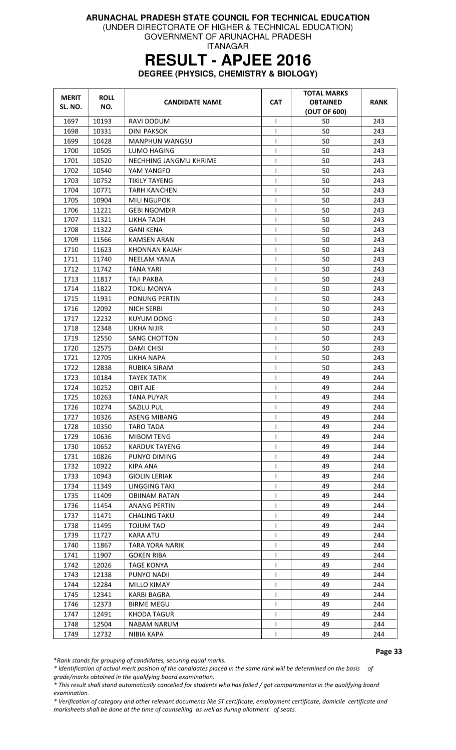**ARUNACHAL PRADESH STATE COUNCIL FOR TECHNICAL EDUCATION**
(UNDER DIRECTORATE OF HIGHER & TECHNICAL EDUCATION)
GOVERNMENT OF ARUNACHAL PRADESH
ITANAGAR

# RESULT - APJEE 2016

**DEGREE (PHYSICS, CHEMISTRY & BIOLOGY)**

| MERIT SL. NO. | ROLL NO. | CANDIDATE NAME | CAT | TOTAL MARKS OBTAINED (OUT OF 600) | RANK |
|---|---|---|---|---|---|
| 1697 | 10193 | RAVI DODUM | I | 50 | 243 |
| 1698 | 10331 | DINI PAKSOK | I | 50 | 243 |
| 1699 | 10428 | MANPHUN WANGSU | I | 50 | 243 |
| 1700 | 10505 | LUMO HAGING | I | 50 | 243 |
| 1701 | 10520 | NECHHING JANGMU KHRIME | I | 50 | 243 |
| 1702 | 10540 | YAM YANGFO | I | 50 | 243 |
| 1703 | 10752 | TIKILY TAYENG | I | 50 | 243 |
| 1704 | 10771 | TARH KANCHEN | I | 50 | 243 |
| 1705 | 10904 | MILI NGUPOK | I | 50 | 243 |
| 1706 | 11221 | GEBI NGOMDIR | I | 50 | 243 |
| 1707 | 11321 | LIKHA TADH | I | 50 | 243 |
| 1708 | 11322 | GANI KENA | I | 50 | 243 |
| 1709 | 11566 | KAMSEN ARAN | I | 50 | 243 |
| 1710 | 11623 | KHONNAN KAJAH | I | 50 | 243 |
| 1711 | 11740 | NEELAM YANIA | I | 50 | 243 |
| 1712 | 11742 | TANA YARI | I | 50 | 243 |
| 1713 | 11817 | TAJI PAKBA | I | 50 | 243 |
| 1714 | 11822 | TOKU MONYA | I | 50 | 243 |
| 1715 | 11931 | PONUNG PERTIN | I | 50 | 243 |
| 1716 | 12092 | NICH SERBI | I | 50 | 243 |
| 1717 | 12232 | KUYUM DONG | I | 50 | 243 |
| 1718 | 12348 | LIKHA NIJIR | I | 50 | 243 |
| 1719 | 12550 | SANG CHOTTON | I | 50 | 243 |
| 1720 | 12575 | DAMI CHISI | I | 50 | 243 |
| 1721 | 12705 | LIKHA NAPA | I | 50 | 243 |
| 1722 | 12838 | RUBIKA SIRAM | I | 50 | 243 |
| 1723 | 10184 | TAYEK TATIK | I | 49 | 244 |
| 1724 | 10252 | OBIT AJE | I | 49 | 244 |
| 1725 | 10263 | TANA PUYAR | I | 49 | 244 |
| 1726 | 10274 | SAZILU PUL | I | 49 | 244 |
| 1727 | 10326 | ASENG MIBANG | I | 49 | 244 |
| 1728 | 10350 | TARO TADA | I | 49 | 244 |
| 1729 | 10636 | MIBOM TENG | I | 49 | 244 |
| 1730 | 10652 | KARDUK TAYENG | I | 49 | 244 |
| 1731 | 10826 | PUNYO DIMING | I | 49 | 244 |
| 1732 | 10922 | KIPA ANA | I | 49 | 244 |
| 1733 | 10943 | GIOLIN LERIAK | I | 49 | 244 |
| 1734 | 11349 | LINGGING TAKI | I | 49 | 244 |
| 1735 | 11409 | OBIINAM RATAN | I | 49 | 244 |
| 1736 | 11454 | ANANG PERTIN | I | 49 | 244 |
| 1737 | 11471 | CHALING TAKU | I | 49 | 244 |
| 1738 | 11495 | TOJUM TAO | I | 49 | 244 |
| 1739 | 11727 | KARA ATU | I | 49 | 244 |
| 1740 | 11867 | TARA YORA NARIK | I | 49 | 244 |
| 1741 | 11907 | GOKEN RIBA | I | 49 | 244 |
| 1742 | 12026 | TAGE KONYA | I | 49 | 244 |
| 1743 | 12138 | PUNYO NADII | I | 49 | 244 |
| 1744 | 12284 | MILLO KIMAY | I | 49 | 244 |
| 1745 | 12341 | KARBI BAGRA | I | 49 | 244 |
| 1746 | 12373 | BIRME MEGU | I | 49 | 244 |
| 1747 | 12491 | KHODA TAGUR | I | 49 | 244 |
| 1748 | 12504 | NABAM NARUM | I | 49 | 244 |
| 1749 | 12732 | NIBIA KAPA | I | 49 | 244 |

*\*Rank stands for grouping of candidates, securing equal marks.*

*\* Identification of actual merit position of the candidates placed in the same rank will be determined on the basis of grade/marks obtained in the qualifying board examination.*

*\* This result shall stand automatically cancelled for students who has failed / got compartmental in the qualifying board examination.*

*\* Verification of category and other relevant documents like ST certificate, employment certificate, domicile certificate and marksheets shall be done at the time of counselling as well as during allotment of seats.*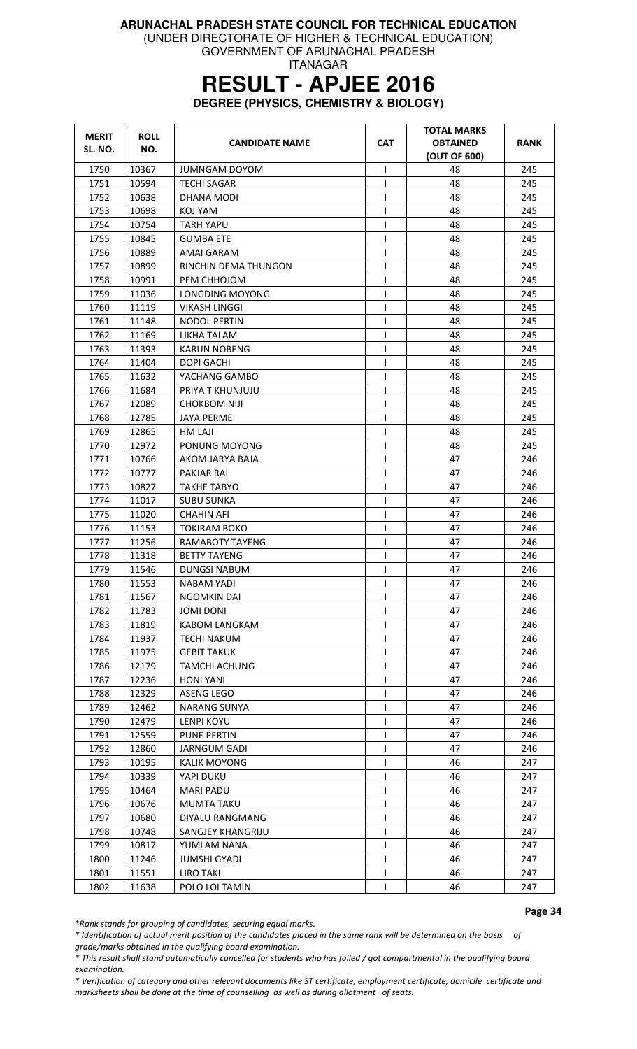**ARUNACHAL PRADESH STATE COUNCIL FOR TECHNICAL EDUCATION**
(UNDER DIRECTORATE OF HIGHER & TECHNICAL EDUCATION)
GOVERNMENT OF ARUNACHAL PRADESH
ITANAGAR

# RESULT - APJEE 2016

**DEGREE (PHYSICS, CHEMISTRY & BIOLOGY)**

| MERIT SL. NO. | ROLL NO. | CANDIDATE NAME | CAT | TOTAL MARKS OBTAINED (OUT OF 600) | RANK |
|---|---|---|---|---|---|
| 1750 | 10367 | JUMNGAM DOYOM | I | 48 | 245 |
| 1751 | 10594 | TECHI SAGAR | I | 48 | 245 |
| 1752 | 10638 | DHANA MODI | I | 48 | 245 |
| 1753 | 10698 | KOJ YAM | I | 48 | 245 |
| 1754 | 10754 | TARH YAPU | I | 48 | 245 |
| 1755 | 10845 | GUMBA ETE | I | 48 | 245 |
| 1756 | 10889 | AMAI GARAM | I | 48 | 245 |
| 1757 | 10899 | RINCHIN DEMA THUNGON | I | 48 | 245 |
| 1758 | 10991 | PEM CHHOJOM | I | 48 | 245 |
| 1759 | 11036 | LONGDING MOYONG | I | 48 | 245 |
| 1760 | 11119 | VIKASH LINGGI | I | 48 | 245 |
| 1761 | 11148 | NODOL PERTIN | I | 48 | 245 |
| 1762 | 11169 | LIKHA TALAM | I | 48 | 245 |
| 1763 | 11393 | KARUN NOBENG | I | 48 | 245 |
| 1764 | 11404 | DOPI GACHI | I | 48 | 245 |
| 1765 | 11632 | YACHANG GAMBO | I | 48 | 245 |
| 1766 | 11684 | PRIYA T KHUNJUJU | I | 48 | 245 |
| 1767 | 12089 | CHOKBOM NIJI | I | 48 | 245 |
| 1768 | 12785 | JAYA PERME | I | 48 | 245 |
| 1769 | 12865 | HM LAJI | I | 48 | 245 |
| 1770 | 12972 | PONUNG MOYONG | I | 48 | 245 |
| 1771 | 10766 | AKOM JARYA BAJA | I | 47 | 246 |
| 1772 | 10777 | PAKJAR RAI | I | 47 | 246 |
| 1773 | 10827 | TAKHE TABYO | I | 47 | 246 |
| 1774 | 11017 | SUBU SUNKA | I | 47 | 246 |
| 1775 | 11020 | CHAHIN AFI | I | 47 | 246 |
| 1776 | 11153 | TOKIRAM BOKO | I | 47 | 246 |
| 1777 | 11256 | RAMABOTY TAYENG | I | 47 | 246 |
| 1778 | 11318 | BETTY TAYENG | I | 47 | 246 |
| 1779 | 11546 | DUNGSI NABUM | I | 47 | 246 |
| 1780 | 11553 | NABAM YADI | I | 47 | 246 |
| 1781 | 11567 | NGOMKIN DAI | I | 47 | 246 |
| 1782 | 11783 | JOMI DONI | I | 47 | 246 |
| 1783 | 11819 | KABOM LANGKAM | I | 47 | 246 |
| 1784 | 11937 | TECHI NAKUM | I | 47 | 246 |
| 1785 | 11975 | GEBIT TAKUK | I | 47 | 246 |
| 1786 | 12179 | TAMCHI ACHUNG | I | 47 | 246 |
| 1787 | 12236 | HONI YANI | I | 47 | 246 |
| 1788 | 12329 | ASENG LEGO | I | 47 | 246 |
| 1789 | 12462 | NARANG SUNYA | I | 47 | 246 |
| 1790 | 12479 | LENPI KOYU | I | 47 | 246 |
| 1791 | 12559 | PUNE PERTIN | I | 47 | 246 |
| 1792 | 12860 | JARNGUM GADI | I | 47 | 246 |
| 1793 | 10195 | KALIK MOYONG | I | 46 | 247 |
| 1794 | 10339 | YAPI DUKU | I | 46 | 247 |
| 1795 | 10464 | MARI PADU | I | 46 | 247 |
| 1796 | 10676 | MUMTA TAKU | I | 46 | 247 |
| 1797 | 10680 | DIYALU RANGMANG | I | 46 | 247 |
| 1798 | 10748 | SANGJEY KHANGRIJU | I | 46 | 247 |
| 1799 | 10817 | YUMLAM NANA | I | 46 | 247 |
| 1800 | 11246 | JUMSHI GYADI | I | 46 | 247 |
| 1801 | 11551 | LIRO TAKI | I | 46 | 247 |
| 1802 | 11638 | POLO LOI TAMIN | I | 46 | 247 |

*Rank stands for grouping of candidates, securing equal marks.*

*\* Identification of actual merit position of the candidates placed in the same rank will be determined on the basis of grade/marks obtained in the qualifying board examination.*

*\* This result shall stand automatically cancelled for students who has failed / got compartmental in the qualifying board examination.*

*\* Verification of category and other relevant documents like ST certificate, employment certificate, domicile certificate and marksheets shall be done at the time of counselling as well as during allotment of seats.*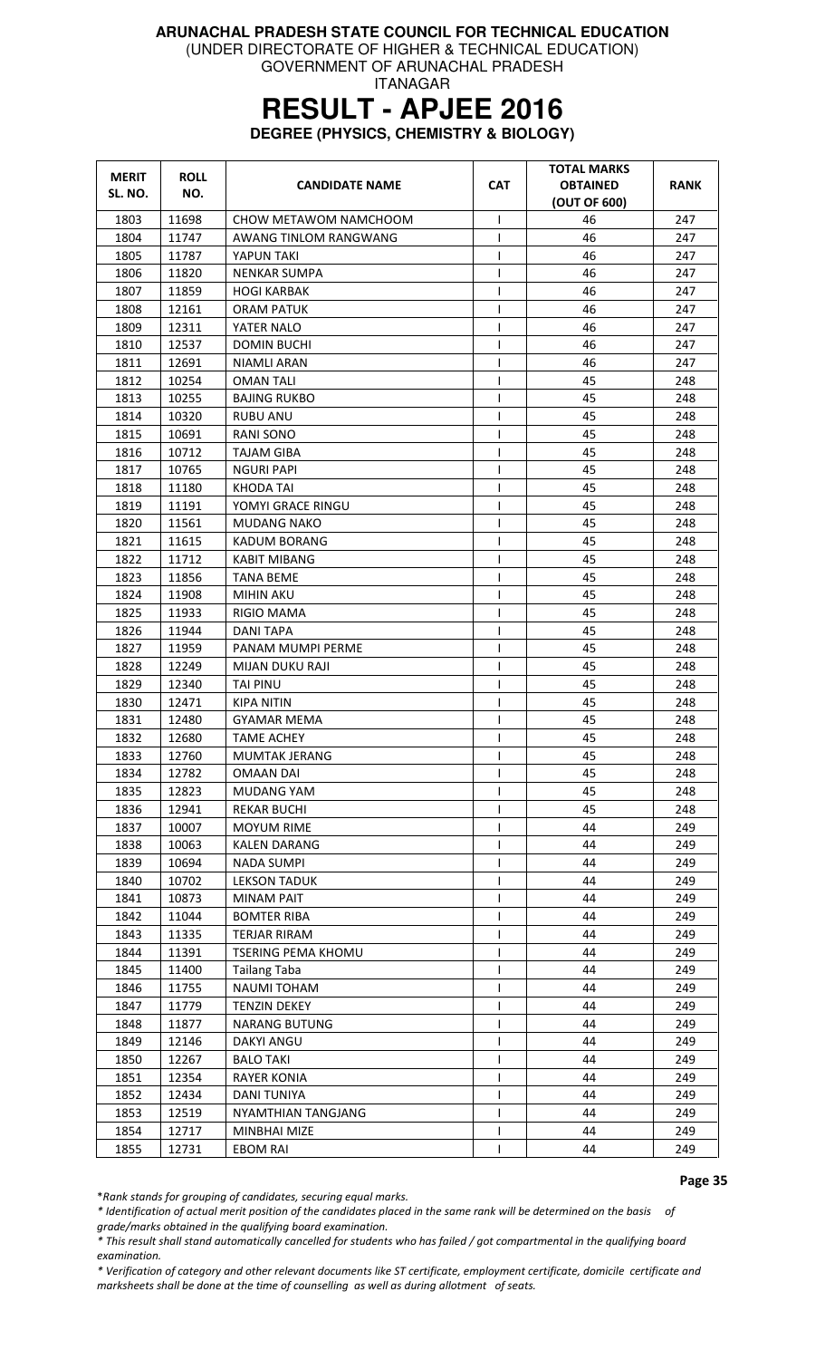**ARUNACHAL PRADESH STATE COUNCIL FOR TECHNICAL EDUCATION**
(UNDER DIRECTORATE OF HIGHER & TECHNICAL EDUCATION)
GOVERNMENT OF ARUNACHAL PRADESH
ITANAGAR

# RESULT - APJEE 2016

**DEGREE (PHYSICS, CHEMISTRY & BIOLOGY)**

| MERIT SL. NO. | ROLL NO. | CANDIDATE NAME | CAT | TOTAL MARKS OBTAINED (OUT OF 600) | RANK |
|---|---|---|---|---|---|
| 1803 | 11698 | CHOW METAWOM NAMCHOOM | I | 46 | 247 |
| 1804 | 11747 | AWANG TINLOM RANGWANG | I | 46 | 247 |
| 1805 | 11787 | YAPUN TAKI | I | 46 | 247 |
| 1806 | 11820 | NENKAR SUMPA | I | 46 | 247 |
| 1807 | 11859 | HOGI KARBAK | I | 46 | 247 |
| 1808 | 12161 | ORAM PATUK | I | 46 | 247 |
| 1809 | 12311 | YATER NALO | I | 46 | 247 |
| 1810 | 12537 | DOMIN BUCHI | I | 46 | 247 |
| 1811 | 12691 | NIAMLI ARAN | I | 46 | 247 |
| 1812 | 10254 | OMAN TALI | I | 45 | 248 |
| 1813 | 10255 | BAJING RUKBO | I | 45 | 248 |
| 1814 | 10320 | RUBU ANU | I | 45 | 248 |
| 1815 | 10691 | RANI SONO | I | 45 | 248 |
| 1816 | 10712 | TAJAM GIBA | I | 45 | 248 |
| 1817 | 10765 | NGURI PAPI | I | 45 | 248 |
| 1818 | 11180 | KHODA TAI | I | 45 | 248 |
| 1819 | 11191 | YOMYI GRACE RINGU | I | 45 | 248 |
| 1820 | 11561 | MUDANG NAKO | I | 45 | 248 |
| 1821 | 11615 | KADUM BORANG | I | 45 | 248 |
| 1822 | 11712 | KABIT MIBANG | I | 45 | 248 |
| 1823 | 11856 | TANA BEME | I | 45 | 248 |
| 1824 | 11908 | MIHIN AKU | I | 45 | 248 |
| 1825 | 11933 | RIGIO MAMA | I | 45 | 248 |
| 1826 | 11944 | DANI TAPA | I | 45 | 248 |
| 1827 | 11959 | PANAM MUMPI PERME | I | 45 | 248 |
| 1828 | 12249 | MIJAN DUKU RAJI | I | 45 | 248 |
| 1829 | 12340 | TAI PINU | I | 45 | 248 |
| 1830 | 12471 | KIPA NITIN | I | 45 | 248 |
| 1831 | 12480 | GYAMAR MEMA | I | 45 | 248 |
| 1832 | 12680 | TAME ACHEY | I | 45 | 248 |
| 1833 | 12760 | MUMTAK JERANG | I | 45 | 248 |
| 1834 | 12782 | OMAAN DAI | I | 45 | 248 |
| 1835 | 12823 | MUDANG YAM | I | 45 | 248 |
| 1836 | 12941 | REKAR BUCHI | I | 45 | 248 |
| 1837 | 10007 | MOYUM RIME | I | 44 | 249 |
| 1838 | 10063 | KALEN DARANG | I | 44 | 249 |
| 1839 | 10694 | NADA SUMPI | I | 44 | 249 |
| 1840 | 10702 | LEKSON TADUK | I | 44 | 249 |
| 1841 | 10873 | MINAM PAIT | I | 44 | 249 |
| 1842 | 11044 | BOMTER RIBA | I | 44 | 249 |
| 1843 | 11335 | TERJAR RIRAM | I | 44 | 249 |
| 1844 | 11391 | TSERING PEMA KHOMU | I | 44 | 249 |
| 1845 | 11400 | Tailang Taba | I | 44 | 249 |
| 1846 | 11755 | NAUMI TOHAM | I | 44 | 249 |
| 1847 | 11779 | TENZIN DEKEY | I | 44 | 249 |
| 1848 | 11877 | NARANG BUTUNG | I | 44 | 249 |
| 1849 | 12146 | DAKYI ANGU | I | 44 | 249 |
| 1850 | 12267 | BALO TAKI | I | 44 | 249 |
| 1851 | 12354 | RAYER KONIA | I | 44 | 249 |
| 1852 | 12434 | DANI TUNIYA | I | 44 | 249 |
| 1853 | 12519 | NYAMTHIAN TANGJANG | I | 44 | 249 |
| 1854 | 12717 | MINBHAI MIZE | I | 44 | 249 |
| 1855 | 12731 | EBOM RAI | I | 44 | 249 |

*\*Rank stands for grouping of candidates, securing equal marks.*

*\* Identification of actual merit position of the candidates placed in the same rank will be determined on the basis of grade/marks obtained in the qualifying board examination.*

*\* This result shall stand automatically cancelled for students who has failed / got compartmental in the qualifying board examination.*

*\* Verification of category and other relevant documents like ST certificate, employment certificate, domicile certificate and marksheets shall be done at the time of counselling as well as during allotment of seats.*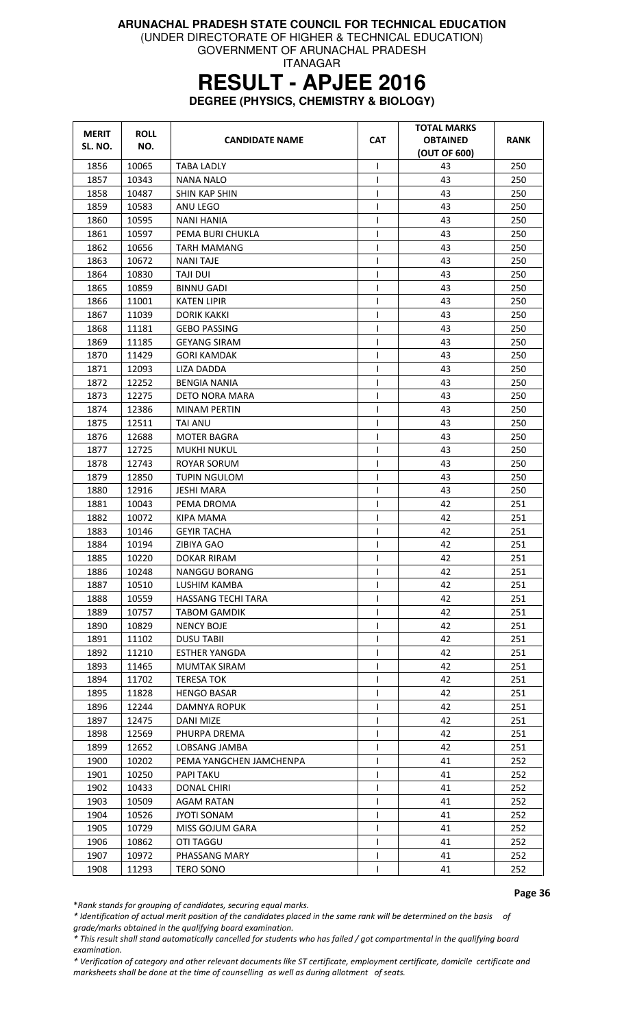**ARUNACHAL PRADESH STATE COUNCIL FOR TECHNICAL EDUCATION**
(UNDER DIRECTORATE OF HIGHER & TECHNICAL EDUCATION)
GOVERNMENT OF ARUNACHAL PRADESH
ITANAGAR

# RESULT - APJEE 2016

**DEGREE (PHYSICS, CHEMISTRY & BIOLOGY)**

| MERIT SL. NO. | ROLL NO. | CANDIDATE NAME | CAT | TOTAL MARKS OBTAINED (OUT OF 600) | RANK |
|---|---|---|---|---|---|
| 1856 | 10065 | TABA LADLY | I | 43 | 250 |
| 1857 | 10343 | NANA NALO | I | 43 | 250 |
| 1858 | 10487 | SHIN KAP SHIN | I | 43 | 250 |
| 1859 | 10583 | ANU LEGO | I | 43 | 250 |
| 1860 | 10595 | NANI HANIA | I | 43 | 250 |
| 1861 | 10597 | PEMA BURI CHUKLA | I | 43 | 250 |
| 1862 | 10656 | TARH MAMANG | I | 43 | 250 |
| 1863 | 10672 | NANI TAJE | I | 43 | 250 |
| 1864 | 10830 | TAJI DUI | I | 43 | 250 |
| 1865 | 10859 | BINNU GADI | I | 43 | 250 |
| 1866 | 11001 | KATEN LIPIR | I | 43 | 250 |
| 1867 | 11039 | DORIK KAKKI | I | 43 | 250 |
| 1868 | 11181 | GEBO PASSING | I | 43 | 250 |
| 1869 | 11185 | GEYANG SIRAM | I | 43 | 250 |
| 1870 | 11429 | GORI KAMDAK | I | 43 | 250 |
| 1871 | 12093 | LIZA DADDA | I | 43 | 250 |
| 1872 | 12252 | BENGIA NANIA | I | 43 | 250 |
| 1873 | 12275 | DETO NORA MARA | I | 43 | 250 |
| 1874 | 12386 | MINAM PERTIN | I | 43 | 250 |
| 1875 | 12511 | TAI ANU | I | 43 | 250 |
| 1876 | 12688 | MOTER BAGRA | I | 43 | 250 |
| 1877 | 12725 | MUKHI NUKUL | I | 43 | 250 |
| 1878 | 12743 | ROYAR SORUM | I | 43 | 250 |
| 1879 | 12850 | TUPIN NGULOM | I | 43 | 250 |
| 1880 | 12916 | JESHI MARA | I | 43 | 250 |
| 1881 | 10043 | PEMA DROMA | I | 42 | 251 |
| 1882 | 10072 | KIPA MAMA | I | 42 | 251 |
| 1883 | 10146 | GEYIR TACHA | I | 42 | 251 |
| 1884 | 10194 | ZIBIYA GAO | I | 42 | 251 |
| 1885 | 10220 | DOKAR RIRAM | I | 42 | 251 |
| 1886 | 10248 | NANGGU BORANG | I | 42 | 251 |
| 1887 | 10510 | LUSHIM KAMBA | I | 42 | 251 |
| 1888 | 10559 | HASSANG TECHI TARA | I | 42 | 251 |
| 1889 | 10757 | TABOM GAMDIK | I | 42 | 251 |
| 1890 | 10829 | NENCY BOJE | I | 42 | 251 |
| 1891 | 11102 | DUSU TABII | I | 42 | 251 |
| 1892 | 11210 | ESTHER YANGDA | I | 42 | 251 |
| 1893 | 11465 | MUMTAK SIRAM | I | 42 | 251 |
| 1894 | 11702 | TERESA TOK | I | 42 | 251 |
| 1895 | 11828 | HENGO BASAR | I | 42 | 251 |
| 1896 | 12244 | DAMNYA ROPUK | I | 42 | 251 |
| 1897 | 12475 | DANI MIZE | I | 42 | 251 |
| 1898 | 12569 | PHURPA DREMA | I | 42 | 251 |
| 1899 | 12652 | LOBSANG JAMBA | I | 42 | 251 |
| 1900 | 10202 | PEMA YANGCHEN JAMCHENPA | I | 41 | 252 |
| 1901 | 10250 | PAPI TAKU | I | 41 | 252 |
| 1902 | 10433 | DONAL CHIRI | I | 41 | 252 |
| 1903 | 10509 | AGAM RATAN | I | 41 | 252 |
| 1904 | 10526 | JYOTI SONAM | I | 41 | 252 |
| 1905 | 10729 | MISS GOJUM GARA | I | 41 | 252 |
| 1906 | 10862 | OTI TAGGU | I | 41 | 252 |
| 1907 | 10972 | PHASSANG MARY | I | 41 | 252 |
| 1908 | 11293 | TERO SONO | I | 41 | 252 |

*\*Rank stands for grouping of candidates, securing equal marks.*

*\* Identification of actual merit position of the candidates placed in the same rank will be determined on the basis of grade/marks obtained in the qualifying board examination.*

*\* This result shall stand automatically cancelled for students who has failed / got compartmental in the qualifying board examination.*

*\* Verification of category and other relevant documents like ST certificate, employment certificate, domicile certificate and marksheets shall be done at the time of counselling as well as during allotment of seats.*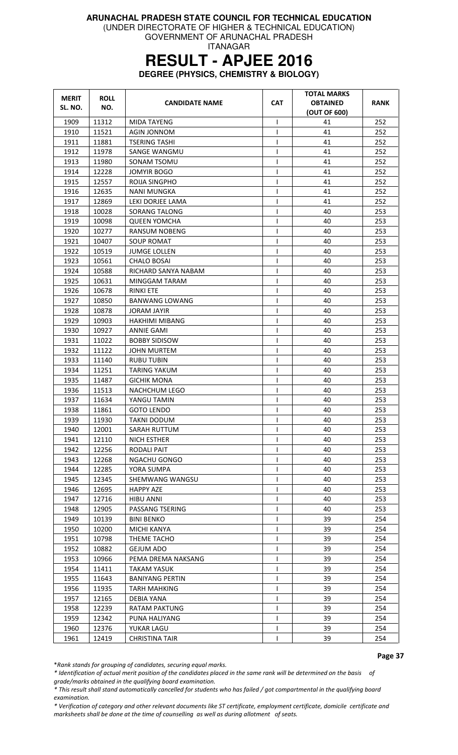**ARUNACHAL PRADESH STATE COUNCIL FOR TECHNICAL EDUCATION**
(UNDER DIRECTORATE OF HIGHER & TECHNICAL EDUCATION)
GOVERNMENT OF ARUNACHAL PRADESH
ITANAGAR

# RESULT - APJEE 2016

**DEGREE (PHYSICS, CHEMISTRY & BIOLOGY)**

| MERIT SL. NO. | ROLL NO. | CANDIDATE NAME | CAT | TOTAL MARKS OBTAINED (OUT OF 600) | RANK |
|---|---|---|---|---|---|
| 1909 | 11312 | MIDA TAYENG | I | 41 | 252 |
| 1910 | 11521 | AGIN JONNOM | I | 41 | 252 |
| 1911 | 11881 | TSERING TASHI | I | 41 | 252 |
| 1912 | 11978 | SANGE WANGMU | I | 41 | 252 |
| 1913 | 11980 | SONAM TSOMU | I | 41 | 252 |
| 1914 | 12228 | JOMYIR BOGO | I | 41 | 252 |
| 1915 | 12557 | ROIJA SINGPHO | I | 41 | 252 |
| 1916 | 12635 | NANI MUNGKA | I | 41 | 252 |
| 1917 | 12869 | LEKI DORJEE LAMA | I | 41 | 252 |
| 1918 | 10028 | SORANG TALONG | I | 40 | 253 |
| 1919 | 10098 | QUEEN YOMCHA | I | 40 | 253 |
| 1920 | 10277 | RANSUM NOBENG | I | 40 | 253 |
| 1921 | 10407 | SOUP ROMAT | I | 40 | 253 |
| 1922 | 10519 | JUMGE LOLLEN | I | 40 | 253 |
| 1923 | 10561 | CHALO BOSAI | I | 40 | 253 |
| 1924 | 10588 | RICHARD SANYA NABAM | I | 40 | 253 |
| 1925 | 10631 | MINGGAM TARAM | I | 40 | 253 |
| 1926 | 10678 | RINKI ETE | I | 40 | 253 |
| 1927 | 10850 | BANWANG LOWANG | I | 40 | 253 |
| 1928 | 10878 | JORAM JAYIR | I | 40 | 253 |
| 1929 | 10903 | HAKHIMI MIBANG | I | 40 | 253 |
| 1930 | 10927 | ANNIE GAMI | I | 40 | 253 |
| 1931 | 11022 | BOBBY SIDISOW | I | 40 | 253 |
| 1932 | 11122 | JOHN MURTEM | I | 40 | 253 |
| 1933 | 11140 | RUBU TUBIN | I | 40 | 253 |
| 1934 | 11251 | TARING YAKUM | I | 40 | 253 |
| 1935 | 11487 | GICHIK MONA | I | 40 | 253 |
| 1936 | 11513 | NACHCHUM LEGO | I | 40 | 253 |
| 1937 | 11634 | YANGU TAMIN | I | 40 | 253 |
| 1938 | 11861 | GOTO LENDO | I | 40 | 253 |
| 1939 | 11930 | TAKNI DODUM | I | 40 | 253 |
| 1940 | 12001 | SARAH RUTTUM | I | 40 | 253 |
| 1941 | 12110 | NICH ESTHER | I | 40 | 253 |
| 1942 | 12256 | RODALI PAIT | I | 40 | 253 |
| 1943 | 12268 | NGACHU GONGO | I | 40 | 253 |
| 1944 | 12285 | YORA SUMPA | I | 40 | 253 |
| 1945 | 12345 | SHEMWANG WANGSU | I | 40 | 253 |
| 1946 | 12695 | HAPPY AZE | I | 40 | 253 |
| 1947 | 12716 | HIBU ANNI | I | 40 | 253 |
| 1948 | 12905 | PASSANG TSERING | I | 40 | 253 |
| 1949 | 10139 | BINI BENKO | I | 39 | 254 |
| 1950 | 10200 | MICHI KANYA | I | 39 | 254 |
| 1951 | 10798 | THEME TACHO | I | 39 | 254 |
| 1952 | 10882 | GEJUM ADO | I | 39 | 254 |
| 1953 | 10966 | PEMA DREMA NAKSANG | I | 39 | 254 |
| 1954 | 11411 | TAKAM YASUK | I | 39 | 254 |
| 1955 | 11643 | BANIYANG PERTIN | I | 39 | 254 |
| 1956 | 11935 | TARH MAHKING | I | 39 | 254 |
| 1957 | 12165 | DEBIA YANA | I | 39 | 254 |
| 1958 | 12239 | RATAM PAKTUNG | I | 39 | 254 |
| 1959 | 12342 | PUNA HALIYANG | I | 39 | 254 |
| 1960 | 12376 | YUKAR LAGU | I | 39 | 254 |
| 1961 | 12419 | CHRISTINA TAIR | I | 39 | 254 |

*\*Rank stands for grouping of candidates, securing equal marks.*

*\* Identification of actual merit position of the candidates placed in the same rank will be determined on the basis of grade/marks obtained in the qualifying board examination.*

*\* This result shall stand automatically cancelled for students who has failed / got compartmental in the qualifying board examination.*

*\* Verification of category and other relevant documents like ST certificate, employment certificate, domicile certificate and marksheets shall be done at the time of counselling as well as during allotment of seats.*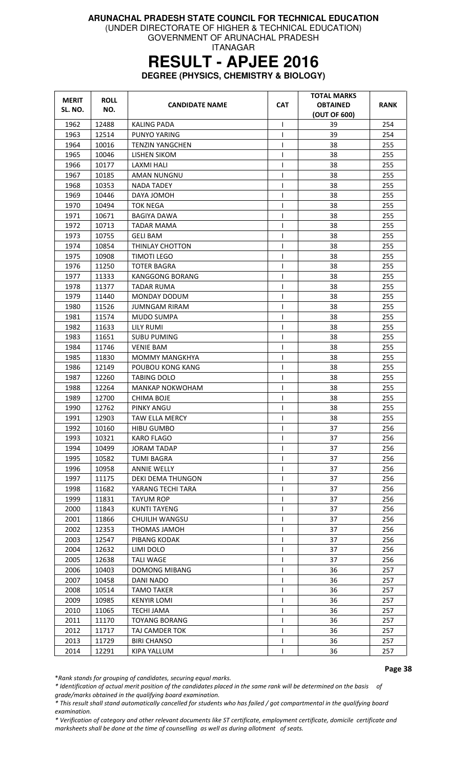**ARUNACHAL PRADESH STATE COUNCIL FOR TECHNICAL EDUCATION**
(UNDER DIRECTORATE OF HIGHER & TECHNICAL EDUCATION)
GOVERNMENT OF ARUNACHAL PRADESH
ITANAGAR

# RESULT - APJEE 2016

**DEGREE (PHYSICS, CHEMISTRY & BIOLOGY)**

| MERIT SL. NO. | ROLL NO. | CANDIDATE NAME | CAT | TOTAL MARKS OBTAINED (OUT OF 600) | RANK |
|---|---|---|---|---|---|
| 1962 | 12488 | KALING PADA | I | 39 | 254 |
| 1963 | 12514 | PUNYO YARING | I | 39 | 254 |
| 1964 | 10016 | TENZIN YANGCHEN | I | 38 | 255 |
| 1965 | 10046 | LISHEN SIKOM | I | 38 | 255 |
| 1966 | 10177 | LAXMI HALI | I | 38 | 255 |
| 1967 | 10185 | AMAN NUNGNU | I | 38 | 255 |
| 1968 | 10353 | NADA TADEY | I | 38 | 255 |
| 1969 | 10446 | DAYA JOMOH | I | 38 | 255 |
| 1970 | 10494 | TOK NEGA | I | 38 | 255 |
| 1971 | 10671 | BAGIYA DAWA | I | 38 | 255 |
| 1972 | 10713 | TADAR MAMA | I | 38 | 255 |
| 1973 | 10755 | GELI BAM | I | 38 | 255 |
| 1974 | 10854 | THINLAY CHOTTON | I | 38 | 255 |
| 1975 | 10908 | TIMOTI LEGO | I | 38 | 255 |
| 1976 | 11250 | TOTER BAGRA | I | 38 | 255 |
| 1977 | 11333 | KANGGONG BORANG | I | 38 | 255 |
| 1978 | 11377 | TADAR RUMA | I | 38 | 255 |
| 1979 | 11440 | MONDAY DODUM | I | 38 | 255 |
| 1980 | 11526 | JUMNGAM RIRAM | I | 38 | 255 |
| 1981 | 11574 | MUDO SUMPA | I | 38 | 255 |
| 1982 | 11633 | LILY RUMI | I | 38 | 255 |
| 1983 | 11651 | SUBU PUMING | I | 38 | 255 |
| 1984 | 11746 | VENIE BAM | I | 38 | 255 |
| 1985 | 11830 | MOMMY MANGKHYA | I | 38 | 255 |
| 1986 | 12149 | POUBOU KONG KANG | I | 38 | 255 |
| 1987 | 12260 | TABING DOLO | I | 38 | 255 |
| 1988 | 12264 | MANKAP NOKWOHAM | I | 38 | 255 |
| 1989 | 12700 | CHIMA BOJE | I | 38 | 255 |
| 1990 | 12762 | PINKY ANGU | I | 38 | 255 |
| 1991 | 12903 | TAW ELLA MERCY | I | 38 | 255 |
| 1992 | 10160 | HIBU GUMBO | I | 37 | 256 |
| 1993 | 10321 | KARO FLAGO | I | 37 | 256 |
| 1994 | 10499 | JORAM TADAP | I | 37 | 256 |
| 1995 | 10582 | TUMI BAGRA | I | 37 | 256 |
| 1996 | 10958 | ANNIE WELLY | I | 37 | 256 |
| 1997 | 11175 | DEKI DEMA THUNGON | I | 37 | 256 |
| 1998 | 11682 | YARANG TECHI TARA | I | 37 | 256 |
| 1999 | 11831 | TAYUM ROP | I | 37 | 256 |
| 2000 | 11843 | KUNTI TAYENG | I | 37 | 256 |
| 2001 | 11866 | CHUILIH WANGSU | I | 37 | 256 |
| 2002 | 12353 | THOMAS JAMOH | I | 37 | 256 |
| 2003 | 12547 | PIBANG KODAK | I | 37 | 256 |
| 2004 | 12632 | LIMI DOLO | I | 37 | 256 |
| 2005 | 12638 | TALI WAGE | I | 37 | 256 |
| 2006 | 10403 | DOMONG MIBANG | I | 36 | 257 |
| 2007 | 10458 | DANI NADO | I | 36 | 257 |
| 2008 | 10514 | TAMO TAKER | I | 36 | 257 |
| 2009 | 10985 | KENYIR LOMI | I | 36 | 257 |
| 2010 | 11065 | TECHI JAMA | I | 36 | 257 |
| 2011 | 11170 | TOYANG BORANG | I | 36 | 257 |
| 2012 | 11717 | TAJ CAMDER TOK | I | 36 | 257 |
| 2013 | 11729 | BIRI CHANSO | I | 36 | 257 |
| 2014 | 12291 | KIPA YALLUM | I | 36 | 257 |

*\*Rank stands for grouping of candidates, securing equal marks.*

*\* Identification of actual merit position of the candidates placed in the same rank will be determined on the basis of grade/marks obtained in the qualifying board examination.*

*\* This result shall stand automatically cancelled for students who has failed / got compartmental in the qualifying board examination.*

*\* Verification of category and other relevant documents like ST certificate, employment certificate, domicile certificate and marksheets shall be done at the time of counselling as well as during allotment of seats.*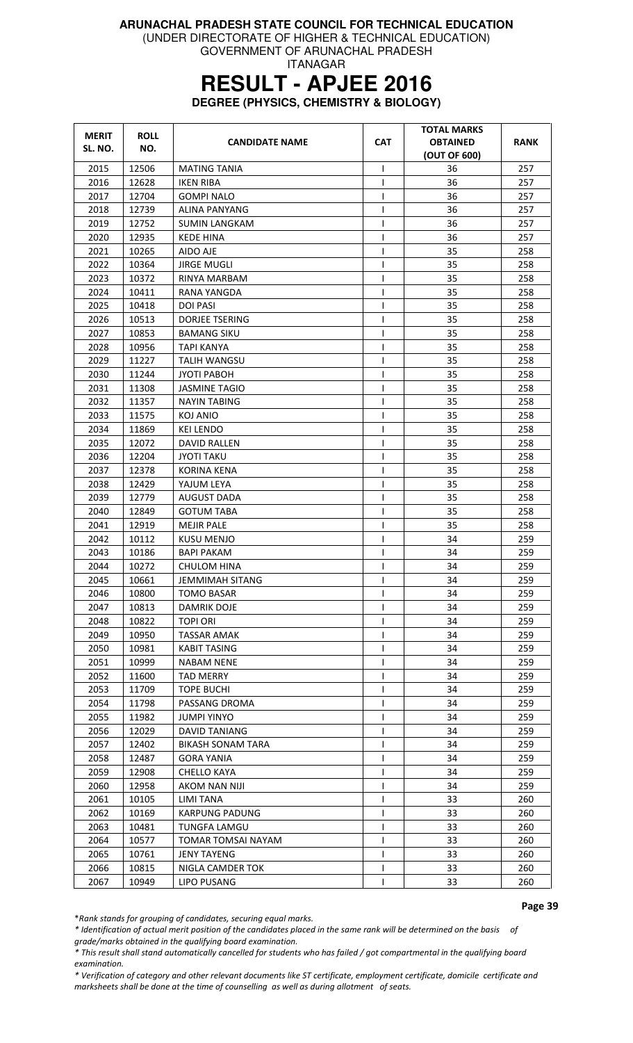**ARUNACHAL PRADESH STATE COUNCIL FOR TECHNICAL EDUCATION**
(UNDER DIRECTORATE OF HIGHER & TECHNICAL EDUCATION)
GOVERNMENT OF ARUNACHAL PRADESH
ITANAGAR

# RESULT - APJEE 2016

**DEGREE (PHYSICS, CHEMISTRY & BIOLOGY)**

| MERIT SL. NO. | ROLL NO. | CANDIDATE NAME | CAT | TOTAL MARKS OBTAINED (OUT OF 600) | RANK |
|---|---|---|---|---|---|
| 2015 | 12506 | MATING TANIA | I | 36 | 257 |
| 2016 | 12628 | IKEN RIBA | I | 36 | 257 |
| 2017 | 12704 | GOMPI NALO | I | 36 | 257 |
| 2018 | 12739 | ALINA PANYANG | I | 36 | 257 |
| 2019 | 12752 | SUMIN LANGKAM | I | 36 | 257 |
| 2020 | 12935 | KEDE HINA | I | 36 | 257 |
| 2021 | 10265 | AIDO AJE | I | 35 | 258 |
| 2022 | 10364 | JIRGE MUGLI | I | 35 | 258 |
| 2023 | 10372 | RINYA MARBAM | I | 35 | 258 |
| 2024 | 10411 | RANA YANGDA | I | 35 | 258 |
| 2025 | 10418 | DOI PASI | I | 35 | 258 |
| 2026 | 10513 | DORJEE TSERING | I | 35 | 258 |
| 2027 | 10853 | BAMANG SIKU | I | 35 | 258 |
| 2028 | 10956 | TAPI KANYA | I | 35 | 258 |
| 2029 | 11227 | TALIH WANGSU | I | 35 | 258 |
| 2030 | 11244 | JYOTI PABOH | I | 35 | 258 |
| 2031 | 11308 | JASMINE TAGIO | I | 35 | 258 |
| 2032 | 11357 | NAYIN TABING | I | 35 | 258 |
| 2033 | 11575 | KOJ ANIO | I | 35 | 258 |
| 2034 | 11869 | KEI LENDO | I | 35 | 258 |
| 2035 | 12072 | DAVID RALLEN | I | 35 | 258 |
| 2036 | 12204 | JYOTI TAKU | I | 35 | 258 |
| 2037 | 12378 | KORINA KENA | I | 35 | 258 |
| 2038 | 12429 | YAJUM LEYA | I | 35 | 258 |
| 2039 | 12779 | AUGUST DADA | I | 35 | 258 |
| 2040 | 12849 | GOTUM TABA | I | 35 | 258 |
| 2041 | 12919 | MEJIR PALE | I | 35 | 258 |
| 2042 | 10112 | KUSU MENJO | I | 34 | 259 |
| 2043 | 10186 | BAPI PAKAM | I | 34 | 259 |
| 2044 | 10272 | CHULOM HINA | I | 34 | 259 |
| 2045 | 10661 | JEMMIMAH SITANG | I | 34 | 259 |
| 2046 | 10800 | TOMO BASAR | I | 34 | 259 |
| 2047 | 10813 | DAMRIK DOJE | I | 34 | 259 |
| 2048 | 10822 | TOPI ORI | I | 34 | 259 |
| 2049 | 10950 | TASSAR AMAK | I | 34 | 259 |
| 2050 | 10981 | KABIT TASING | I | 34 | 259 |
| 2051 | 10999 | NABAM NENE | I | 34 | 259 |
| 2052 | 11600 | TAD MERRY | I | 34 | 259 |
| 2053 | 11709 | TOPE BUCHI | I | 34 | 259 |
| 2054 | 11798 | PASSANG DROMA | I | 34 | 259 |
| 2055 | 11982 | JUMPI YINYO | I | 34 | 259 |
| 2056 | 12029 | DAVID TANIANG | I | 34 | 259 |
| 2057 | 12402 | BIKASH SONAM TARA | I | 34 | 259 |
| 2058 | 12487 | GORA YANIA | I | 34 | 259 |
| 2059 | 12908 | CHELLO KAYA | I | 34 | 259 |
| 2060 | 12958 | AKOM NAN NIJI | I | 34 | 259 |
| 2061 | 10105 | LIMI TANA | I | 33 | 260 |
| 2062 | 10169 | KARPUNG PADUNG | I | 33 | 260 |
| 2063 | 10481 | TUNGFA LAMGU | I | 33 | 260 |
| 2064 | 10577 | TOMAR TOMSAI NAYAM | I | 33 | 260 |
| 2065 | 10761 | JENY TAYENG | I | 33 | 260 |
| 2066 | 10815 | NIGLA CAMDER TOK | I | 33 | 260 |
| 2067 | 10949 | LIPO PUSANG | I | 33 | 260 |

*Rank stands for grouping of candidates, securing equal marks.*

*\* Identification of actual merit position of the candidates placed in the same rank will be determined on the basis of grade/marks obtained in the qualifying board examination.*

*\* This result shall stand automatically cancelled for students who has failed / got compartmental in the qualifying board examination.*

*\* Verification of category and other relevant documents like ST certificate, employment certificate, domicile certificate and marksheets shall be done at the time of counselling as well as during allotment of seats.*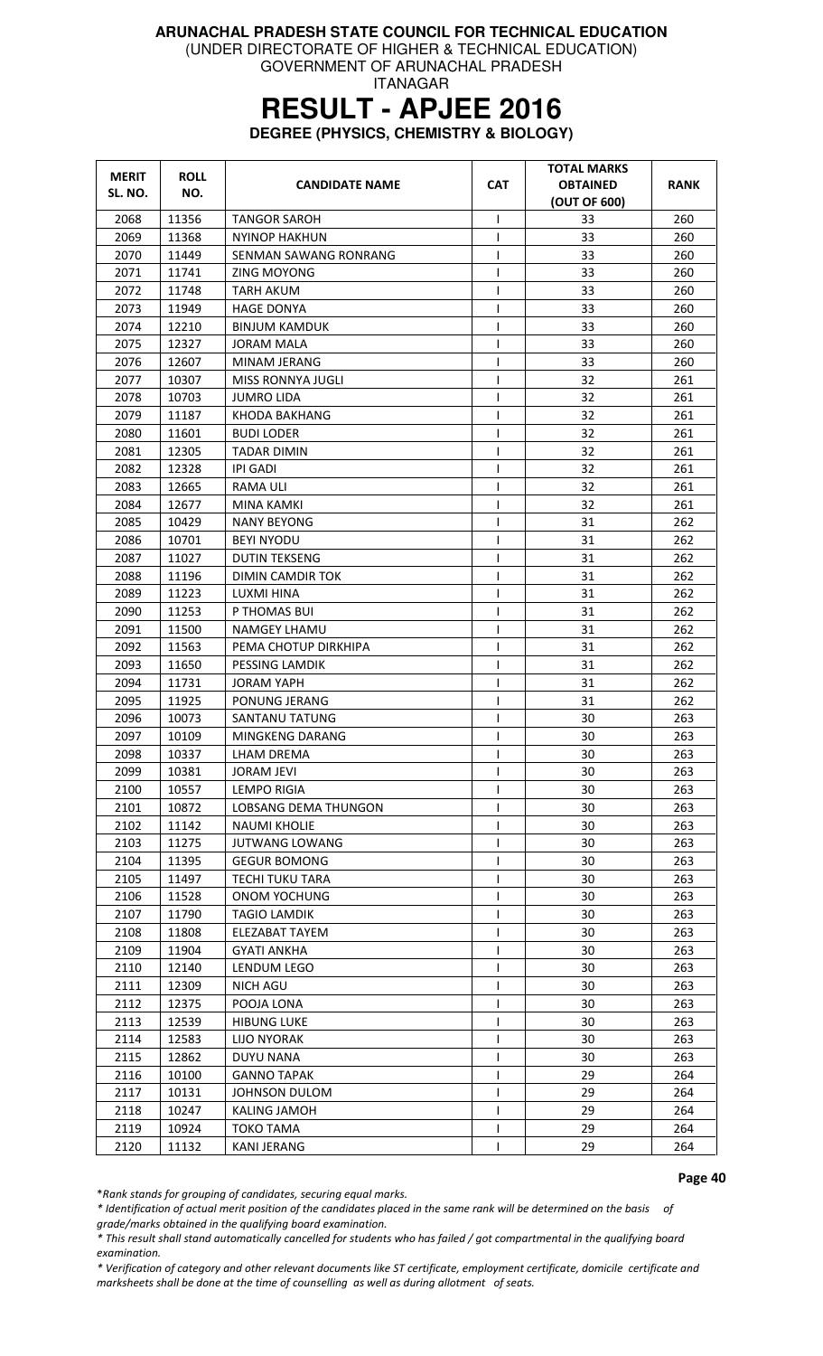**ARUNACHAL PRADESH STATE COUNCIL FOR TECHNICAL EDUCATION**
(UNDER DIRECTORATE OF HIGHER & TECHNICAL EDUCATION)
GOVERNMENT OF ARUNACHAL PRADESH
ITANAGAR

# RESULT - APJEE 2016

**DEGREE (PHYSICS, CHEMISTRY & BIOLOGY)**

| MERIT SL. NO. | ROLL NO. | CANDIDATE NAME | CAT | TOTAL MARKS OBTAINED (OUT OF 600) | RANK |
|---|---|---|---|---|---|
| 2068 | 11356 | TANGOR SAROH | I | 33 | 260 |
| 2069 | 11368 | NYINOP HAKHUN | I | 33 | 260 |
| 2070 | 11449 | SENMAN SAWANG RONRANG | I | 33 | 260 |
| 2071 | 11741 | ZING MOYONG | I | 33 | 260 |
| 2072 | 11748 | TARH AKUM | I | 33 | 260 |
| 2073 | 11949 | HAGE DONYA | I | 33 | 260 |
| 2074 | 12210 | BINJUM KAMDUK | I | 33 | 260 |
| 2075 | 12327 | JORAM MALA | I | 33 | 260 |
| 2076 | 12607 | MINAM JERANG | I | 33 | 260 |
| 2077 | 10307 | MISS RONNYA JUGLI | I | 32 | 261 |
| 2078 | 10703 | JUMRO LIDA | I | 32 | 261 |
| 2079 | 11187 | KHODA BAKHANG | I | 32 | 261 |
| 2080 | 11601 | BUDI LODER | I | 32 | 261 |
| 2081 | 12305 | TADAR DIMIN | I | 32 | 261 |
| 2082 | 12328 | IPI GADI | I | 32 | 261 |
| 2083 | 12665 | RAMA ULI | I | 32 | 261 |
| 2084 | 12677 | MINA KAMKI | I | 32 | 261 |
| 2085 | 10429 | NANY BEYONG | I | 31 | 262 |
| 2086 | 10701 | BEYI NYODU | I | 31 | 262 |
| 2087 | 11027 | DUTIN TEKSENG | I | 31 | 262 |
| 2088 | 11196 | DIMIN CAMDIR TOK | I | 31 | 262 |
| 2089 | 11223 | LUXMI HINA | I | 31 | 262 |
| 2090 | 11253 | P THOMAS BUI | I | 31 | 262 |
| 2091 | 11500 | NAMGEY LHAMU | I | 31 | 262 |
| 2092 | 11563 | PEMA CHOTUP DIRKHIPA | I | 31 | 262 |
| 2093 | 11650 | PESSING LAMDIK | I | 31 | 262 |
| 2094 | 11731 | JORAM YAPH | I | 31 | 262 |
| 2095 | 11925 | PONUNG JERANG | I | 31 | 262 |
| 2096 | 10073 | SANTANU TATUNG | I | 30 | 263 |
| 2097 | 10109 | MINGKENG DARANG | I | 30 | 263 |
| 2098 | 10337 | LHAM DREMA | I | 30 | 263 |
| 2099 | 10381 | JORAM JEVI | I | 30 | 263 |
| 2100 | 10557 | LEMPO RIGIA | I | 30 | 263 |
| 2101 | 10872 | LOBSANG DEMA THUNGON | I | 30 | 263 |
| 2102 | 11142 | NAUMI KHOLIE | I | 30 | 263 |
| 2103 | 11275 | JUTWANG LOWANG | I | 30 | 263 |
| 2104 | 11395 | GEGUR BOMONG | I | 30 | 263 |
| 2105 | 11497 | TECHI TUKU TARA | I | 30 | 263 |
| 2106 | 11528 | ONOM YOCHUNG | I | 30 | 263 |
| 2107 | 11790 | TAGIO LAMDIK | I | 30 | 263 |
| 2108 | 11808 | ELEZABAT TAYEM | I | 30 | 263 |
| 2109 | 11904 | GYATI ANKHA | I | 30 | 263 |
| 2110 | 12140 | LENDUM LEGO | I | 30 | 263 |
| 2111 | 12309 | NICH AGU | I | 30 | 263 |
| 2112 | 12375 | POOJA LONA | I | 30 | 263 |
| 2113 | 12539 | HIBUNG LUKE | I | 30 | 263 |
| 2114 | 12583 | LIJO NYORAK | I | 30 | 263 |
| 2115 | 12862 | DUYU NANA | I | 30 | 263 |
| 2116 | 10100 | GANNO TAPAK | I | 29 | 264 |
| 2117 | 10131 | JOHNSON DULOM | I | 29 | 264 |
| 2118 | 10247 | KALING JAMOH | I | 29 | 264 |
| 2119 | 10924 | TOKO TAMA | I | 29 | 264 |
| 2120 | 11132 | KANI JERANG | I | 29 | 264 |

*\*Rank stands for grouping of candidates, securing equal marks.*

*\* Identification of actual merit position of the candidates placed in the same rank will be determined on the basis of grade/marks obtained in the qualifying board examination.*

*\* This result shall stand automatically cancelled for students who has failed / got compartmental in the qualifying board examination.*

*\* Verification of category and other relevant documents like ST certificate, employment certificate, domicile certificate and marksheets shall be done at the time of counselling as well as during allotment of seats.*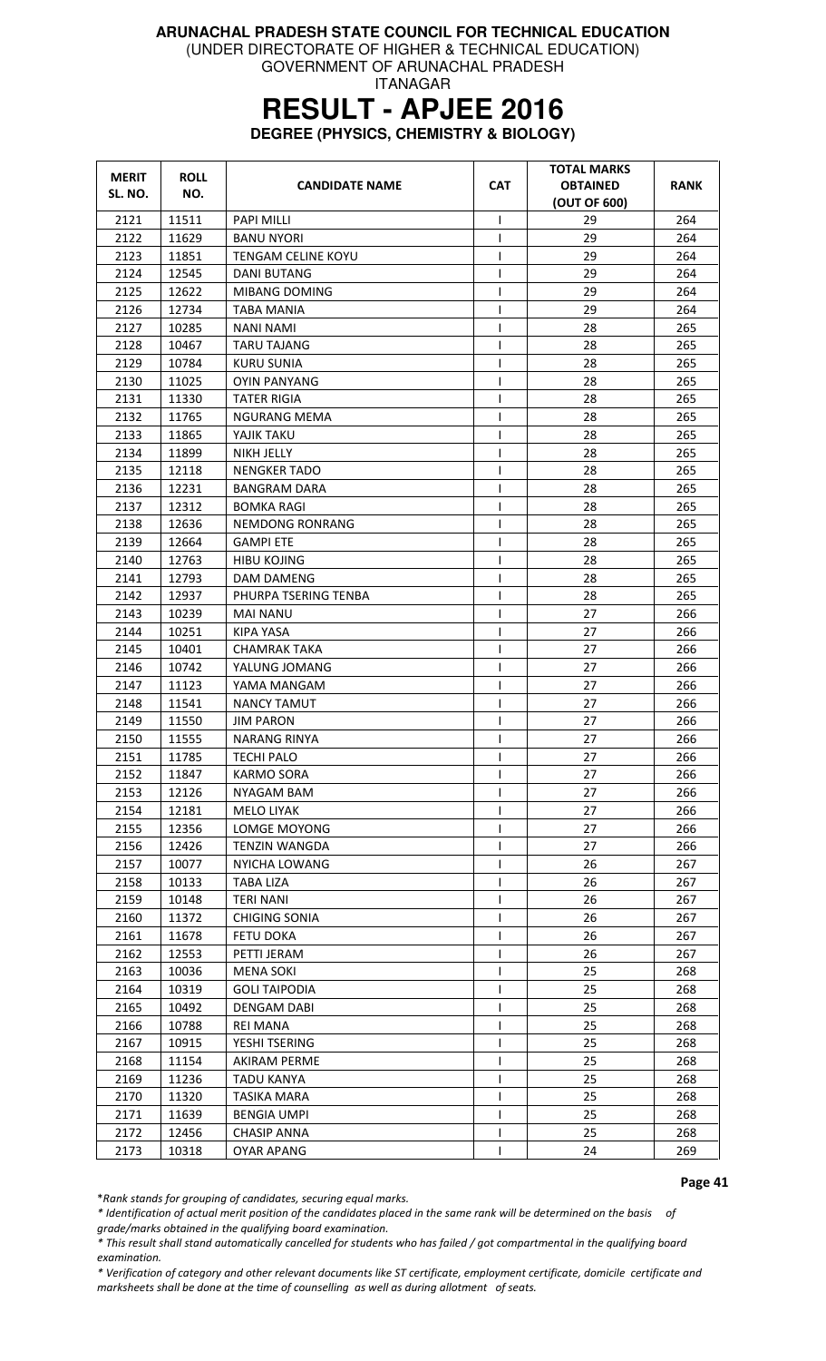**ARUNACHAL PRADESH STATE COUNCIL FOR TECHNICAL EDUCATION**
(UNDER DIRECTORATE OF HIGHER & TECHNICAL EDUCATION)
GOVERNMENT OF ARUNACHAL PRADESH
ITANAGAR

# RESULT - APJEE 2016

**DEGREE (PHYSICS, CHEMISTRY & BIOLOGY)**

| MERIT SL. NO. | ROLL NO. | CANDIDATE NAME | CAT | TOTAL MARKS OBTAINED (OUT OF 600) | RANK |
|---|---|---|---|---|---|
| 2121 | 11511 | PAPI MILLI | I | 29 | 264 |
| 2122 | 11629 | BANU NYORI | I | 29 | 264 |
| 2123 | 11851 | TENGAM CELINE KOYU | I | 29 | 264 |
| 2124 | 12545 | DANI BUTANG | I | 29 | 264 |
| 2125 | 12622 | MIBANG DOMING | I | 29 | 264 |
| 2126 | 12734 | TABA MANIA | I | 29 | 264 |
| 2127 | 10285 | NANI NAMI | I | 28 | 265 |
| 2128 | 10467 | TARU TAJANG | I | 28 | 265 |
| 2129 | 10784 | KURU SUNIA | I | 28 | 265 |
| 2130 | 11025 | OYIN PANYANG | I | 28 | 265 |
| 2131 | 11330 | TATER RIGIA | I | 28 | 265 |
| 2132 | 11765 | NGURANG MEMA | I | 28 | 265 |
| 2133 | 11865 | YAJIK TAKU | I | 28 | 265 |
| 2134 | 11899 | NIKH JELLY | I | 28 | 265 |
| 2135 | 12118 | NENGKER TADO | I | 28 | 265 |
| 2136 | 12231 | BANGRAM DARA | I | 28 | 265 |
| 2137 | 12312 | BOMKA RAGI | I | 28 | 265 |
| 2138 | 12636 | NEMDONG RONRANG | I | 28 | 265 |
| 2139 | 12664 | GAMPI ETE | I | 28 | 265 |
| 2140 | 12763 | HIBU KOJING | I | 28 | 265 |
| 2141 | 12793 | DAM DAMENG | I | 28 | 265 |
| 2142 | 12937 | PHURPA TSERING TENBA | I | 28 | 265 |
| 2143 | 10239 | MAI NANU | I | 27 | 266 |
| 2144 | 10251 | KIPA YASA | I | 27 | 266 |
| 2145 | 10401 | CHAMRAK TAKA | I | 27 | 266 |
| 2146 | 10742 | YALUNG JOMANG | I | 27 | 266 |
| 2147 | 11123 | YAMA MANGAM | I | 27 | 266 |
| 2148 | 11541 | NANCY TAMUT | I | 27 | 266 |
| 2149 | 11550 | JIM PARON | I | 27 | 266 |
| 2150 | 11555 | NARANG RINYA | I | 27 | 266 |
| 2151 | 11785 | TECHI PALO | I | 27 | 266 |
| 2152 | 11847 | KARMO SORA | I | 27 | 266 |
| 2153 | 12126 | NYAGAM BAM | I | 27 | 266 |
| 2154 | 12181 | MELO LIYAK | I | 27 | 266 |
| 2155 | 12356 | LOMGE MOYONG | I | 27 | 266 |
| 2156 | 12426 | TENZIN WANGDA | I | 27 | 266 |
| 2157 | 10077 | NYICHA LOWANG | I | 26 | 267 |
| 2158 | 10133 | TABA LIZA | I | 26 | 267 |
| 2159 | 10148 | TERI NANI | I | 26 | 267 |
| 2160 | 11372 | CHIGING SONIA | I | 26 | 267 |
| 2161 | 11678 | FETU DOKA | I | 26 | 267 |
| 2162 | 12553 | PETTI JERAM | I | 26 | 267 |
| 2163 | 10036 | MENA SOKI | I | 25 | 268 |
| 2164 | 10319 | GOLI TAIPODIA | I | 25 | 268 |
| 2165 | 10492 | DENGAM DABI | I | 25 | 268 |
| 2166 | 10788 | REI MANA | I | 25 | 268 |
| 2167 | 10915 | YESHI TSERING | I | 25 | 268 |
| 2168 | 11154 | AKIRAM PERME | I | 25 | 268 |
| 2169 | 11236 | TADU KANYA | I | 25 | 268 |
| 2170 | 11320 | TASIKA MARA | I | 25 | 268 |
| 2171 | 11639 | BENGIA UMPI | I | 25 | 268 |
| 2172 | 12456 | CHASIP ANNA | I | 25 | 268 |
| 2173 | 10318 | OYAR APANG | I | 24 | 269 |

*\*Rank stands for grouping of candidates, securing equal marks.*

*\* Identification of actual merit position of the candidates placed in the same rank will be determined on the basis of grade/marks obtained in the qualifying board examination.*

*\* This result shall stand automatically cancelled for students who has failed / got compartmental in the qualifying board examination.*

*\* Verification of category and other relevant documents like ST certificate, employment certificate, domicile certificate and marksheets shall be done at the time of counselling as well as during allotment of seats.*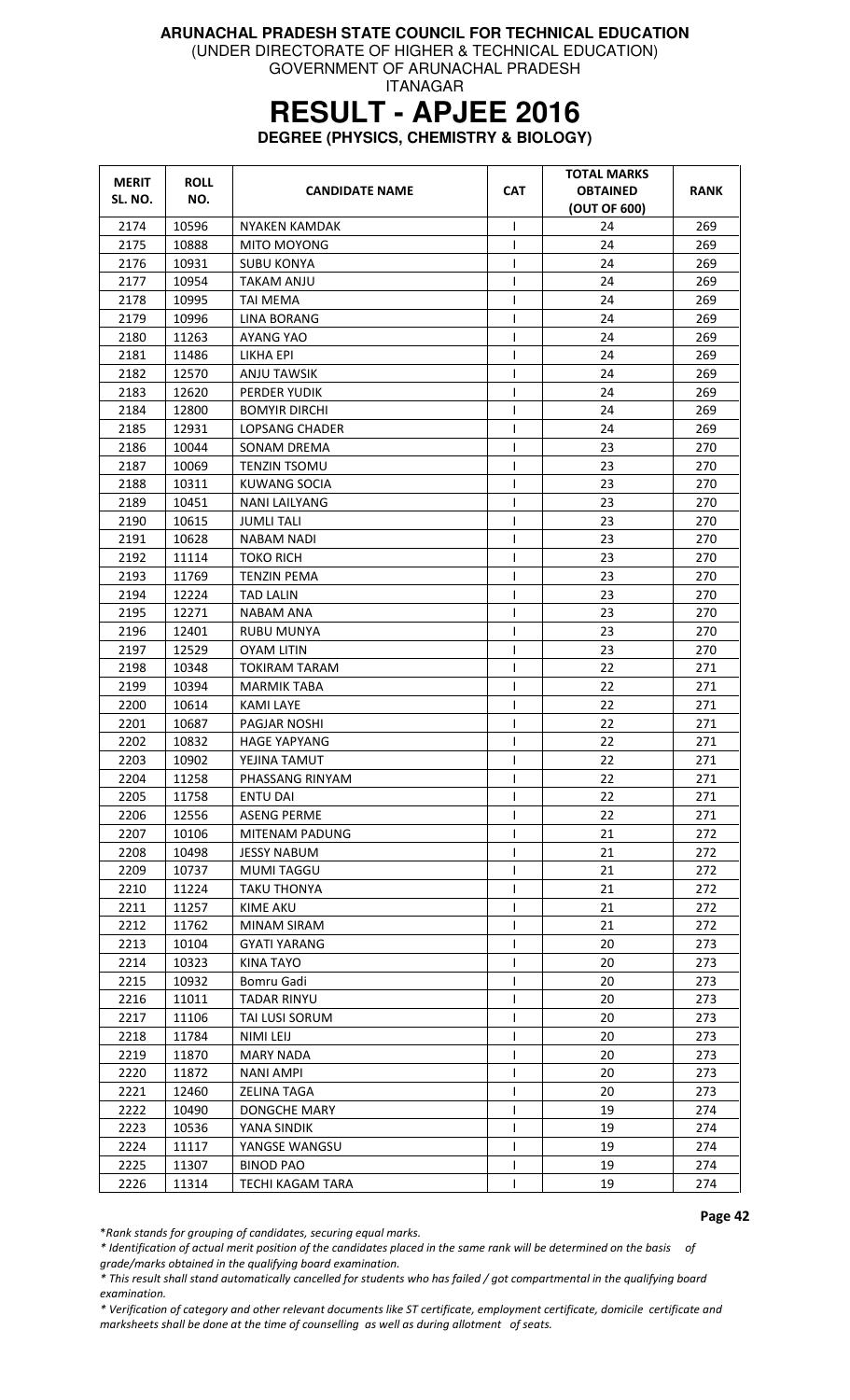**ARUNACHAL PRADESH STATE COUNCIL FOR TECHNICAL EDUCATION**
(UNDER DIRECTORATE OF HIGHER & TECHNICAL EDUCATION)
GOVERNMENT OF ARUNACHAL PRADESH
ITANAGAR

# RESULT - APJEE 2016

**DEGREE (PHYSICS, CHEMISTRY & BIOLOGY)**

| MERIT SL. NO. | ROLL NO. | CANDIDATE NAME | CAT | TOTAL MARKS OBTAINED (OUT OF 600) | RANK |
|---|---|---|---|---|---|
| 2174 | 10596 | NYAKEN KAMDAK | I | 24 | 269 |
| 2175 | 10888 | MITO MOYONG | I | 24 | 269 |
| 2176 | 10931 | SUBU KONYA | I | 24 | 269 |
| 2177 | 10954 | TAKAM ANJU | I | 24 | 269 |
| 2178 | 10995 | TAI MEMA | I | 24 | 269 |
| 2179 | 10996 | LINA BORANG | I | 24 | 269 |
| 2180 | 11263 | AYANG YAO | I | 24 | 269 |
| 2181 | 11486 | LIKHA EPI | I | 24 | 269 |
| 2182 | 12570 | ANJU TAWSIK | I | 24 | 269 |
| 2183 | 12620 | PERDER YUDIK | I | 24 | 269 |
| 2184 | 12800 | BOMYIR DIRCHI | I | 24 | 269 |
| 2185 | 12931 | LOPSANG CHADER | I | 24 | 269 |
| 2186 | 10044 | SONAM DREMA | I | 23 | 270 |
| 2187 | 10069 | TENZIN TSOMU | I | 23 | 270 |
| 2188 | 10311 | KUWANG SOCIA | I | 23 | 270 |
| 2189 | 10451 | NANI LAILYANG | I | 23 | 270 |
| 2190 | 10615 | JUMLI TALI | I | 23 | 270 |
| 2191 | 10628 | NABAM NADI | I | 23 | 270 |
| 2192 | 11114 | TOKO RICH | I | 23 | 270 |
| 2193 | 11769 | TENZIN PEMA | I | 23 | 270 |
| 2194 | 12224 | TAD LALIN | I | 23 | 270 |
| 2195 | 12271 | NABAM ANA | I | 23 | 270 |
| 2196 | 12401 | RUBU MUNYA | I | 23 | 270 |
| 2197 | 12529 | OYAM LITIN | I | 23 | 270 |
| 2198 | 10348 | TOKIRAM TARAM | I | 22 | 271 |
| 2199 | 10394 | MARMIK TABA | I | 22 | 271 |
| 2200 | 10614 | KAMI LAYE | I | 22 | 271 |
| 2201 | 10687 | PAGJAR NOSHI | I | 22 | 271 |
| 2202 | 10832 | HAGE YAPYANG | I | 22 | 271 |
| 2203 | 10902 | YEJINA TAMUT | I | 22 | 271 |
| 2204 | 11258 | PHASSANG RINYAM | I | 22 | 271 |
| 2205 | 11758 | ENTU DAI | I | 22 | 271 |
| 2206 | 12556 | ASENG PERME | I | 22 | 271 |
| 2207 | 10106 | MITENAM PADUNG | I | 21 | 272 |
| 2208 | 10498 | JESSY NABUM | I | 21 | 272 |
| 2209 | 10737 | MUMI TAGGU | I | 21 | 272 |
| 2210 | 11224 | TAKU THONYA | I | 21 | 272 |
| 2211 | 11257 | KIME AKU | I | 21 | 272 |
| 2212 | 11762 | MINAM SIRAM | I | 21 | 272 |
| 2213 | 10104 | GYATI YARANG | I | 20 | 273 |
| 2214 | 10323 | KINA TAYO | I | 20 | 273 |
| 2215 | 10932 | Bomru Gadi | I | 20 | 273 |
| 2216 | 11011 | TADAR RINYU | I | 20 | 273 |
| 2217 | 11106 | TAI LUSI SORUM | I | 20 | 273 |
| 2218 | 11784 | NIMI LEIJ | I | 20 | 273 |
| 2219 | 11870 | MARY NADA | I | 20 | 273 |
| 2220 | 11872 | NANI AMPI | I | 20 | 273 |
| 2221 | 12460 | ZELINA TAGA | I | 20 | 273 |
| 2222 | 10490 | DONGCHE MARY | I | 19 | 274 |
| 2223 | 10536 | YANA SINDIK | I | 19 | 274 |
| 2224 | 11117 | YANGSE WANGSU | I | 19 | 274 |
| 2225 | 11307 | BINOD PAO | I | 19 | 274 |
| 2226 | 11314 | TECHI KAGAM TARA | I | 19 | 274 |

*\*Rank stands for grouping of candidates, securing equal marks.*

*\* Identification of actual merit position of the candidates placed in the same rank will be determined on the basis of grade/marks obtained in the qualifying board examination.*

*\* This result shall stand automatically cancelled for students who has failed / got compartmental in the qualifying board examination.*

*\* Verification of category and other relevant documents like ST certificate, employment certificate, domicile certificate and marksheets shall be done at the time of counselling as well as during allotment of seats.*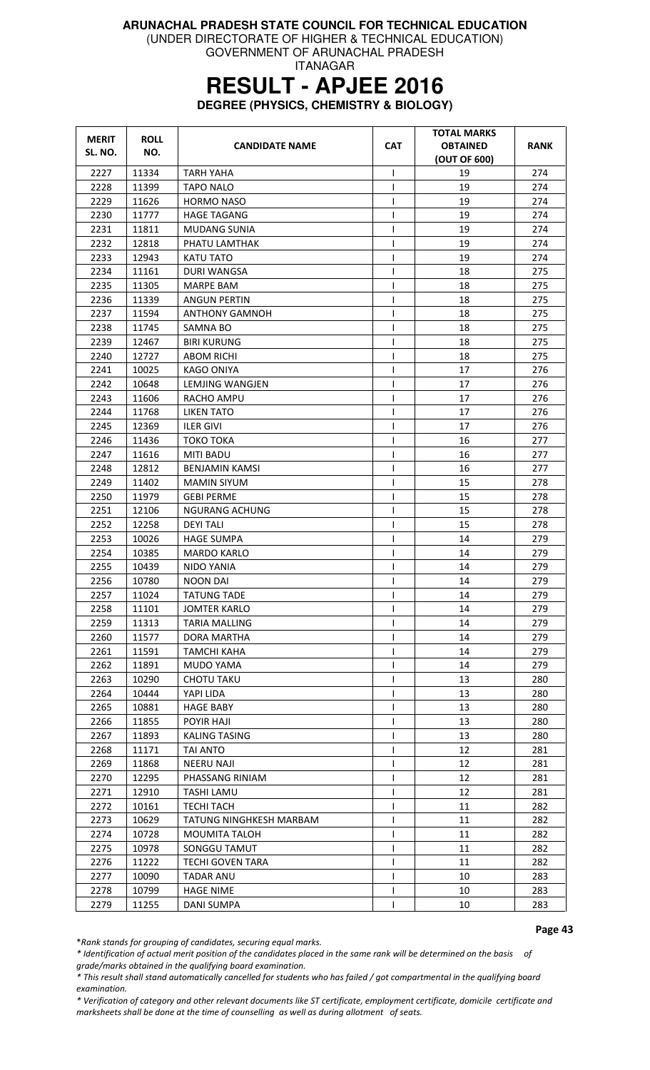# ARUNACHAL PRADESH STATE COUNCIL FOR TECHNICAL EDUCATION

(UNDER DIRECTORATE OF HIGHER & TECHNICAL EDUCATION)

GOVERNMENT OF ARUNACHAL PRADESH

ITANAGAR

# RESULT - APJEE 2016

## DEGREE (PHYSICS, CHEMISTRY & BIOLOGY)

| MERIT SL. NO. | ROLL NO. | CANDIDATE NAME | CAT | TOTAL MARKS OBTAINED (OUT OF 600) | RANK |
|---|---|---|---|---|---|
| 2227 | 11334 | TARH YAHA | I | 19 | 274 |
| 2228 | 11399 | TAPO NALO | I | 19 | 274 |
| 2229 | 11626 | HORMO NASO | I | 19 | 274 |
| 2230 | 11777 | HAGE TAGANG | I | 19 | 274 |
| 2231 | 11811 | MUDANG SUNIA | I | 19 | 274 |
| 2232 | 12818 | PHATU LAMTHAK | I | 19 | 274 |
| 2233 | 12943 | KATU TATO | I | 19 | 274 |
| 2234 | 11161 | DURI WANGSA | I | 18 | 275 |
| 2235 | 11305 | MARPE BAM | I | 18 | 275 |
| 2236 | 11339 | ANGUN PERTIN | I | 18 | 275 |
| 2237 | 11594 | ANTHONY GAMNOH | I | 18 | 275 |
| 2238 | 11745 | SAMNA BO | I | 18 | 275 |
| 2239 | 12467 | BIRI KURUNG | I | 18 | 275 |
| 2240 | 12727 | ABOM RICHI | I | 18 | 275 |
| 2241 | 10025 | KAGO ONIYA | I | 17 | 276 |
| 2242 | 10648 | LEMJING WANGJEN | I | 17 | 276 |
| 2243 | 11606 | RACHO AMPU | I | 17 | 276 |
| 2244 | 11768 | LIKEN TATO | I | 17 | 276 |
| 2245 | 12369 | ILER GIVI | I | 17 | 276 |
| 2246 | 11436 | TOKO TOKA | I | 16 | 277 |
| 2247 | 11616 | MITI BADU | I | 16 | 277 |
| 2248 | 12812 | BENJAMIN KAMSI | I | 16 | 277 |
| 2249 | 11402 | MAMIN SIYUM | I | 15 | 278 |
| 2250 | 11979 | GEBI PERME | I | 15 | 278 |
| 2251 | 12106 | NGURANG ACHUNG | I | 15 | 278 |
| 2252 | 12258 | DEYI TALI | I | 15 | 278 |
| 2253 | 10026 | HAGE SUMPA | I | 14 | 279 |
| 2254 | 10385 | MARDO KARLO | I | 14 | 279 |
| 2255 | 10439 | NIDO YANIA | I | 14 | 279 |
| 2256 | 10780 | NOON DAI | I | 14 | 279 |
| 2257 | 11024 | TATUNG TADE | I | 14 | 279 |
| 2258 | 11101 | JOMTER KARLO | I | 14 | 279 |
| 2259 | 11313 | TARIA MALLING | I | 14 | 279 |
| 2260 | 11577 | DORA MARTHA | I | 14 | 279 |
| 2261 | 11591 | TAMCHI KAHA | I | 14 | 279 |
| 2262 | 11891 | MUDO YAMA | I | 14 | 279 |
| 2263 | 10290 | CHOTU TAKU | I | 13 | 280 |
| 2264 | 10444 | YAPI LIDA | I | 13 | 280 |
| 2265 | 10881 | HAGE BABY | I | 13 | 280 |
| 2266 | 11855 | POYIR HAJI | I | 13 | 280 |
| 2267 | 11893 | KALING TASING | I | 13 | 280 |
| 2268 | 11171 | TAI ANTO | I | 12 | 281 |
| 2269 | 11868 | NEERU NAJI | I | 12 | 281 |
| 2270 | 12295 | PHASSANG RINIAM | I | 12 | 281 |
| 2271 | 12910 | TASHI LAMU | I | 12 | 281 |
| 2272 | 10161 | TECHI TACH | I | 11 | 282 |
| 2273 | 10629 | TATUNG NINGHKESH MARBAM | I | 11 | 282 |
| 2274 | 10728 | MOUMITA TALOH | I | 11 | 282 |
| 2275 | 10978 | SONGGU TAMUT | I | 11 | 282 |
| 2276 | 11222 | TECHI GOVEN TARA | I | 11 | 282 |
| 2277 | 10090 | TADAR ANU | I | 10 | 283 |
| 2278 | 10799 | HAGE NIME | I | 10 | 283 |
| 2279 | 11255 | DANI SUMPA | I | 10 | 283 |

*\*Rank stands for grouping of candidates, securing equal marks.*

*\* Identification of actual merit position of the candidates placed in the same rank will be determined on the basis of grade/marks obtained in the qualifying board examination.*

*\* This result shall stand automatically cancelled for students who has failed / got compartmental in the qualifying board examination.*

*\* Verification of category and other relevant documents like ST certificate, employment certificate, domicile certificate and marksheets shall be done at the time of counselling as well as during allotment of seats.*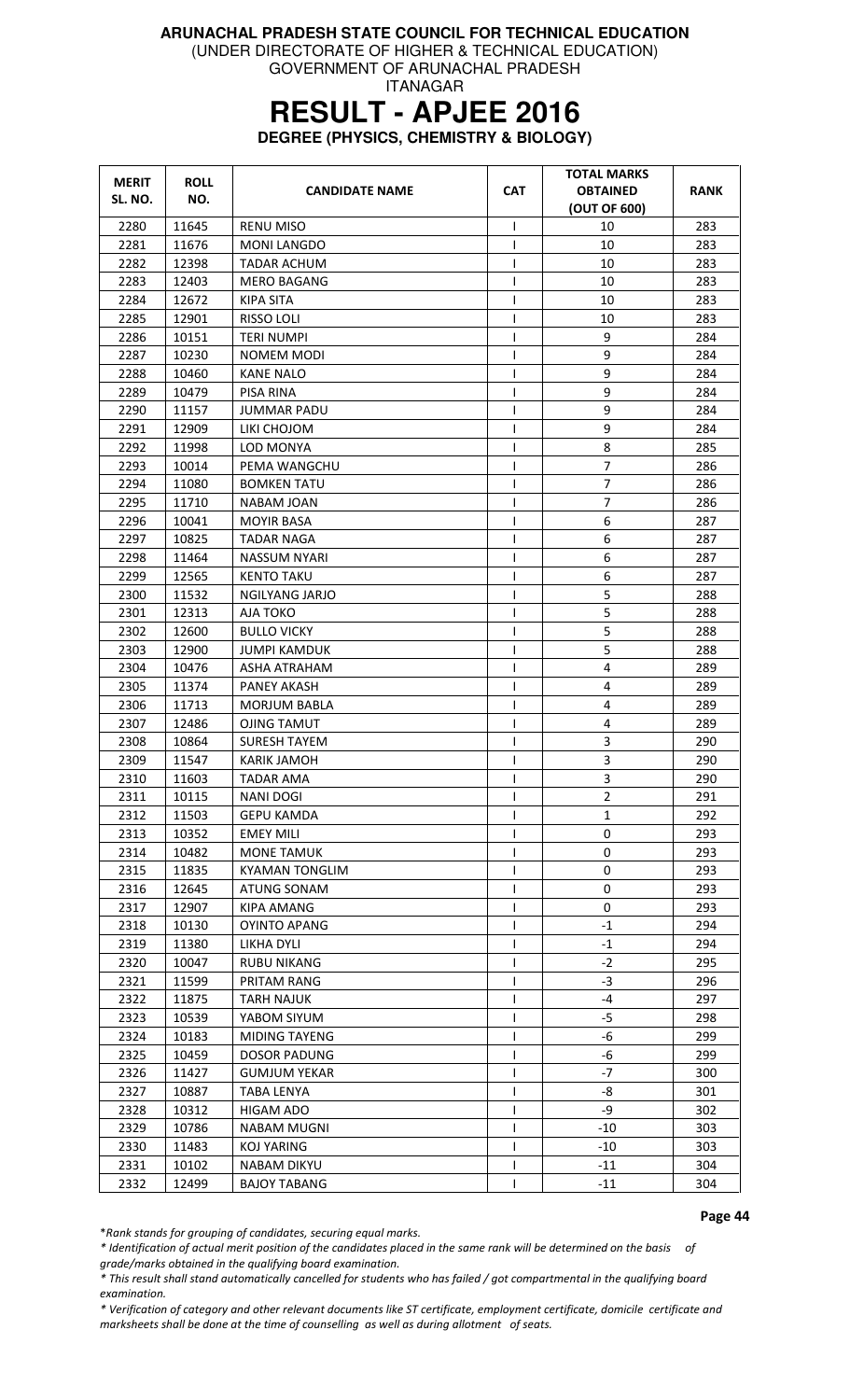**ARUNACHAL PRADESH STATE COUNCIL FOR TECHNICAL EDUCATION**
(UNDER DIRECTORATE OF HIGHER & TECHNICAL EDUCATION)
GOVERNMENT OF ARUNACHAL PRADESH
ITANAGAR

# RESULT - APJEE 2016

**DEGREE (PHYSICS, CHEMISTRY & BIOLOGY)**

| MERIT SL. NO. | ROLL NO. | CANDIDATE NAME | CAT | TOTAL MARKS OBTAINED (OUT OF 600) | RANK |
|---|---|---|---|---|---|
| 2280 | 11645 | RENU MISO | I | 10 | 283 |
| 2281 | 11676 | MONI LANGDO | I | 10 | 283 |
| 2282 | 12398 | TADAR ACHUM | I | 10 | 283 |
| 2283 | 12403 | MERO BAGANG | I | 10 | 283 |
| 2284 | 12672 | KIPA SITA | I | 10 | 283 |
| 2285 | 12901 | RISSO LOLI | I | 10 | 283 |
| 2286 | 10151 | TERI NUMPI | I | 9 | 284 |
| 2287 | 10230 | NOMEM MODI | I | 9 | 284 |
| 2288 | 10460 | KANE NALO | I | 9 | 284 |
| 2289 | 10479 | PISA RINA | I | 9 | 284 |
| 2290 | 11157 | JUMMAR PADU | I | 9 | 284 |
| 2291 | 12909 | LIKI CHOJOM | I | 9 | 284 |
| 2292 | 11998 | LOD MONYA | I | 8 | 285 |
| 2293 | 10014 | PEMA WANGCHU | I | 7 | 286 |
| 2294 | 11080 | BOMKEN TATU | I | 7 | 286 |
| 2295 | 11710 | NABAM JOAN | I | 7 | 286 |
| 2296 | 10041 | MOYIR BASA | I | 6 | 287 |
| 2297 | 10825 | TADAR NAGA | I | 6 | 287 |
| 2298 | 11464 | NASSUM NYARI | I | 6 | 287 |
| 2299 | 12565 | KENTO TAKU | I | 6 | 287 |
| 2300 | 11532 | NGILYANG JARJO | I | 5 | 288 |
| 2301 | 12313 | AJA TOKO | I | 5 | 288 |
| 2302 | 12600 | BULLO VICKY | I | 5 | 288 |
| 2303 | 12900 | JUMPI KAMDUK | I | 5 | 288 |
| 2304 | 10476 | ASHA ATRAHAM | I | 4 | 289 |
| 2305 | 11374 | PANEY AKASH | I | 4 | 289 |
| 2306 | 11713 | MORJUM BABLA | I | 4 | 289 |
| 2307 | 12486 | OJING TAMUT | I | 4 | 289 |
| 2308 | 10864 | SURESH TAYEM | I | 3 | 290 |
| 2309 | 11547 | KARIK JAMOH | I | 3 | 290 |
| 2310 | 11603 | TADAR AMA | I | 3 | 290 |
| 2311 | 10115 | NANI DOGI | I | 2 | 291 |
| 2312 | 11503 | GEPU KAMDA | I | 1 | 292 |
| 2313 | 10352 | EMEY MILI | I | 0 | 293 |
| 2314 | 10482 | MONE TAMUK | I | 0 | 293 |
| 2315 | 11835 | KYAMAN TONGLIM | I | 0 | 293 |
| 2316 | 12645 | ATUNG SONAM | I | 0 | 293 |
| 2317 | 12907 | KIPA AMANG | I | 0 | 293 |
| 2318 | 10130 | OYINTO APANG | I | -1 | 294 |
| 2319 | 11380 | LIKHA DYLI | I | -1 | 294 |
| 2320 | 10047 | RUBU NIKANG | I | -2 | 295 |
| 2321 | 11599 | PRITAM RANG | I | -3 | 296 |
| 2322 | 11875 | TARH NAJUK | I | -4 | 297 |
| 2323 | 10539 | YABOM SIYUM | I | -5 | 298 |
| 2324 | 10183 | MIDING TAYENG | I | -6 | 299 |
| 2325 | 10459 | DOSOR PADUNG | I | -6 | 299 |
| 2326 | 11427 | GUMJUM YEKAR | I | -7 | 300 |
| 2327 | 10887 | TABA LENYA | I | -8 | 301 |
| 2328 | 10312 | HIGAM ADO | I | -9 | 302 |
| 2329 | 10786 | NABAM MUGNI | I | -10 | 303 |
| 2330 | 11483 | KOJ YARING | I | -10 | 303 |
| 2331 | 10102 | NABAM DIKYU | I | -11 | 304 |
| 2332 | 12499 | BAJOY TABANG | I | -11 | 304 |

*\*Rank stands for grouping of candidates, securing equal marks.*

*\* Identification of actual merit position of the candidates placed in the same rank will be determined on the basis of grade/marks obtained in the qualifying board examination.*

*\* This result shall stand automatically cancelled for students who has failed / got compartmental in the qualifying board examination.*

*\* Verification of category and other relevant documents like ST certificate, employment certificate, domicile certificate and marksheets shall be done at the time of counselling as well as during allotment of seats.*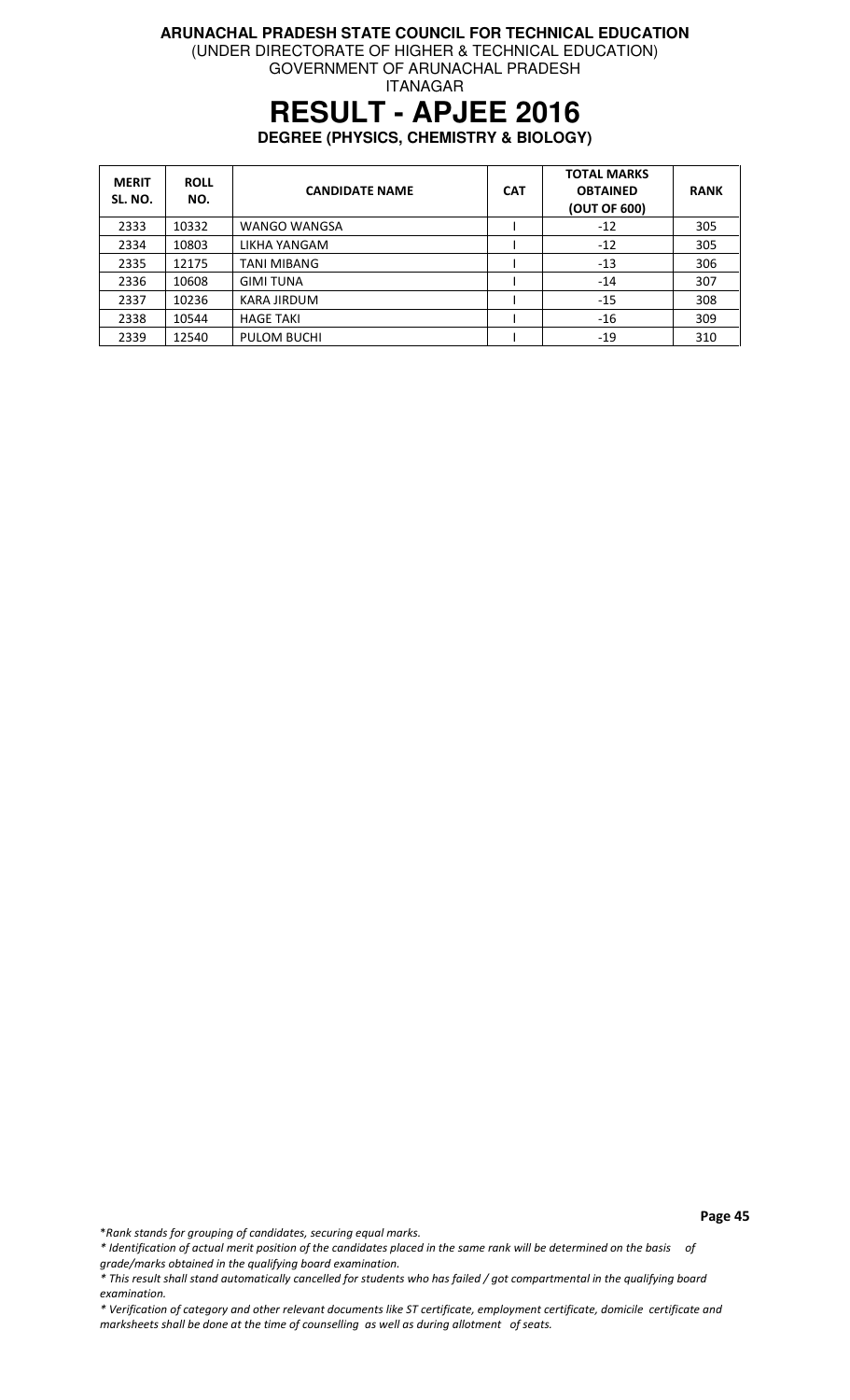**ARUNACHAL PRADESH STATE COUNCIL FOR TECHNICAL EDUCATION**
(UNDER DIRECTORATE OF HIGHER & TECHNICAL EDUCATION)
GOVERNMENT OF ARUNACHAL PRADESH
ITANAGAR

# RESULT - APJEE 2016

## DEGREE (PHYSICS, CHEMISTRY & BIOLOGY)

| MERIT SL. NO. | ROLL NO. | CANDIDATE NAME | CAT | TOTAL MARKS OBTAINED (OUT OF 600) | RANK |
|---|---|---|---|---|---|
| 2333 | 10332 | WANGO WANGSA | I | -12 | 305 |
| 2334 | 10803 | LIKHA YANGAM | I | -12 | 305 |
| 2335 | 12175 | TANI MIBANG | I | -13 | 306 |
| 2336 | 10608 | GIMI TUNA | I | -14 | 307 |
| 2337 | 10236 | KARA JIRDUM | I | -15 | 308 |
| 2338 | 10544 | HAGE TAKI | I | -16 | 309 |
| 2339 | 12540 | PULOM BUCHI | I | -19 | 310 |

*\*Rank stands for grouping of candidates, securing equal marks.*

*\* Identification of actual merit position of the candidates placed in the same rank will be determined on the basis of grade/marks obtained in the qualifying board examination.*

*\* This result shall stand automatically cancelled for students who has failed / got compartmental in the qualifying board examination.*

*\* Verification of category and other relevant documents like ST certificate, employment certificate, domicile certificate and marksheets shall be done at the time of counselling as well as during allotment of seats.*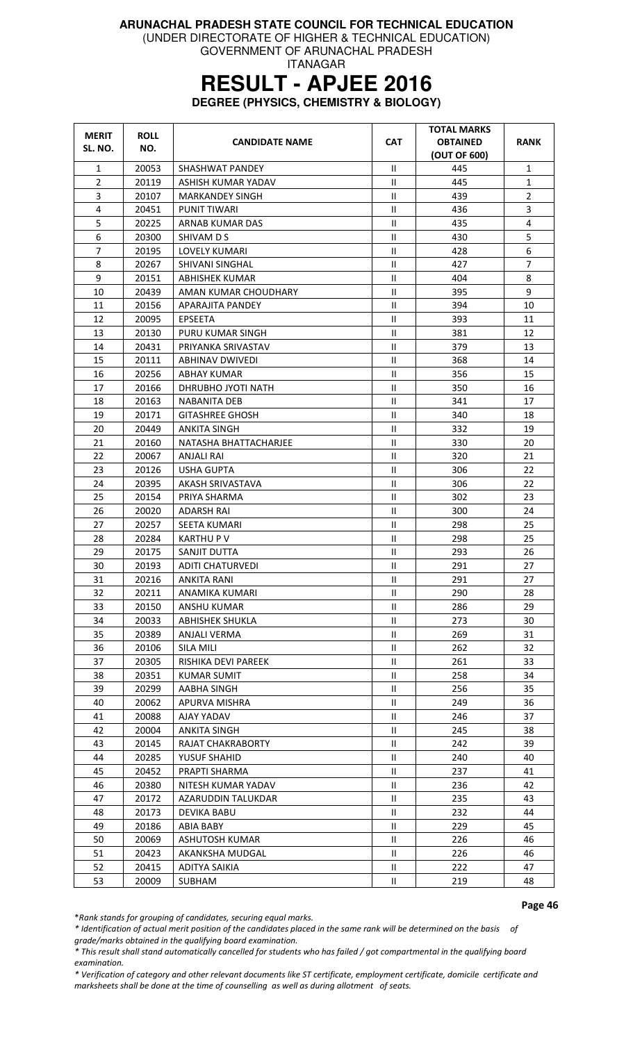**ARUNACHAL PRADESH STATE COUNCIL FOR TECHNICAL EDUCATION**
(UNDER DIRECTORATE OF HIGHER & TECHNICAL EDUCATION)
GOVERNMENT OF ARUNACHAL PRADESH
ITANAGAR

# RESULT - APJEE 2016

## DEGREE (PHYSICS, CHEMISTRY & BIOLOGY)

| MERIT SL. NO. | ROLL NO. | CANDIDATE NAME | CAT | TOTAL MARKS OBTAINED (OUT OF 600) | RANK |
|---|---|---|---|---|---|
| 1 | 20053 | SHASHWAT PANDEY | II | 445 | 1 |
| 2 | 20119 | ASHISH KUMAR YADAV | II | 445 | 1 |
| 3 | 20107 | MARKANDEY SINGH | II | 439 | 2 |
| 4 | 20451 | PUNIT TIWARI | II | 436 | 3 |
| 5 | 20225 | ARNAB KUMAR DAS | II | 435 | 4 |
| 6 | 20300 | SHIVAM D S | II | 430 | 5 |
| 7 | 20195 | LOVELY KUMARI | II | 428 | 6 |
| 8 | 20267 | SHIVANI SINGHAL | II | 427 | 7 |
| 9 | 20151 | ABHISHEK KUMAR | II | 404 | 8 |
| 10 | 20439 | AMAN KUMAR CHOUDHARY | II | 395 | 9 |
| 11 | 20156 | APARAJITA PANDEY | II | 394 | 10 |
| 12 | 20095 | EPSEETA | II | 393 | 11 |
| 13 | 20130 | PURU KUMAR SINGH | II | 381 | 12 |
| 14 | 20431 | PRIYANKA SRIVASTAV | II | 379 | 13 |
| 15 | 20111 | ABHINAV DWIVEDI | II | 368 | 14 |
| 16 | 20256 | ABHAY KUMAR | II | 356 | 15 |
| 17 | 20166 | DHRUBHO JYOTI NATH | II | 350 | 16 |
| 18 | 20163 | NABANITA DEB | II | 341 | 17 |
| 19 | 20171 | GITASHREE GHOSH | II | 340 | 18 |
| 20 | 20449 | ANKITA SINGH | II | 332 | 19 |
| 21 | 20160 | NATASHA BHATTACHARJEE | II | 330 | 20 |
| 22 | 20067 | ANJALI RAI | II | 320 | 21 |
| 23 | 20126 | USHA GUPTA | II | 306 | 22 |
| 24 | 20395 | AKASH SRIVASTAVA | II | 306 | 22 |
| 25 | 20154 | PRIYA SHARMA | II | 302 | 23 |
| 26 | 20020 | ADARSH RAI | II | 300 | 24 |
| 27 | 20257 | SEETA KUMARI | II | 298 | 25 |
| 28 | 20284 | KARTHU P V | II | 298 | 25 |
| 29 | 20175 | SANJIT DUTTA | II | 293 | 26 |
| 30 | 20193 | ADITI CHATURVEDI | II | 291 | 27 |
| 31 | 20216 | ANKITA RANI | II | 291 | 27 |
| 32 | 20211 | ANAMIKA KUMARI | II | 290 | 28 |
| 33 | 20150 | ANSHU KUMAR | II | 286 | 29 |
| 34 | 20033 | ABHISHEK SHUKLA | II | 273 | 30 |
| 35 | 20389 | ANJALI VERMA | II | 269 | 31 |
| 36 | 20106 | SILA MILI | II | 262 | 32 |
| 37 | 20305 | RISHIKA DEVI PAREEK | II | 261 | 33 |
| 38 | 20351 | KUMAR SUMIT | II | 258 | 34 |
| 39 | 20299 | AABHA SINGH | II | 256 | 35 |
| 40 | 20062 | APURVA MISHRA | II | 249 | 36 |
| 41 | 20088 | AJAY YADAV | II | 246 | 37 |
| 42 | 20004 | ANKITA SINGH | II | 245 | 38 |
| 43 | 20145 | RAJAT CHAKRABORTY | II | 242 | 39 |
| 44 | 20285 | YUSUF SHAHID | II | 240 | 40 |
| 45 | 20452 | PRAPTI SHARMA | II | 237 | 41 |
| 46 | 20380 | NITESH KUMAR YADAV | II | 236 | 42 |
| 47 | 20172 | AZARUDDIN TALUKDAR | II | 235 | 43 |
| 48 | 20173 | DEVIKA BABU | II | 232 | 44 |
| 49 | 20186 | ABIA BABY | II | 229 | 45 |
| 50 | 20069 | ASHUTOSH KUMAR | II | 226 | 46 |
| 51 | 20423 | AKANKSHA MUDGAL | II | 226 | 46 |
| 52 | 20415 | ADITYA SAIKIA | II | 222 | 47 |
| 53 | 20009 | SUBHAM | II | 219 | 48 |

*\*Rank stands for grouping of candidates, securing equal marks.*

*\* Identification of actual merit position of the candidates placed in the same rank will be determined on the basis of grade/marks obtained in the qualifying board examination.*

*\* This result shall stand automatically cancelled for students who has failed / got compartmental in the qualifying board examination.*

*\* Verification of category and other relevant documents like ST certificate, employment certificate, domicile certificate and marksheets shall be done at the time of counselling as well as during allotment of seats.*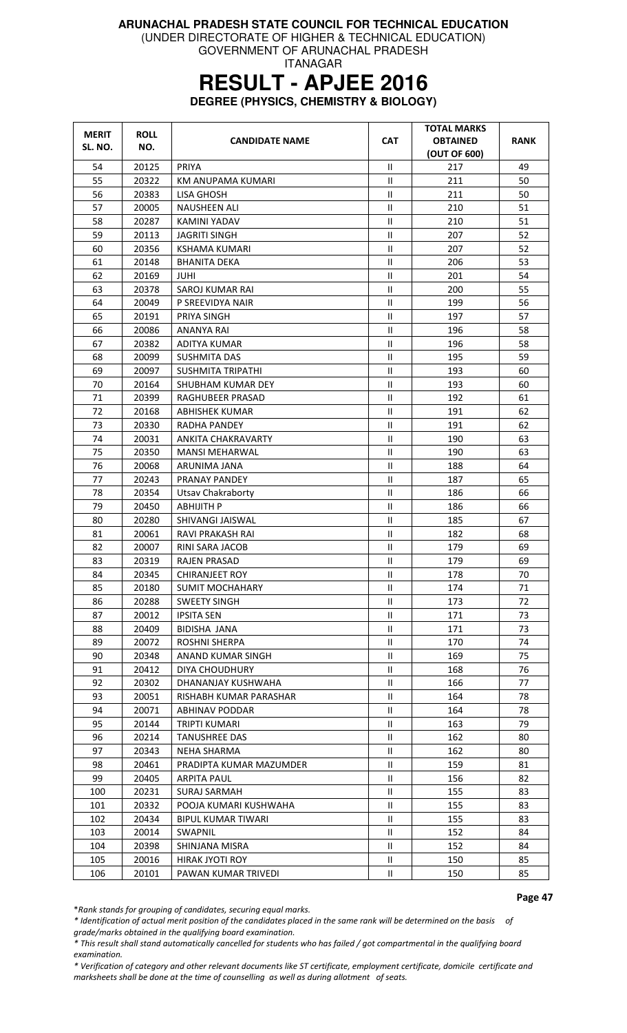**ARUNACHAL PRADESH STATE COUNCIL FOR TECHNICAL EDUCATION**

(UNDER DIRECTORATE OF HIGHER & TECHNICAL EDUCATION)

GOVERNMENT OF ARUNACHAL PRADESH

ITANAGAR

# RESULT - APJEE 2016

**DEGREE (PHYSICS, CHEMISTRY & BIOLOGY)**

| MERIT SL. NO. | ROLL NO. | CANDIDATE NAME | CAT | TOTAL MARKS OBTAINED (OUT OF 600) | RANK |
|---|---|---|---|---|---|
| 54 | 20125 | PRIYA | II | 217 | 49 |
| 55 | 20322 | KM ANUPAMA KUMARI | II | 211 | 50 |
| 56 | 20383 | LISA GHOSH | II | 211 | 50 |
| 57 | 20005 | NAUSHEEN ALI | II | 210 | 51 |
| 58 | 20287 | KAMINI YADAV | II | 210 | 51 |
| 59 | 20113 | JAGRITI SINGH | II | 207 | 52 |
| 60 | 20356 | KSHAMA KUMARI | II | 207 | 52 |
| 61 | 20148 | BHANITA DEKA | II | 206 | 53 |
| 62 | 20169 | JUHI | II | 201 | 54 |
| 63 | 20378 | SAROJ KUMAR RAI | II | 200 | 55 |
| 64 | 20049 | P SREEVIDYA NAIR | II | 199 | 56 |
| 65 | 20191 | PRIYA SINGH | II | 197 | 57 |
| 66 | 20086 | ANANYA RAI | II | 196 | 58 |
| 67 | 20382 | ADITYA KUMAR | II | 196 | 58 |
| 68 | 20099 | SUSHMITA DAS | II | 195 | 59 |
| 69 | 20097 | SUSHMITA TRIPATHI | II | 193 | 60 |
| 70 | 20164 | SHUBHAM KUMAR DEY | II | 193 | 60 |
| 71 | 20399 | RAGHUBEER PRASAD | II | 192 | 61 |
| 72 | 20168 | ABHISHEK KUMAR | II | 191 | 62 |
| 73 | 20330 | RADHA PANDEY | II | 191 | 62 |
| 74 | 20031 | ANKITA CHAKRAVARTY | II | 190 | 63 |
| 75 | 20350 | MANSI MEHARWAL | II | 190 | 63 |
| 76 | 20068 | ARUNIMA JANA | II | 188 | 64 |
| 77 | 20243 | PRANAY PANDEY | II | 187 | 65 |
| 78 | 20354 | Utsav Chakraborty | II | 186 | 66 |
| 79 | 20450 | ABHIJITH P | II | 186 | 66 |
| 80 | 20280 | SHIVANGI JAISWAL | II | 185 | 67 |
| 81 | 20061 | RAVI PRAKASH RAI | II | 182 | 68 |
| 82 | 20007 | RINI SARA JACOB | II | 179 | 69 |
| 83 | 20319 | RAJEN PRASAD | II | 179 | 69 |
| 84 | 20345 | CHIRANJEET ROY | II | 178 | 70 |
| 85 | 20180 | SUMIT MOCHAHARY | II | 174 | 71 |
| 86 | 20288 | SWEETY SINGH | II | 173 | 72 |
| 87 | 20012 | IPSITA SEN | II | 171 | 73 |
| 88 | 20409 | BIDISHA JANA | II | 171 | 73 |
| 89 | 20072 | ROSHNI SHERPA | II | 170 | 74 |
| 90 | 20348 | ANAND KUMAR SINGH | II | 169 | 75 |
| 91 | 20412 | DIYA CHOUDHURY | II | 168 | 76 |
| 92 | 20302 | DHANANJAY KUSHWAHA | II | 166 | 77 |
| 93 | 20051 | RISHABH KUMAR PARASHAR | II | 164 | 78 |
| 94 | 20071 | ABHINAV PODDAR | II | 164 | 78 |
| 95 | 20144 | TRIPTI KUMARI | II | 163 | 79 |
| 96 | 20214 | TANUSHREE DAS | II | 162 | 80 |
| 97 | 20343 | NEHA SHARMA | II | 162 | 80 |
| 98 | 20461 | PRADIPTA KUMAR MAZUMDER | II | 159 | 81 |
| 99 | 20405 | ARPITA PAUL | II | 156 | 82 |
| 100 | 20231 | SURAJ SARMAH | II | 155 | 83 |
| 101 | 20332 | POOJA KUMARI KUSHWAHA | II | 155 | 83 |
| 102 | 20434 | BIPUL KUMAR TIWARI | II | 155 | 83 |
| 103 | 20014 | SWAPNIL | II | 152 | 84 |
| 104 | 20398 | SHINJANA MISRA | II | 152 | 84 |
| 105 | 20016 | HIRAK JYOTI ROY | II | 150 | 85 |
| 106 | 20101 | PAWAN KUMAR TRIVEDI | II | 150 | 85 |

*\*Rank stands for grouping of candidates, securing equal marks.*

*\* Identification of actual merit position of the candidates placed in the same rank will be determined on the basis of grade/marks obtained in the qualifying board examination.*

*\* This result shall stand automatically cancelled for students who has failed / got compartmental in the qualifying board examination.*

*\* Verification of category and other relevant documents like ST certificate, employment certificate, domicile certificate and marksheets shall be done at the time of counselling as well as during allotment of seats.*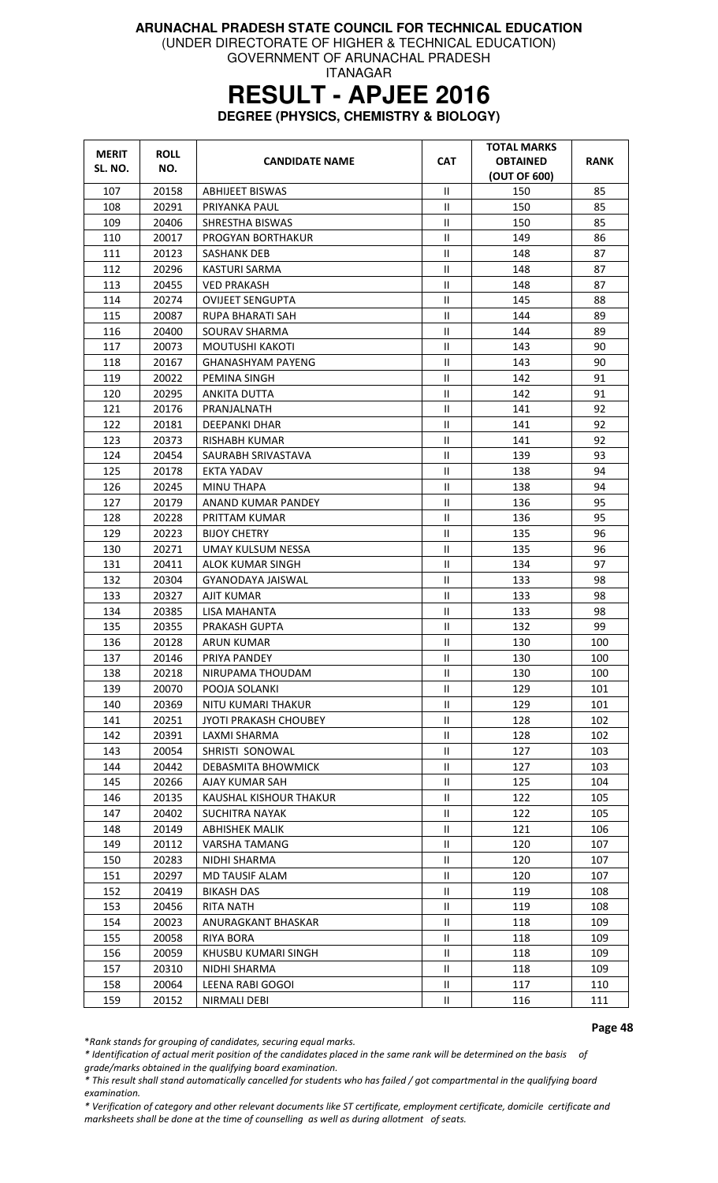**ARUNACHAL PRADESH STATE COUNCIL FOR TECHNICAL EDUCATION**

(UNDER DIRECTORATE OF HIGHER & TECHNICAL EDUCATION)

GOVERNMENT OF ARUNACHAL PRADESH

ITANAGAR

# RESULT - APJEE 2016

**DEGREE (PHYSICS, CHEMISTRY & BIOLOGY)**

| MERIT SL. NO. | ROLL NO. | CANDIDATE NAME | CAT | TOTAL MARKS OBTAINED (OUT OF 600) | RANK |
|---|---|---|---|---|---|
| 107 | 20158 | ABHIJEET BISWAS | II | 150 | 85 |
| 108 | 20291 | PRIYANKA PAUL | II | 150 | 85 |
| 109 | 20406 | SHRESTHA BISWAS | II | 150 | 85 |
| 110 | 20017 | PROGYAN BORTHAKUR | II | 149 | 86 |
| 111 | 20123 | SASHANK DEB | II | 148 | 87 |
| 112 | 20296 | KASTURI SARMA | II | 148 | 87 |
| 113 | 20455 | VED PRAKASH | II | 148 | 87 |
| 114 | 20274 | OVIJEET SENGUPTA | II | 145 | 88 |
| 115 | 20087 | RUPA BHARATI SAH | II | 144 | 89 |
| 116 | 20400 | SOURAV SHARMA | II | 144 | 89 |
| 117 | 20073 | MOUTUSHI KAKOTI | II | 143 | 90 |
| 118 | 20167 | GHANASHYAM PAYENG | II | 143 | 90 |
| 119 | 20022 | PEMINA SINGH | II | 142 | 91 |
| 120 | 20295 | ANKITA DUTTA | II | 142 | 91 |
| 121 | 20176 | PRANJALNATH | II | 141 | 92 |
| 122 | 20181 | DEEPANKI DHAR | II | 141 | 92 |
| 123 | 20373 | RISHABH KUMAR | II | 141 | 92 |
| 124 | 20454 | SAURABH SRIVASTAVA | II | 139 | 93 |
| 125 | 20178 | EKTA YADAV | II | 138 | 94 |
| 126 | 20245 | MINU THAPA | II | 138 | 94 |
| 127 | 20179 | ANAND KUMAR PANDEY | II | 136 | 95 |
| 128 | 20228 | PRITTAM KUMAR | II | 136 | 95 |
| 129 | 20223 | BIJOY CHETRY | II | 135 | 96 |
| 130 | 20271 | UMAY KULSUM NESSA | II | 135 | 96 |
| 131 | 20411 | ALOK KUMAR SINGH | II | 134 | 97 |
| 132 | 20304 | GYANODAYA JAISWAL | II | 133 | 98 |
| 133 | 20327 | AJIT KUMAR | II | 133 | 98 |
| 134 | 20385 | LISA MAHANTA | II | 133 | 98 |
| 135 | 20355 | PRAKASH GUPTA | II | 132 | 99 |
| 136 | 20128 | ARUN KUMAR | II | 130 | 100 |
| 137 | 20146 | PRIYA PANDEY | II | 130 | 100 |
| 138 | 20218 | NIRUPAMA THOUDAM | II | 130 | 100 |
| 139 | 20070 | POOJA SOLANKI | II | 129 | 101 |
| 140 | 20369 | NITU KUMARI THAKUR | II | 129 | 101 |
| 141 | 20251 | JYOTI PRAKASH CHOUBEY | II | 128 | 102 |
| 142 | 20391 | LAXMI SHARMA | II | 128 | 102 |
| 143 | 20054 | SHRISTI SONOWAL | II | 127 | 103 |
| 144 | 20442 | DEBASMITA BHOWMICK | II | 127 | 103 |
| 145 | 20266 | AJAY KUMAR SAH | II | 125 | 104 |
| 146 | 20135 | KAUSHAL KISHOUR THAKUR | II | 122 | 105 |
| 147 | 20402 | SUCHITRA NAYAK | II | 122 | 105 |
| 148 | 20149 | ABHISHEK MALIK | II | 121 | 106 |
| 149 | 20112 | VARSHA TAMANG | II | 120 | 107 |
| 150 | 20283 | NIDHI SHARMA | II | 120 | 107 |
| 151 | 20297 | MD TAUSIF ALAM | II | 120 | 107 |
| 152 | 20419 | BIKASH DAS | II | 119 | 108 |
| 153 | 20456 | RITA NATH | II | 119 | 108 |
| 154 | 20023 | ANURAGKANT BHASKAR | II | 118 | 109 |
| 155 | 20058 | RIYA BORA | II | 118 | 109 |
| 156 | 20059 | KHUSBU KUMARI SINGH | II | 118 | 109 |
| 157 | 20310 | NIDHI SHARMA | II | 118 | 109 |
| 158 | 20064 | LEENA RABI GOGOI | II | 117 | 110 |
| 159 | 20152 | NIRMALI DEBI | II | 116 | 111 |

*\*Rank stands for grouping of candidates, securing equal marks.*

*\* Identification of actual merit position of the candidates placed in the same rank will be determined on the basis of grade/marks obtained in the qualifying board examination.*

*\* This result shall stand automatically cancelled for students who has failed / got compartmental in the qualifying board examination.*

*\* Verification of category and other relevant documents like ST certificate, employment certificate, domicile certificate and marksheets shall be done at the time of counselling as well as during allotment of seats.*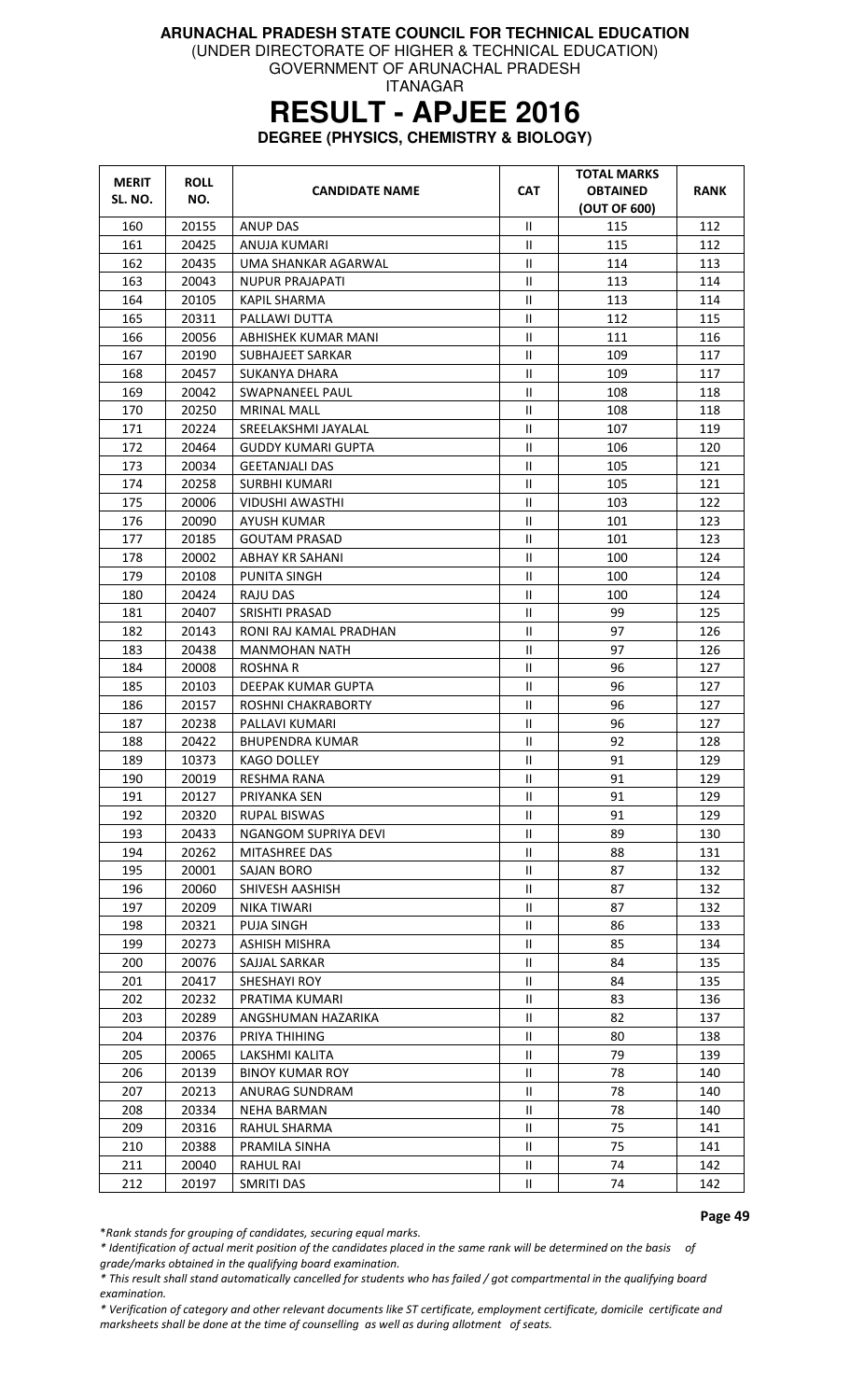**ARUNACHAL PRADESH STATE COUNCIL FOR TECHNICAL EDUCATION**
(UNDER DIRECTORATE OF HIGHER & TECHNICAL EDUCATION)
GOVERNMENT OF ARUNACHAL PRADESH
ITANAGAR

# RESULT - APJEE 2016

**DEGREE (PHYSICS, CHEMISTRY & BIOLOGY)**

| MERIT SL. NO. | ROLL NO. | CANDIDATE NAME | CAT | TOTAL MARKS OBTAINED (OUT OF 600) | RANK |
|---|---|---|---|---|---|
| 160 | 20155 | ANUP DAS | II | 115 | 112 |
| 161 | 20425 | ANUJA KUMARI | II | 115 | 112 |
| 162 | 20435 | UMA SHANKAR AGARWAL | II | 114 | 113 |
| 163 | 20043 | NUPUR PRAJAPATI | II | 113 | 114 |
| 164 | 20105 | KAPIL SHARMA | II | 113 | 114 |
| 165 | 20311 | PALLAWI DUTTA | II | 112 | 115 |
| 166 | 20056 | ABHISHEK KUMAR MANI | II | 111 | 116 |
| 167 | 20190 | SUBHAJEET SARKAR | II | 109 | 117 |
| 168 | 20457 | SUKANYA DHARA | II | 109 | 117 |
| 169 | 20042 | SWAPNANEEL PAUL | II | 108 | 118 |
| 170 | 20250 | MRINAL MALL | II | 108 | 118 |
| 171 | 20224 | SREELAKSHMI JAYALAL | II | 107 | 119 |
| 172 | 20464 | GUDDY KUMARI GUPTA | II | 106 | 120 |
| 173 | 20034 | GEETANJALI DAS | II | 105 | 121 |
| 174 | 20258 | SURBHI KUMARI | II | 105 | 121 |
| 175 | 20006 | VIDUSHI AWASTHI | II | 103 | 122 |
| 176 | 20090 | AYUSH KUMAR | II | 101 | 123 |
| 177 | 20185 | GOUTAM PRASAD | II | 101 | 123 |
| 178 | 20002 | ABHAY KR SAHANI | II | 100 | 124 |
| 179 | 20108 | PUNITA SINGH | II | 100 | 124 |
| 180 | 20424 | RAJU DAS | II | 100 | 124 |
| 181 | 20407 | SRISHTI PRASAD | II | 99 | 125 |
| 182 | 20143 | RONI RAJ KAMAL PRADHAN | II | 97 | 126 |
| 183 | 20438 | MANMOHAN NATH | II | 97 | 126 |
| 184 | 20008 | ROSHNA R | II | 96 | 127 |
| 185 | 20103 | DEEPAK KUMAR GUPTA | II | 96 | 127 |
| 186 | 20157 | ROSHNI CHAKRABORTY | II | 96 | 127 |
| 187 | 20238 | PALLAVI KUMARI | II | 96 | 127 |
| 188 | 20422 | BHUPENDRA KUMAR | II | 92 | 128 |
| 189 | 10373 | KAGO DOLLEY | II | 91 | 129 |
| 190 | 20019 | RESHMA RANA | II | 91 | 129 |
| 191 | 20127 | PRIYANKA SEN | II | 91 | 129 |
| 192 | 20320 | RUPAL BISWAS | II | 91 | 129 |
| 193 | 20433 | NGANGOM SUPRIYA DEVI | II | 89 | 130 |
| 194 | 20262 | MITASHREE DAS | II | 88 | 131 |
| 195 | 20001 | SAJAN BORO | II | 87 | 132 |
| 196 | 20060 | SHIVESH AASHISH | II | 87 | 132 |
| 197 | 20209 | NIKA TIWARI | II | 87 | 132 |
| 198 | 20321 | PUJA SINGH | II | 86 | 133 |
| 199 | 20273 | ASHISH MISHRA | II | 85 | 134 |
| 200 | 20076 | SAJJAL SARKAR | II | 84 | 135 |
| 201 | 20417 | SHESHAYI ROY | II | 84 | 135 |
| 202 | 20232 | PRATIMA KUMARI | II | 83 | 136 |
| 203 | 20289 | ANGSHUMAN HAZARIKA | II | 82 | 137 |
| 204 | 20376 | PRIYA THIHING | II | 80 | 138 |
| 205 | 20065 | LAKSHMI KALITA | II | 79 | 139 |
| 206 | 20139 | BINOY KUMAR ROY | II | 78 | 140 |
| 207 | 20213 | ANURAG SUNDRAM | II | 78 | 140 |
| 208 | 20334 | NEHA BARMAN | II | 78 | 140 |
| 209 | 20316 | RAHUL SHARMA | II | 75 | 141 |
| 210 | 20388 | PRAMILA SINHA | II | 75 | 141 |
| 211 | 20040 | RAHUL RAI | II | 74 | 142 |
| 212 | 20197 | SMRITI DAS | II | 74 | 142 |

*\*Rank stands for grouping of candidates, securing equal marks.*

*\* Identification of actual merit position of the candidates placed in the same rank will be determined on the basis of grade/marks obtained in the qualifying board examination.*

*\* This result shall stand automatically cancelled for students who has failed / got compartmental in the qualifying board examination.*

*\* Verification of category and other relevant documents like ST certificate, employment certificate, domicile certificate and marksheets shall be done at the time of counselling as well as during allotment of seats.*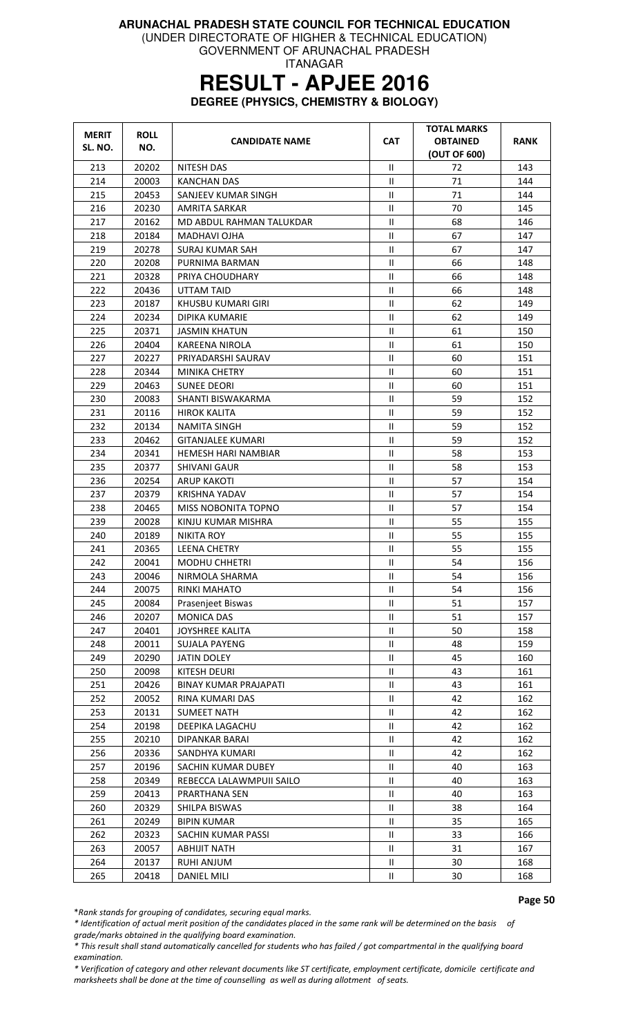**ARUNACHAL PRADESH STATE COUNCIL FOR TECHNICAL EDUCATION**
(UNDER DIRECTORATE OF HIGHER & TECHNICAL EDUCATION)
GOVERNMENT OF ARUNACHAL PRADESH
ITANAGAR

# RESULT - APJEE 2016

**DEGREE (PHYSICS, CHEMISTRY & BIOLOGY)**

| MERIT SL. NO. | ROLL NO. | CANDIDATE NAME | CAT | TOTAL MARKS OBTAINED (OUT OF 600) | RANK |
|---|---|---|---|---|---|
| 213 | 20202 | NITESH DAS | II | 72 | 143 |
| 214 | 20003 | KANCHAN DAS | II | 71 | 144 |
| 215 | 20453 | SANJEEV KUMAR SINGH | II | 71 | 144 |
| 216 | 20230 | AMRITA SARKAR | II | 70 | 145 |
| 217 | 20162 | MD ABDUL RAHMAN TALUKDAR | II | 68 | 146 |
| 218 | 20184 | MADHAVI OJHA | II | 67 | 147 |
| 219 | 20278 | SURAJ KUMAR SAH | II | 67 | 147 |
| 220 | 20208 | PURNIMA BARMAN | II | 66 | 148 |
| 221 | 20328 | PRIYA CHOUDHARY | II | 66 | 148 |
| 222 | 20436 | UTTAM TAID | II | 66 | 148 |
| 223 | 20187 | KHUSBU KUMARI GIRI | II | 62 | 149 |
| 224 | 20234 | DIPIKA KUMARIE | II | 62 | 149 |
| 225 | 20371 | JASMIN KHATUN | II | 61 | 150 |
| 226 | 20404 | KAREENA NIROLA | II | 61 | 150 |
| 227 | 20227 | PRIYADARSHI SAURAV | II | 60 | 151 |
| 228 | 20344 | MINIKA CHETRY | II | 60 | 151 |
| 229 | 20463 | SUNEE DEORI | II | 60 | 151 |
| 230 | 20083 | SHANTI BISWAKARMA | II | 59 | 152 |
| 231 | 20116 | HIROK KALITA | II | 59 | 152 |
| 232 | 20134 | NAMITA SINGH | II | 59 | 152 |
| 233 | 20462 | GITANJALEE KUMARI | II | 59 | 152 |
| 234 | 20341 | HEMESH HARI NAMBIAR | II | 58 | 153 |
| 235 | 20377 | SHIVANI GAUR | II | 58 | 153 |
| 236 | 20254 | ARUP KAKOTI | II | 57 | 154 |
| 237 | 20379 | KRISHNA YADAV | II | 57 | 154 |
| 238 | 20465 | MISS NOBONITA TOPNO | II | 57 | 154 |
| 239 | 20028 | KINJU KUMAR MISHRA | II | 55 | 155 |
| 240 | 20189 | NIKITA ROY | II | 55 | 155 |
| 241 | 20365 | LEENA CHETRY | II | 55 | 155 |
| 242 | 20041 | MODHU CHHETRI | II | 54 | 156 |
| 243 | 20046 | NIRMOLA SHARMA | II | 54 | 156 |
| 244 | 20075 | RINKI MAHATO | II | 54 | 156 |
| 245 | 20084 | Prasenjeet Biswas | II | 51 | 157 |
| 246 | 20207 | MONICA DAS | II | 51 | 157 |
| 247 | 20401 | JOYSHREE KALITA | II | 50 | 158 |
| 248 | 20011 | SUJALA PAYENG | II | 48 | 159 |
| 249 | 20290 | JATIN DOLEY | II | 45 | 160 |
| 250 | 20098 | KITESH DEURI | II | 43 | 161 |
| 251 | 20426 | BINAY KUMAR PRAJAPATI | II | 43 | 161 |
| 252 | 20052 | RINA KUMARI DAS | II | 42 | 162 |
| 253 | 20131 | SUMEET NATH | II | 42 | 162 |
| 254 | 20198 | DEEPIKA LAGACHU | II | 42 | 162 |
| 255 | 20210 | DIPANKAR BARAI | II | 42 | 162 |
| 256 | 20336 | SANDHYA KUMARI | II | 42 | 162 |
| 257 | 20196 | SACHIN KUMAR DUBEY | II | 40 | 163 |
| 258 | 20349 | REBECCA LALAWMPUII SAILO | II | 40 | 163 |
| 259 | 20413 | PRARTHANA SEN | II | 40 | 163 |
| 260 | 20329 | SHILPA BISWAS | II | 38 | 164 |
| 261 | 20249 | BIPIN KUMAR | II | 35 | 165 |
| 262 | 20323 | SACHIN KUMAR PASSI | II | 33 | 166 |
| 263 | 20057 | ABHIJIT NATH | II | 31 | 167 |
| 264 | 20137 | RUHI ANJUM | II | 30 | 168 |
| 265 | 20418 | DANIEL MILI | II | 30 | 168 |

*\*Rank stands for grouping of candidates, securing equal marks.*

*\* Identification of actual merit position of the candidates placed in the same rank will be determined on the basis of grade/marks obtained in the qualifying board examination.*

*\* This result shall stand automatically cancelled for students who has failed / got compartmental in the qualifying board examination.*

*\* Verification of category and other relevant documents like ST certificate, employment certificate, domicile certificate and marksheets shall be done at the time of counselling as well as during allotment of seats.*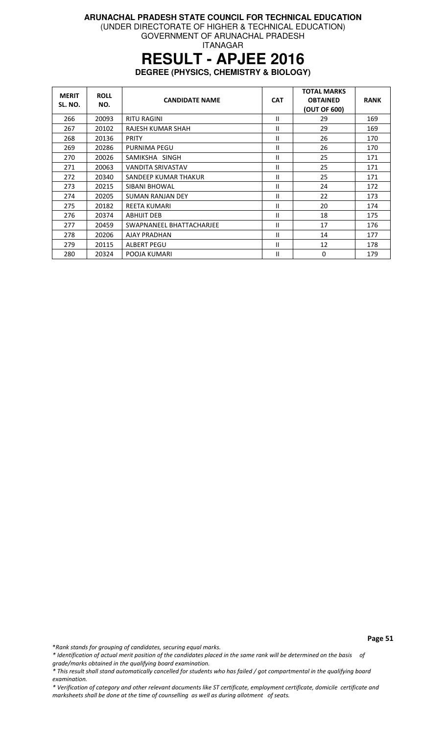**ARUNACHAL PRADESH STATE COUNCIL FOR TECHNICAL EDUCATION**

(UNDER DIRECTORATE OF HIGHER & TECHNICAL EDUCATION)

GOVERNMENT OF ARUNACHAL PRADESH

ITANAGAR

# RESULT - APJEE 2016

**DEGREE (PHYSICS, CHEMISTRY & BIOLOGY)**

| MERIT SL. NO. | ROLL NO. | CANDIDATE NAME | CAT | TOTAL MARKS OBTAINED (OUT OF 600) | RANK |
|---|---|---|---|---|---|
| 266 | 20093 | RITU RAGINI | II | 29 | 169 |
| 267 | 20102 | RAJESH KUMAR SHAH | II | 29 | 169 |
| 268 | 20136 | PRITY | II | 26 | 170 |
| 269 | 20286 | PURNIMA PEGU | II | 26 | 170 |
| 270 | 20026 | SAMIKSHA SINGH | II | 25 | 171 |
| 271 | 20063 | VANDITA SRIVASTAV | II | 25 | 171 |
| 272 | 20340 | SANDEEP KUMAR THAKUR | II | 25 | 171 |
| 273 | 20215 | SIBANI BHOWAL | II | 24 | 172 |
| 274 | 20205 | SUMAN RANJAN DEY | II | 22 | 173 |
| 275 | 20182 | REETA KUMARI | II | 20 | 174 |
| 276 | 20374 | ABHIJIT DEB | II | 18 | 175 |
| 277 | 20459 | SWAPNANEEL BHATTACHARJEE | II | 17 | 176 |
| 278 | 20206 | AJAY PRADHAN | II | 14 | 177 |
| 279 | 20115 | ALBERT PEGU | II | 12 | 178 |
| 280 | 20324 | POOJA KUMARI | II | 0 | 179 |

*Rank stands for grouping of candidates, securing equal marks.*

*\* Identification of actual merit position of the candidates placed in the same rank will be determined on the basis of grade/marks obtained in the qualifying board examination.*

*\* This result shall stand automatically cancelled for students who has failed / got compartmental in the qualifying board examination.*

*\* Verification of category and other relevant documents like ST certificate, employment certificate, domicile certificate and marksheets shall be done at the time of counselling as well as during allotment of seats.*